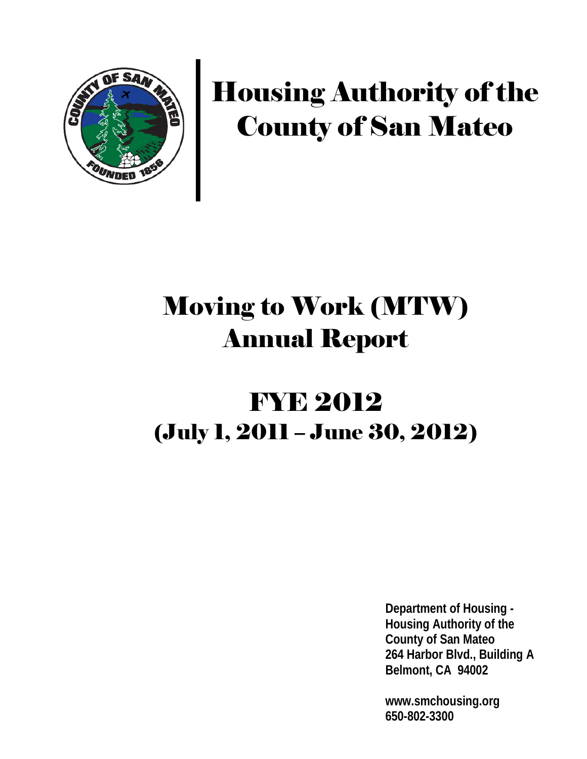# Housing Authority of the County of San Mateo

# Moving to Work (MTW) Annual Report

## FYE 2012
## (July 1, 2011 – June 30, 2012)

**Department of Housing -**
**Housing Authority of the**
**County of San Mateo**
**264 Harbor Blvd., Building A**
**Belmont, CA 94002**

**www.smchousing.org**
**650-802-3300**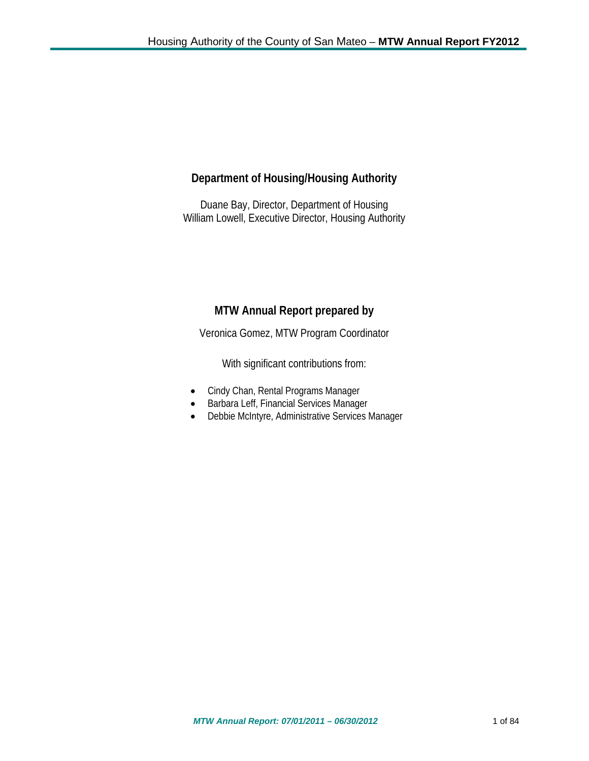**Department of Housing/Housing Authority**

Duane Bay, Director, Department of Housing
William Lowell, Executive Director, Housing Authority

**MTW Annual Report prepared by**

Veronica Gomez, MTW Program Coordinator

With significant contributions from:

- Cindy Chan, Rental Programs Manager
- Barbara Leff, Financial Services Manager
- Debbie McIntyre, Administrative Services Manager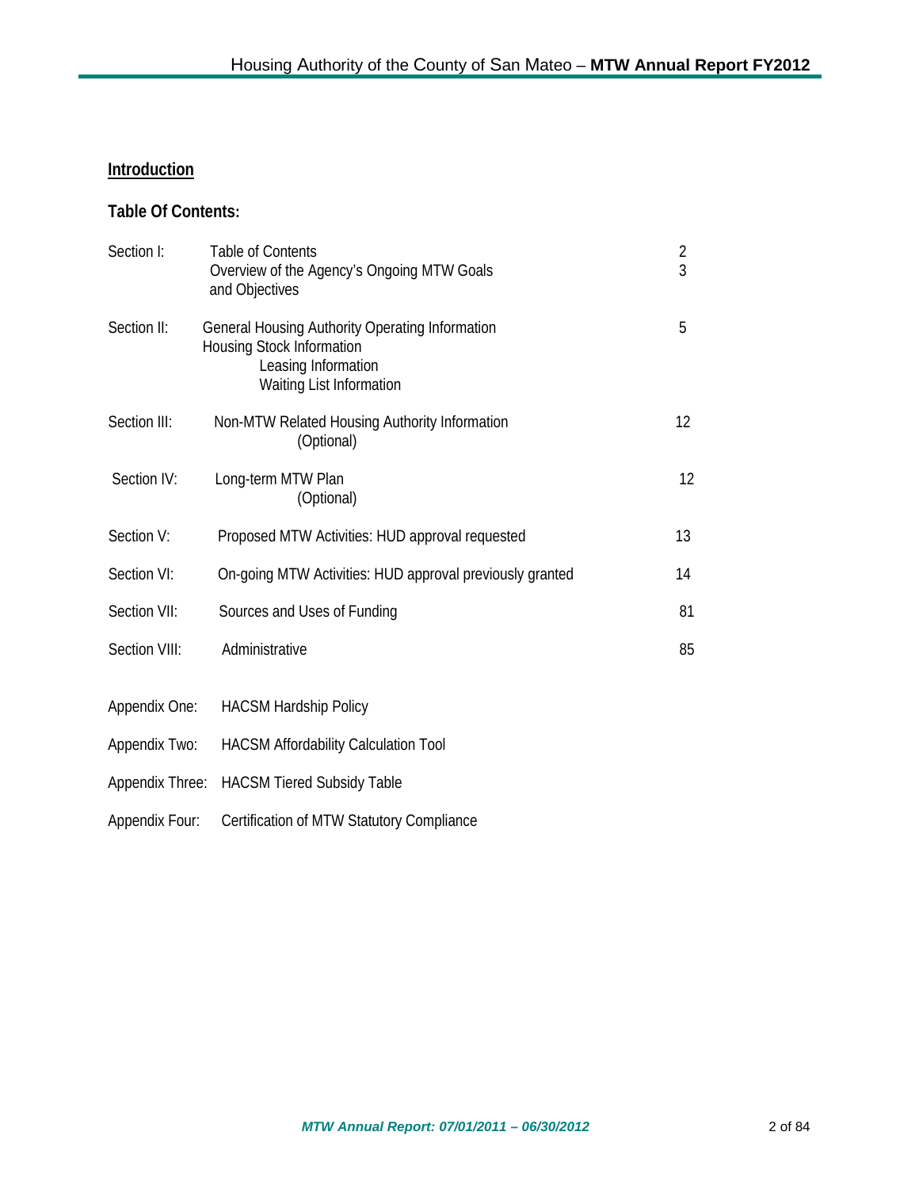## Introduction

### Table Of Contents:

| | | |
|---|---|---|
| Section I: | Table of Contents<br>Overview of the Agency's Ongoing MTW Goals and Objectives | 2<br>3 |
| Section II: | General Housing Authority Operating Information<br>Housing Stock Information<br>Leasing Information<br>Waiting List Information | 5 |
| Section III: | Non-MTW Related Housing Authority Information (Optional) | 12 |
| Section IV: | Long-term MTW Plan (Optional) | 12 |
| Section V: | Proposed MTW Activities: HUD approval requested | 13 |
| Section VI: | On-going MTW Activities: HUD approval previously granted | 14 |
| Section VII: | Sources and Uses of Funding | 81 |
| Section VIII: | Administrative | 85 |
| Appendix One: | HACSM Hardship Policy | |
| Appendix Two: | HACSM Affordability Calculation Tool | |
| Appendix Three: | HACSM Tiered Subsidy Table | |
| Appendix Four: | Certification of MTW Statutory Compliance | |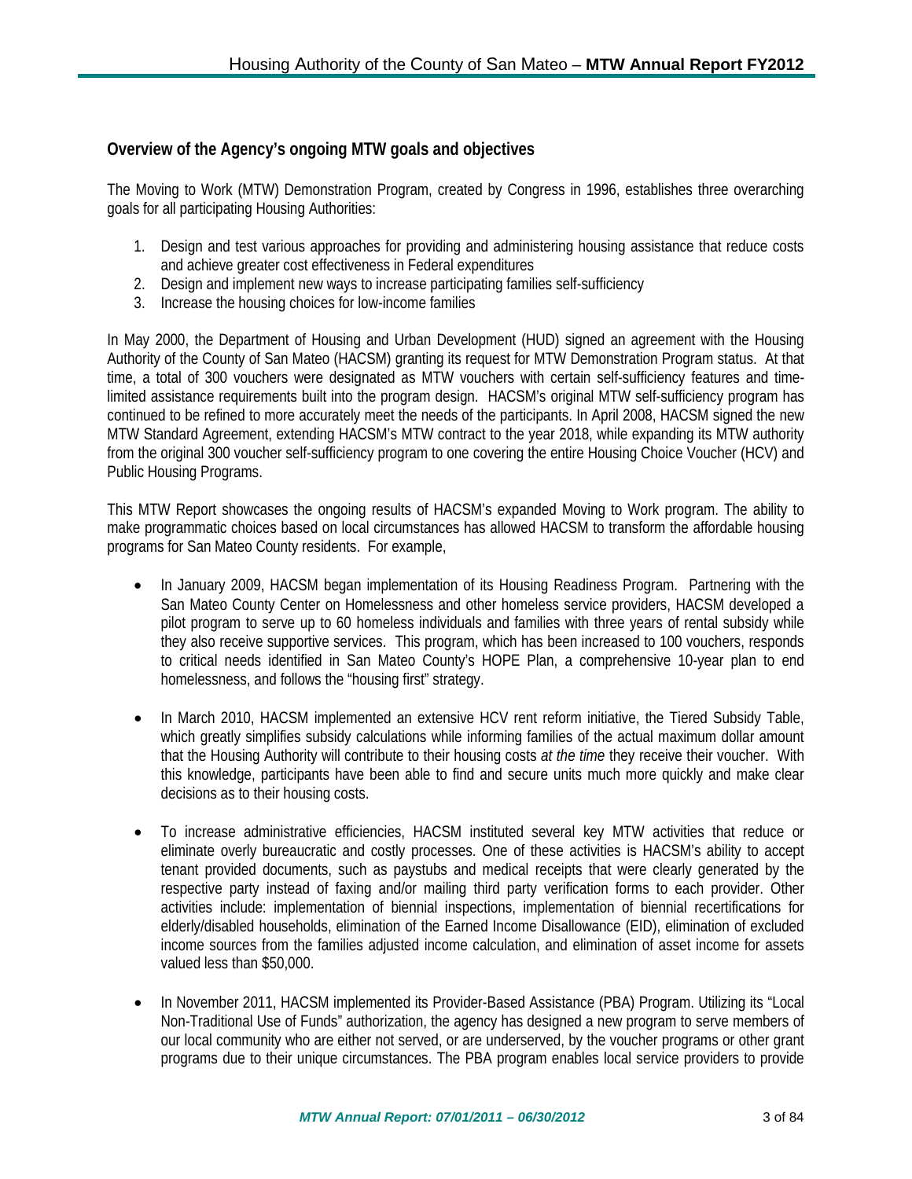## Overview of the Agency's ongoing MTW goals and objectives

The Moving to Work (MTW) Demonstration Program, created by Congress in 1996, establishes three overarching goals for all participating Housing Authorities:

1. Design and test various approaches for providing and administering housing assistance that reduce costs and achieve greater cost effectiveness in Federal expenditures
2. Design and implement new ways to increase participating families self-sufficiency
3. Increase the housing choices for low-income families

In May 2000, the Department of Housing and Urban Development (HUD) signed an agreement with the Housing Authority of the County of San Mateo (HACSM) granting its request for MTW Demonstration Program status. At that time, a total of 300 vouchers were designated as MTW vouchers with certain self-sufficiency features and time-limited assistance requirements built into the program design. HACSM's original MTW self-sufficiency program has continued to be refined to more accurately meet the needs of the participants. In April 2008, HACSM signed the new MTW Standard Agreement, extending HACSM's MTW contract to the year 2018, while expanding its MTW authority from the original 300 voucher self-sufficiency program to one covering the entire Housing Choice Voucher (HCV) and Public Housing Programs.

This MTW Report showcases the ongoing results of HACSM's expanded Moving to Work program. The ability to make programmatic choices based on local circumstances has allowed HACSM to transform the affordable housing programs for San Mateo County residents. For example,

- In January 2009, HACSM began implementation of its Housing Readiness Program. Partnering with the San Mateo County Center on Homelessness and other homeless service providers, HACSM developed a pilot program to serve up to 60 homeless individuals and families with three years of rental subsidy while they also receive supportive services. This program, which has been increased to 100 vouchers, responds to critical needs identified in San Mateo County's HOPE Plan, a comprehensive 10-year plan to end homelessness, and follows the "housing first" strategy.

- In March 2010, HACSM implemented an extensive HCV rent reform initiative, the Tiered Subsidy Table, which greatly simplifies subsidy calculations while informing families of the actual maximum dollar amount that the Housing Authority will contribute to their housing costs *at the time* they receive their voucher. With this knowledge, participants have been able to find and secure units much more quickly and make clear decisions as to their housing costs.

- To increase administrative efficiencies, HACSM instituted several key MTW activities that reduce or eliminate overly bureaucratic and costly processes. One of these activities is HACSM's ability to accept tenant provided documents, such as paystubs and medical receipts that were clearly generated by the respective party instead of faxing and/or mailing third party verification forms to each provider. Other activities include: implementation of biennial inspections, implementation of biennial recertifications for elderly/disabled households, elimination of the Earned Income Disallowance (EID), elimination of excluded income sources from the families adjusted income calculation, and elimination of asset income for assets valued less than $50,000.

- In November 2011, HACSM implemented its Provider-Based Assistance (PBA) Program. Utilizing its "Local Non-Traditional Use of Funds" authorization, the agency has designed a new program to serve members of our local community who are either not served, or are underserved, by the voucher programs or other grant programs due to their unique circumstances. The PBA program enables local service providers to provide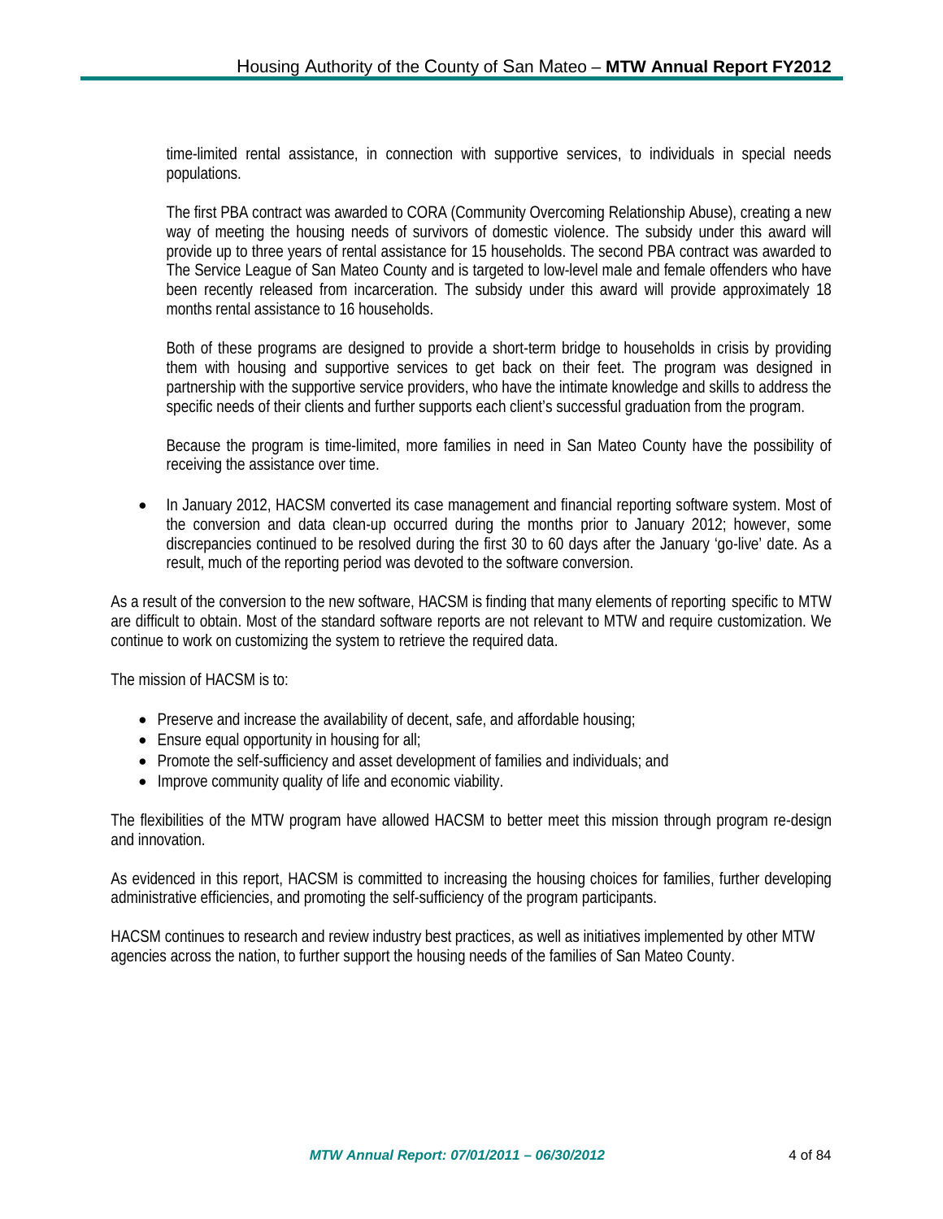time-limited rental assistance, in connection with supportive services, to individuals in special needs populations.

The first PBA contract was awarded to CORA (Community Overcoming Relationship Abuse), creating a new way of meeting the housing needs of survivors of domestic violence. The subsidy under this award will provide up to three years of rental assistance for 15 households. The second PBA contract was awarded to The Service League of San Mateo County and is targeted to low-level male and female offenders who have been recently released from incarceration. The subsidy under this award will provide approximately 18 months rental assistance to 16 households.

Both of these programs are designed to provide a short-term bridge to households in crisis by providing them with housing and supportive services to get back on their feet. The program was designed in partnership with the supportive service providers, who have the intimate knowledge and skills to address the specific needs of their clients and further supports each client's successful graduation from the program.

Because the program is time-limited, more families in need in San Mateo County have the possibility of receiving the assistance over time.

- In January 2012, HACSM converted its case management and financial reporting software system. Most of the conversion and data clean-up occurred during the months prior to January 2012; however, some discrepancies continued to be resolved during the first 30 to 60 days after the January 'go-live' date. As a result, much of the reporting period was devoted to the software conversion.

As a result of the conversion to the new software, HACSM is finding that many elements of reporting specific to MTW are difficult to obtain. Most of the standard software reports are not relevant to MTW and require customization. We continue to work on customizing the system to retrieve the required data.

The mission of HACSM is to:

- Preserve and increase the availability of decent, safe, and affordable housing;
- Ensure equal opportunity in housing for all;
- Promote the self-sufficiency and asset development of families and individuals; and
- Improve community quality of life and economic viability.

The flexibilities of the MTW program have allowed HACSM to better meet this mission through program re-design and innovation.

As evidenced in this report, HACSM is committed to increasing the housing choices for families, further developing administrative efficiencies, and promoting the self-sufficiency of the program participants.

HACSM continues to research and review industry best practices, as well as initiatives implemented by other MTW agencies across the nation, to further support the housing needs of the families of San Mateo County.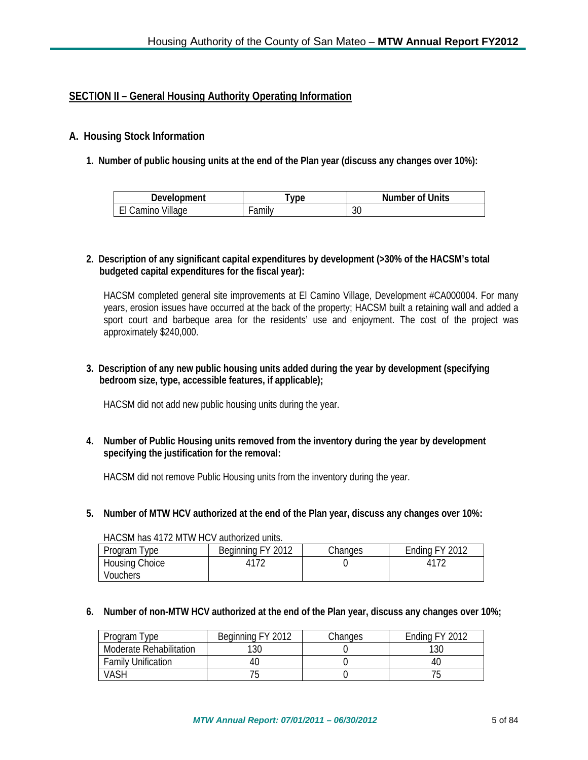## SECTION II – General Housing Authority Operating Information

### A. Housing Stock Information

**1. Number of public housing units at the end of the Plan year (discuss any changes over 10%):**

| Development | Type | Number of Units |
|---|---|---|
| El Camino Village | Family | 30 |

**2. Description of any significant capital expenditures by development (>30% of the HACSM's total budgeted capital expenditures for the fiscal year):**

HACSM completed general site improvements at El Camino Village, Development #CA000004. For many years, erosion issues have occurred at the back of the property; HACSM built a retaining wall and added a sport court and barbeque area for the residents' use and enjoyment. The cost of the project was approximately $240,000.

**3. Description of any new public housing units added during the year by development (specifying bedroom size, type, accessible features, if applicable);**

HACSM did not add new public housing units during the year.

**4. Number of Public Housing units removed from the inventory during the year by development specifying the justification for the removal:**

HACSM did not remove Public Housing units from the inventory during the year.

**5. Number of MTW HCV authorized at the end of the Plan year, discuss any changes over 10%:**

HACSM has 4172 MTW HCV authorized units.

| Program Type | Beginning FY 2012 | Changes | Ending FY 2012 |
|---|---|---|---|
| Housing Choice Vouchers | 4172 | 0 | 4172 |

**6. Number of non-MTW HCV authorized at the end of the Plan year, discuss any changes over 10%;**

| Program Type | Beginning FY 2012 | Changes | Ending FY 2012 |
|---|---|---|---|
| Moderate Rehabilitation | 130 | 0 | 130 |
| Family Unification | 40 | 0 | 40 |
| VASH | 75 | 0 | 75 |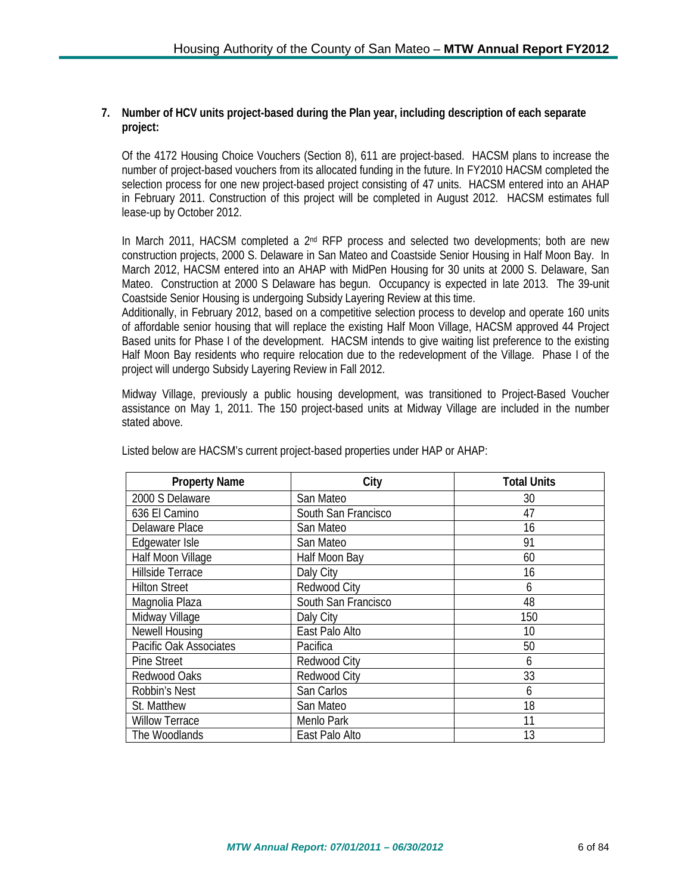**7. Number of HCV units project-based during the Plan year, including description of each separate project:**

Of the 4172 Housing Choice Vouchers (Section 8), 611 are project-based. HACSM plans to increase the number of project-based vouchers from its allocated funding in the future. In FY2010 HACSM completed the selection process for one new project-based project consisting of 47 units. HACSM entered into an AHAP in February 2011. Construction of this project will be completed in August 2012. HACSM estimates full lease-up by October 2012.

In March 2011, HACSM completed a 2nd RFP process and selected two developments; both are new construction projects, 2000 S. Delaware in San Mateo and Coastside Senior Housing in Half Moon Bay. In March 2012, HACSM entered into an AHAP with MidPen Housing for 30 units at 2000 S. Delaware, San Mateo. Construction at 2000 S Delaware has begun. Occupancy is expected in late 2013. The 39-unit Coastside Senior Housing is undergoing Subsidy Layering Review at this time.

Additionally, in February 2012, based on a competitive selection process to develop and operate 160 units of affordable senior housing that will replace the existing Half Moon Village, HACSM approved 44 Project Based units for Phase I of the development. HACSM intends to give waiting list preference to the existing Half Moon Bay residents who require relocation due to the redevelopment of the Village. Phase I of the project will undergo Subsidy Layering Review in Fall 2012.

Midway Village, previously a public housing development, was transitioned to Project-Based Voucher assistance on May 1, 2011. The 150 project-based units at Midway Village are included in the number stated above.

Listed below are HACSM's current project-based properties under HAP or AHAP:

| Property Name | City | Total Units |
|---|---|---|
| 2000 S Delaware | San Mateo | 30 |
| 636 El Camino | South San Francisco | 47 |
| Delaware Place | San Mateo | 16 |
| Edgewater Isle | San Mateo | 91 |
| Half Moon Village | Half Moon Bay | 60 |
| Hillside Terrace | Daly City | 16 |
| Hilton Street | Redwood City | 6 |
| Magnolia Plaza | South San Francisco | 48 |
| Midway Village | Daly City | 150 |
| Newell Housing | East Palo Alto | 10 |
| Pacific Oak Associates | Pacifica | 50 |
| Pine Street | Redwood City | 6 |
| Redwood Oaks | Redwood City | 33 |
| Robbin's Nest | San Carlos | 6 |
| St. Matthew | San Mateo | 18 |
| Willow Terrace | Menlo Park | 11 |
| The Woodlands | East Palo Alto | 13 |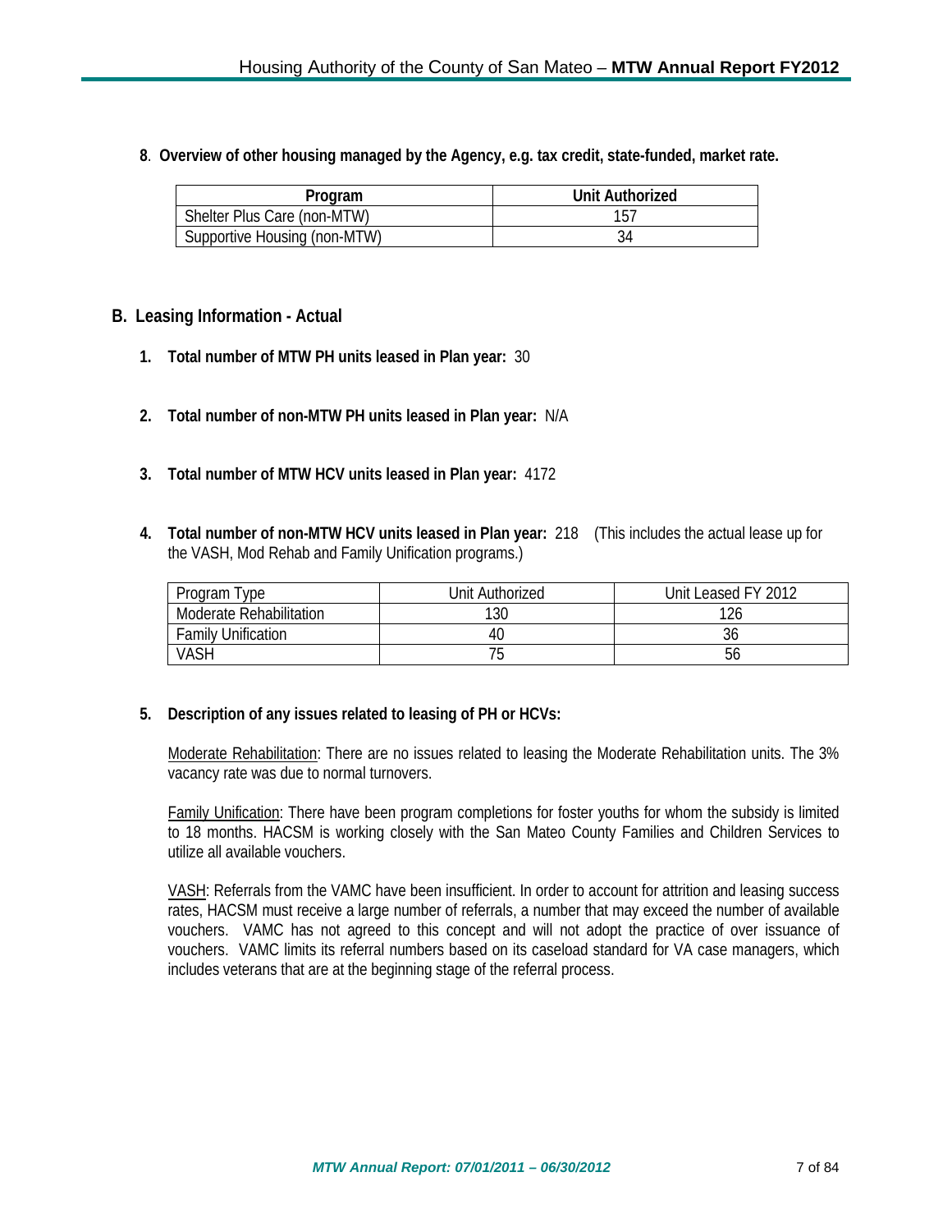8. **Overview of other housing managed by the Agency, e.g. tax credit, state-funded, market rate.**

| Program | Unit Authorized |
|---|---|
| Shelter Plus Care (non-MTW) | 157 |
| Supportive Housing (non-MTW) | 34 |

## B. Leasing Information - Actual

1. **Total number of MTW PH units leased in Plan year:** 30

2. **Total number of non-MTW PH units leased in Plan year:** N/A

3. **Total number of MTW HCV units leased in Plan year:** 4172

4. **Total number of non-MTW HCV units leased in Plan year:** 218 (This includes the actual lease up for the VASH, Mod Rehab and Family Unification programs.)

| Program Type | Unit Authorized | Unit Leased FY 2012 |
|---|---|---|
| Moderate Rehabilitation | 130 | 126 |
| Family Unification | 40 | 36 |
| VASH | 75 | 56 |

5. **Description of any issues related to leasing of PH or HCVs:**

   Moderate Rehabilitation: There are no issues related to leasing the Moderate Rehabilitation units. The 3% vacancy rate was due to normal turnovers.

   Family Unification: There have been program completions for foster youths for whom the subsidy is limited to 18 months. HACSM is working closely with the San Mateo County Families and Children Services to utilize all available vouchers.

   VASH: Referrals from the VAMC have been insufficient. In order to account for attrition and leasing success rates, HACSM must receive a large number of referrals, a number that may exceed the number of available vouchers. VAMC has not agreed to this concept and will not adopt the practice of over issuance of vouchers. VAMC limits its referral numbers based on its caseload standard for VA case managers, which includes veterans that are at the beginning stage of the referral process.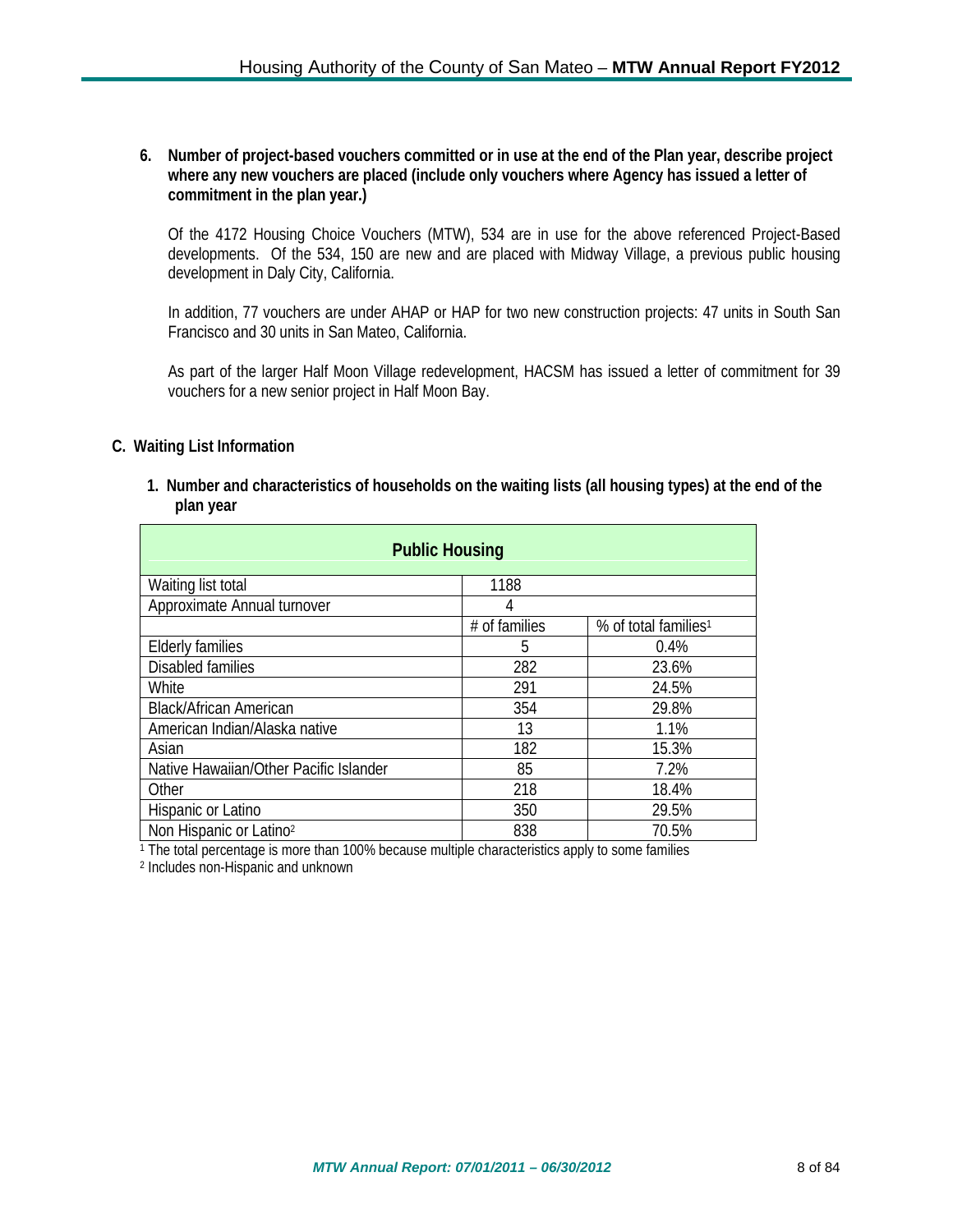6. **Number of project-based vouchers committed or in use at the end of the Plan year, describe project where any new vouchers are placed (include only vouchers where Agency has issued a letter of commitment in the plan year.)**

   Of the 4172 Housing Choice Vouchers (MTW), 534 are in use for the above referenced Project-Based developments. Of the 534, 150 are new and are placed with Midway Village, a previous public housing development in Daly City, California.

   In addition, 77 vouchers are under AHAP or HAP for two new construction projects: 47 units in South San Francisco and 30 units in San Mateo, California.

   As part of the larger Half Moon Village redevelopment, HACSM has issued a letter of commitment for 39 vouchers for a new senior project in Half Moon Bay.

## C. Waiting List Information

1. **Number and characteristics of households on the waiting lists (all housing types) at the end of the plan year**

| Public Housing | | |
|---|---|---|
| Waiting list total | 1188 | |
| Approximate Annual turnover | 4 | |
| | # of families | % of total families[1] |
| Elderly families | 5 | 0.4% |
| Disabled families | 282 | 23.6% |
| White | 291 | 24.5% |
| Black/African American | 354 | 29.8% |
| American Indian/Alaska native | 13 | 1.1% |
| Asian | 182 | 15.3% |
| Native Hawaiian/Other Pacific Islander | 85 | 7.2% |
| Other | 218 | 18.4% |
| Hispanic or Latino | 350 | 29.5% |
| Non Hispanic or Latino[2] | 838 | 70.5% |

[1] The total percentage is more than 100% because multiple characteristics apply to some families

[2] Includes non-Hispanic and unknown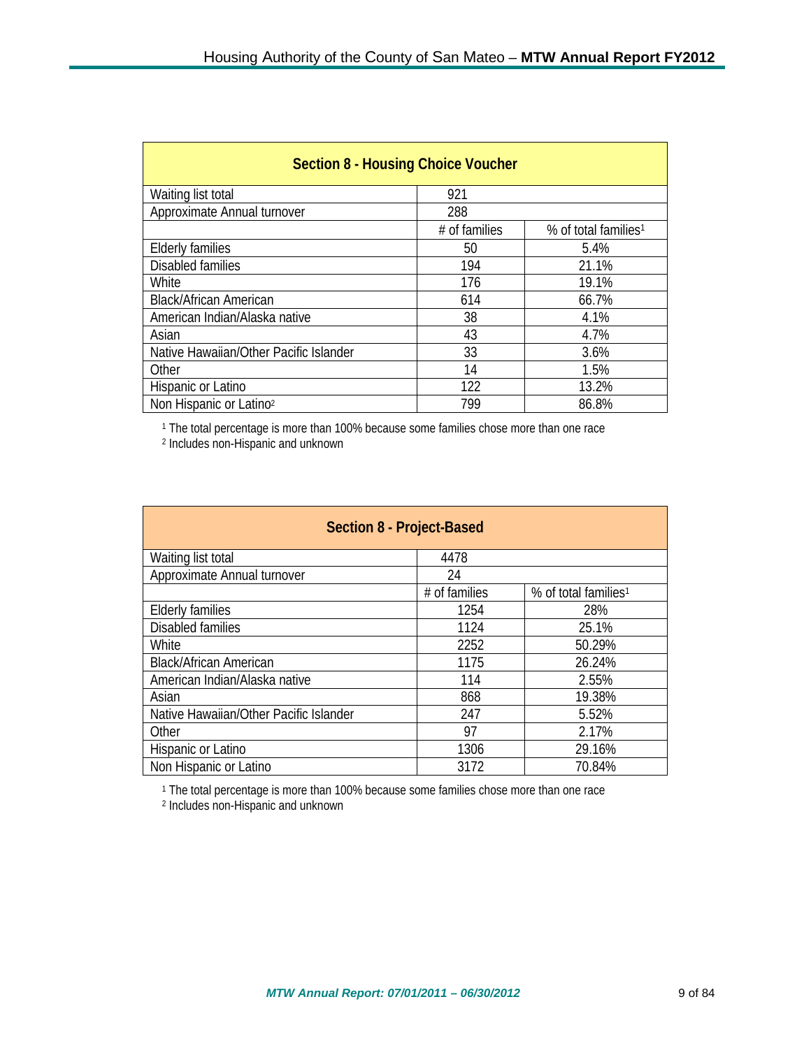| Section 8 - Housing Choice Voucher | | |
|---|---|---|
| Waiting list total | 921 | |
| Approximate Annual turnover | 288 | |
| | # of families | % of total families[1] |
| Elderly families | 50 | 5.4% |
| Disabled families | 194 | 21.1% |
| White | 176 | 19.1% |
| Black/African American | 614 | 66.7% |
| American Indian/Alaska native | 38 | 4.1% |
| Asian | 43 | 4.7% |
| Native Hawaiian/Other Pacific Islander | 33 | 3.6% |
| Other | 14 | 1.5% |
| Hispanic or Latino | 122 | 13.2% |
| Non Hispanic or Latino[2] | 799 | 86.8% |

[1] The total percentage is more than 100% because some families chose more than one race
[2] Includes non-Hispanic and unknown

| Section 8 - Project-Based | | |
|---|---|---|
| Waiting list total | 4478 | |
| Approximate Annual turnover | 24 | |
| | # of families | % of total families[1] |
| Elderly families | 1254 | 28% |
| Disabled families | 1124 | 25.1% |
| White | 2252 | 50.29% |
| Black/African American | 1175 | 26.24% |
| American Indian/Alaska native | 114 | 2.55% |
| Asian | 868 | 19.38% |
| Native Hawaiian/Other Pacific Islander | 247 | 5.52% |
| Other | 97 | 2.17% |
| Hispanic or Latino | 1306 | 29.16% |
| Non Hispanic or Latino | 3172 | 70.84% |

[1] The total percentage is more than 100% because some families chose more than one race
[2] Includes non-Hispanic and unknown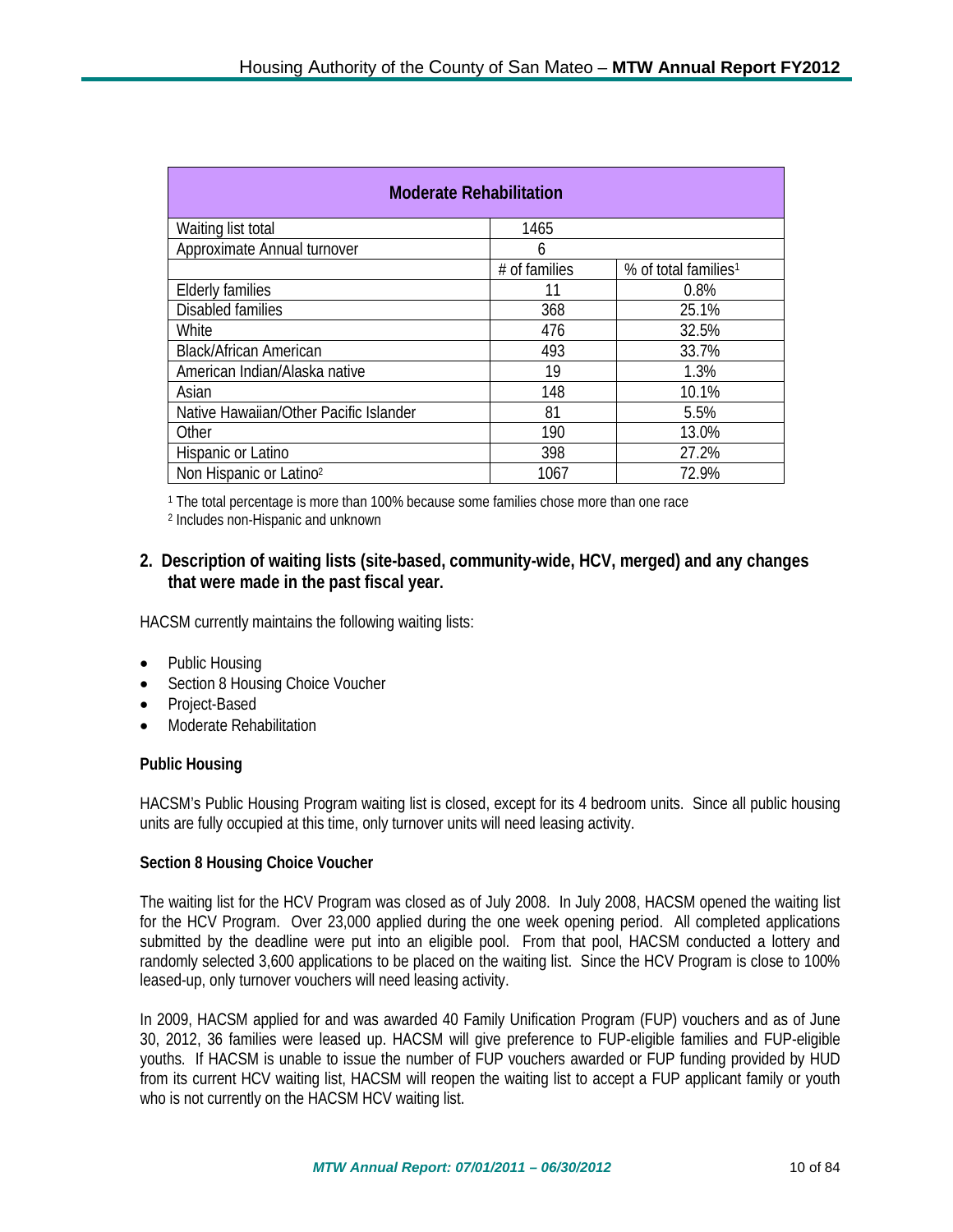| Moderate Rehabilitation | | |
|---|---|---|
| Waiting list total | 1465 | |
| Approximate Annual turnover | 6 | |
| | # of families | % of total families[1] |
| Elderly families | 11 | 0.8% |
| Disabled families | 368 | 25.1% |
| White | 476 | 32.5% |
| Black/African American | 493 | 33.7% |
| American Indian/Alaska native | 19 | 1.3% |
| Asian | 148 | 10.1% |
| Native Hawaiian/Other Pacific Islander | 81 | 5.5% |
| Other | 190 | 13.0% |
| Hispanic or Latino | 398 | 27.2% |
| Non Hispanic or Latino[2] | 1067 | 72.9% |

[1] The total percentage is more than 100% because some families chose more than one race

[2] Includes non-Hispanic and unknown

## 2. Description of waiting lists (site-based, community-wide, HCV, merged) and any changes that were made in the past fiscal year.

HACSM currently maintains the following waiting lists:

- Public Housing
- Section 8 Housing Choice Voucher
- Project-Based
- Moderate Rehabilitation

**Public Housing**

HACSM's Public Housing Program waiting list is closed, except for its 4 bedroom units. Since all public housing units are fully occupied at this time, only turnover units will need leasing activity.

**Section 8 Housing Choice Voucher**

The waiting list for the HCV Program was closed as of July 2008. In July 2008, HACSM opened the waiting list for the HCV Program. Over 23,000 applied during the one week opening period. All completed applications submitted by the deadline were put into an eligible pool. From that pool, HACSM conducted a lottery and randomly selected 3,600 applications to be placed on the waiting list. Since the HCV Program is close to 100% leased-up, only turnover vouchers will need leasing activity.

In 2009, HACSM applied for and was awarded 40 Family Unification Program (FUP) vouchers and as of June 30, 2012, 36 families were leased up. HACSM will give preference to FUP-eligible families and FUP-eligible youths. If HACSM is unable to issue the number of FUP vouchers awarded or FUP funding provided by HUD from its current HCV waiting list, HACSM will reopen the waiting list to accept a FUP applicant family or youth who is not currently on the HACSM HCV waiting list.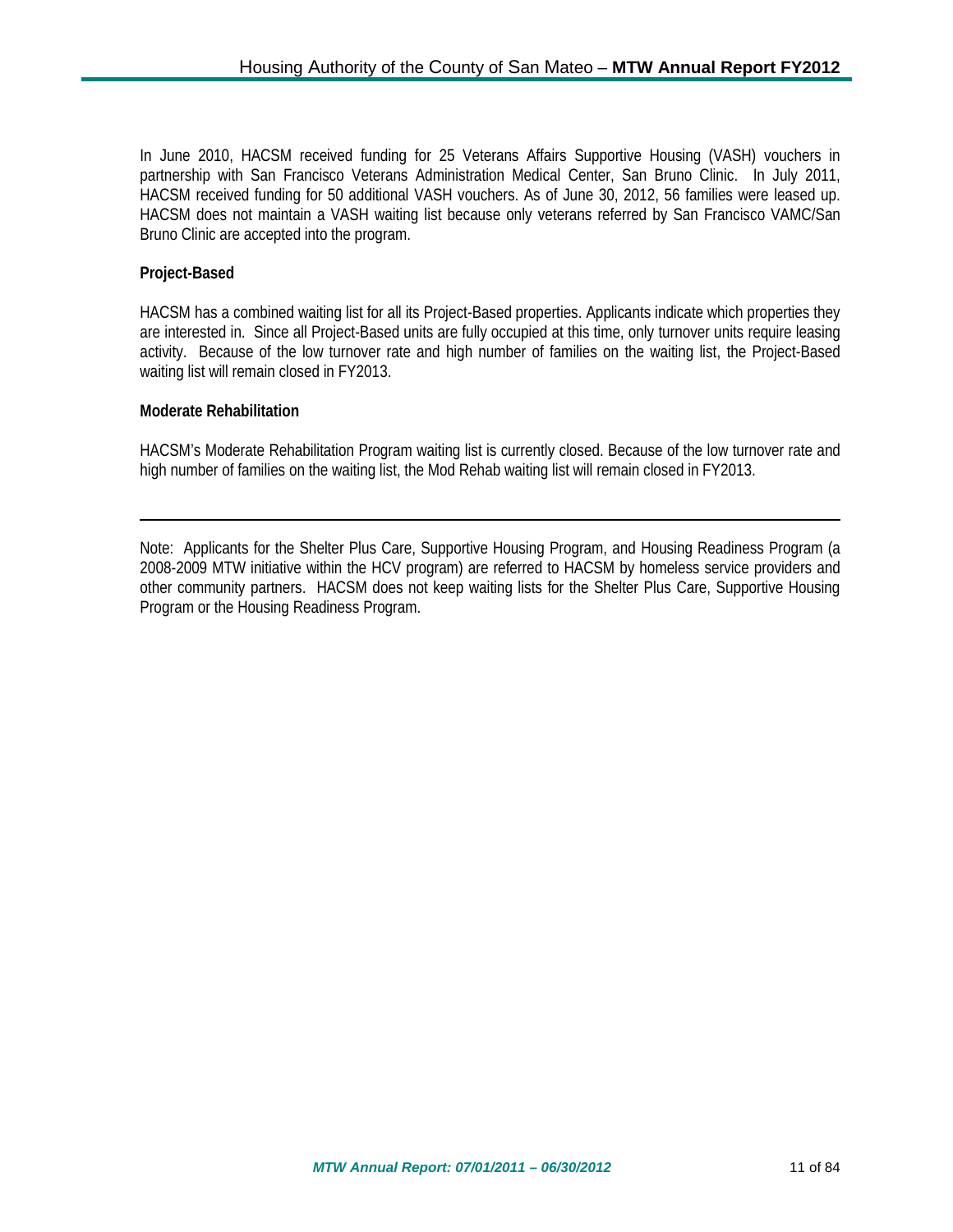In June 2010, HACSM received funding for 25 Veterans Affairs Supportive Housing (VASH) vouchers in partnership with San Francisco Veterans Administration Medical Center, San Bruno Clinic. In July 2011, HACSM received funding for 50 additional VASH vouchers. As of June 30, 2012, 56 families were leased up. HACSM does not maintain a VASH waiting list because only veterans referred by San Francisco VAMC/San Bruno Clinic are accepted into the program.

**Project-Based**

HACSM has a combined waiting list for all its Project-Based properties. Applicants indicate which properties they are interested in. Since all Project-Based units are fully occupied at this time, only turnover units require leasing activity. Because of the low turnover rate and high number of families on the waiting list, the Project-Based waiting list will remain closed in FY2013.

**Moderate Rehabilitation**

HACSM's Moderate Rehabilitation Program waiting list is currently closed. Because of the low turnover rate and high number of families on the waiting list, the Mod Rehab waiting list will remain closed in FY2013.

---

Note: Applicants for the Shelter Plus Care, Supportive Housing Program, and Housing Readiness Program (a 2008-2009 MTW initiative within the HCV program) are referred to HACSM by homeless service providers and other community partners. HACSM does not keep waiting lists for the Shelter Plus Care, Supportive Housing Program or the Housing Readiness Program.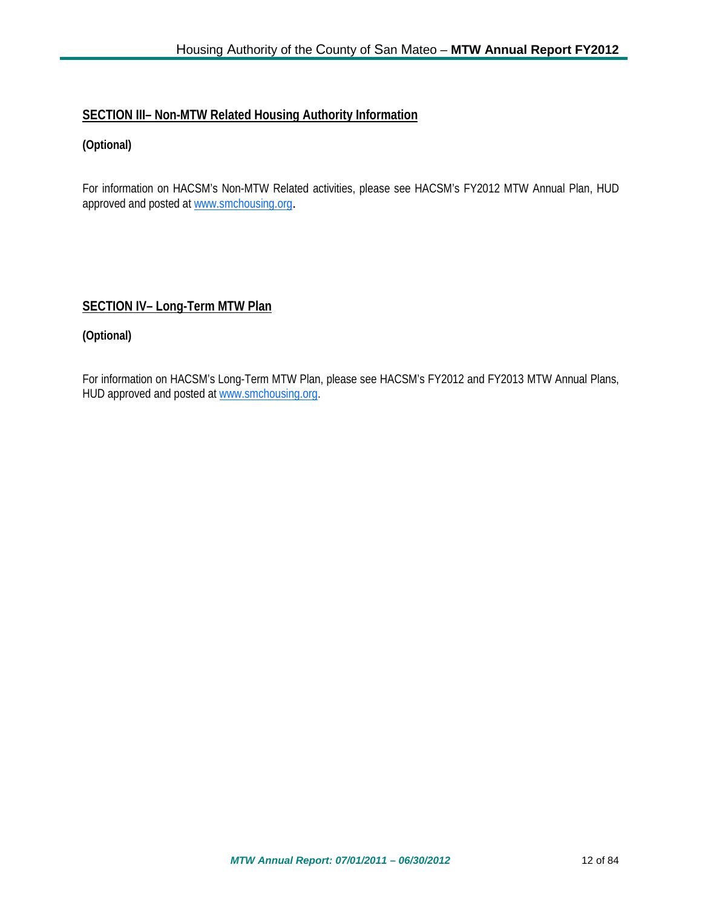## SECTION III– Non-MTW Related Housing Authority Information

**(Optional)**

For information on HACSM's Non-MTW Related activities, please see HACSM's FY2012 MTW Annual Plan, HUD approved and posted at www.smchousing.org.

## SECTION IV– Long-Term MTW Plan

**(Optional)**

For information on HACSM's Long-Term MTW Plan, please see HACSM's FY2012 and FY2013 MTW Annual Plans, HUD approved and posted at www.smchousing.org.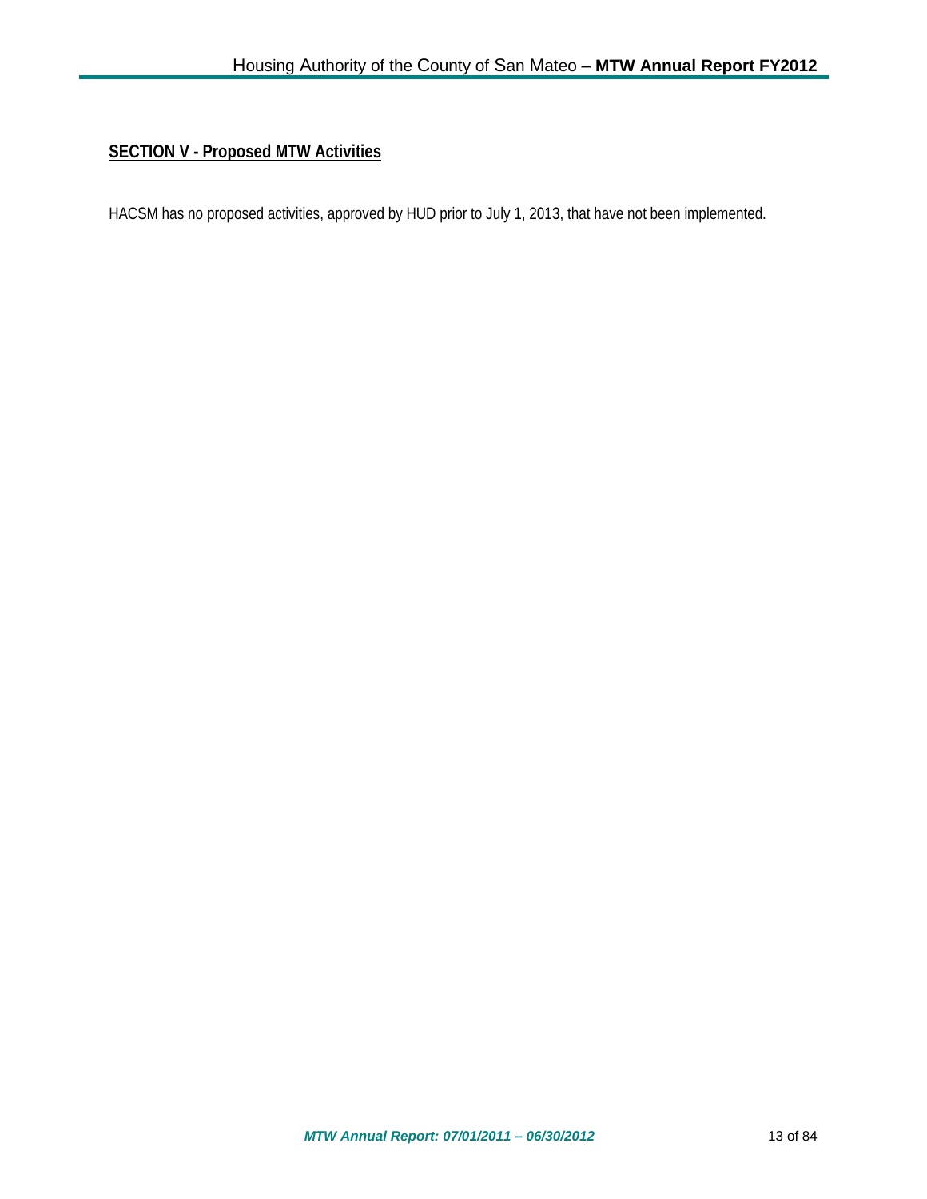## SECTION V - Proposed MTW Activities

HACSM has no proposed activities, approved by HUD prior to July 1, 2013, that have not been implemented.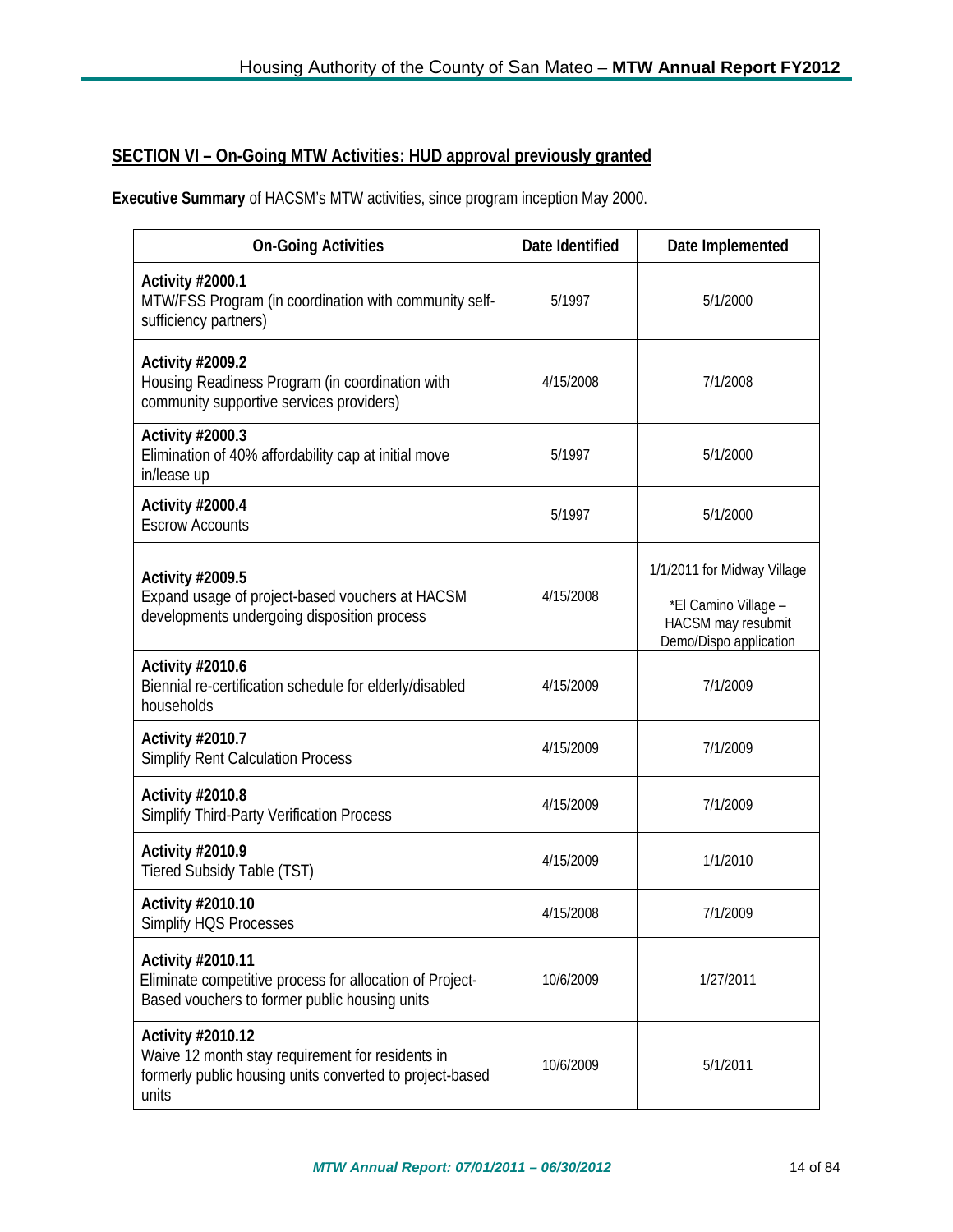## SECTION VI – On-Going MTW Activities: HUD approval previously granted

**Executive Summary** of HACSM's MTW activities, since program inception May 2000.

| On-Going Activities | Date Identified | Date Implemented |
|---|---|---|
| **Activity #2000.1**<br>MTW/FSS Program (in coordination with community self-sufficiency partners) | 5/1997 | 5/1/2000 |
| **Activity #2009.2**<br>Housing Readiness Program (in coordination with community supportive services providers) | 4/15/2008 | 7/1/2008 |
| **Activity #2000.3**<br>Elimination of 40% affordability cap at initial move in/lease up | 5/1997 | 5/1/2000 |
| **Activity #2000.4**<br>Escrow Accounts | 5/1997 | 5/1/2000 |
| **Activity #2009.5**<br>Expand usage of project-based vouchers at HACSM developments undergoing disposition process | 4/15/2008 | 1/1/2011 for Midway Village<br>*El Camino Village – HACSM may resubmit Demo/Dispo application |
| **Activity #2010.6**<br>Biennial re-certification schedule for elderly/disabled households | 4/15/2009 | 7/1/2009 |
| **Activity #2010.7**<br>Simplify Rent Calculation Process | 4/15/2009 | 7/1/2009 |
| **Activity #2010.8**<br>Simplify Third-Party Verification Process | 4/15/2009 | 7/1/2009 |
| **Activity #2010.9**<br>Tiered Subsidy Table (TST) | 4/15/2009 | 1/1/2010 |
| **Activity #2010.10**<br>Simplify HQS Processes | 4/15/2008 | 7/1/2009 |
| **Activity #2010.11**<br>Eliminate competitive process for allocation of Project-Based vouchers to former public housing units | 10/6/2009 | 1/27/2011 |
| **Activity #2010.12**<br>Waive 12 month stay requirement for residents in formerly public housing units converted to project-based units | 10/6/2009 | 5/1/2011 |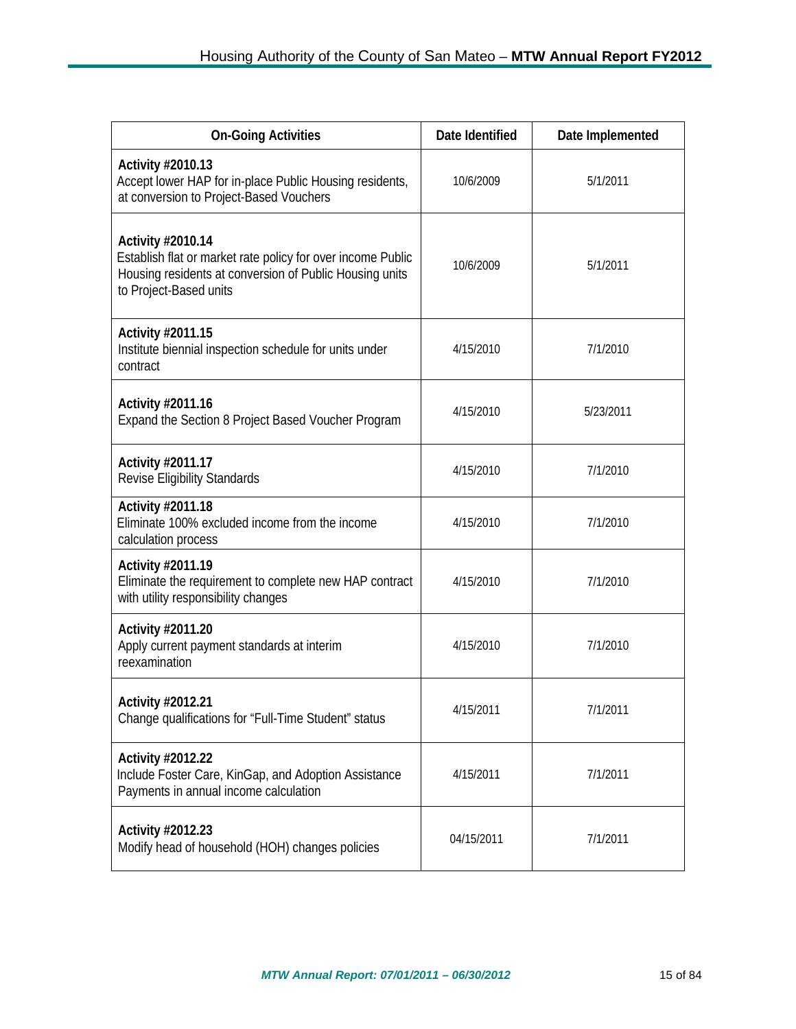| On-Going Activities | Date Identified | Date Implemented |
|---|---|---|
| **Activity #2010.13**<br>Accept lower HAP for in-place Public Housing residents, at conversion to Project-Based Vouchers | 10/6/2009 | 5/1/2011 |
| **Activity #2010.14**<br>Establish flat or market rate policy for over income Public Housing residents at conversion of Public Housing units to Project-Based units | 10/6/2009 | 5/1/2011 |
| **Activity #2011.15**<br>Institute biennial inspection schedule for units under contract | 4/15/2010 | 7/1/2010 |
| **Activity #2011.16**<br>Expand the Section 8 Project Based Voucher Program | 4/15/2010 | 5/23/2011 |
| **Activity #2011.17**<br>Revise Eligibility Standards | 4/15/2010 | 7/1/2010 |
| **Activity #2011.18**<br>Eliminate 100% excluded income from the income calculation process | 4/15/2010 | 7/1/2010 |
| **Activity #2011.19**<br>Eliminate the requirement to complete new HAP contract with utility responsibility changes | 4/15/2010 | 7/1/2010 |
| **Activity #2011.20**<br>Apply current payment standards at interim reexamination | 4/15/2010 | 7/1/2010 |
| **Activity #2012.21**<br>Change qualifications for "Full-Time Student" status | 4/15/2011 | 7/1/2011 |
| **Activity #2012.22**<br>Include Foster Care, KinGap, and Adoption Assistance Payments in annual income calculation | 4/15/2011 | 7/1/2011 |
| **Activity #2012.23**<br>Modify head of household (HOH) changes policies | 04/15/2011 | 7/1/2011 |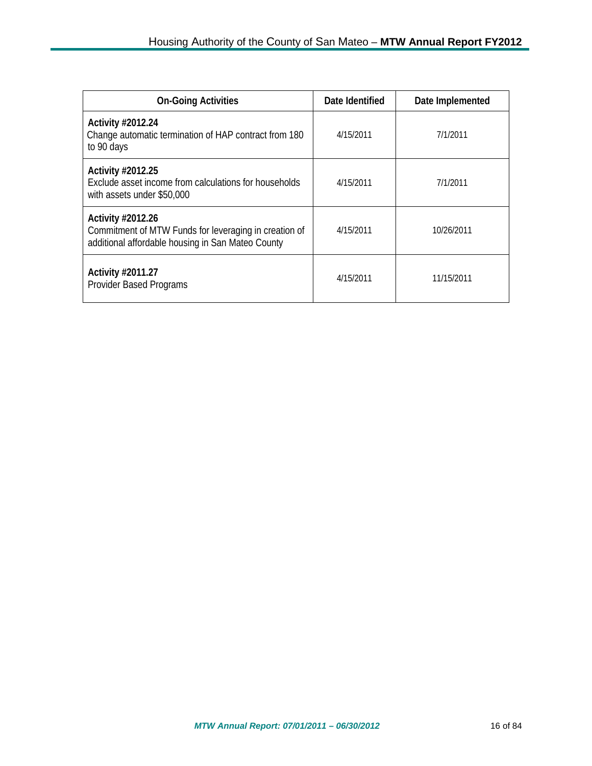| On-Going Activities | Date Identified | Date Implemented |
|---|---|---|
| **Activity #2012.24**<br>Change automatic termination of HAP contract from 180 to 90 days | 4/15/2011 | 7/1/2011 |
| **Activity #2012.25**<br>Exclude asset income from calculations for households with assets under $50,000 | 4/15/2011 | 7/1/2011 |
| **Activity #2012.26**<br>Commitment of MTW Funds for leveraging in creation of additional affordable housing in San Mateo County | 4/15/2011 | 10/26/2011 |
| **Activity #2011.27**<br>Provider Based Programs | 4/15/2011 | 11/15/2011 |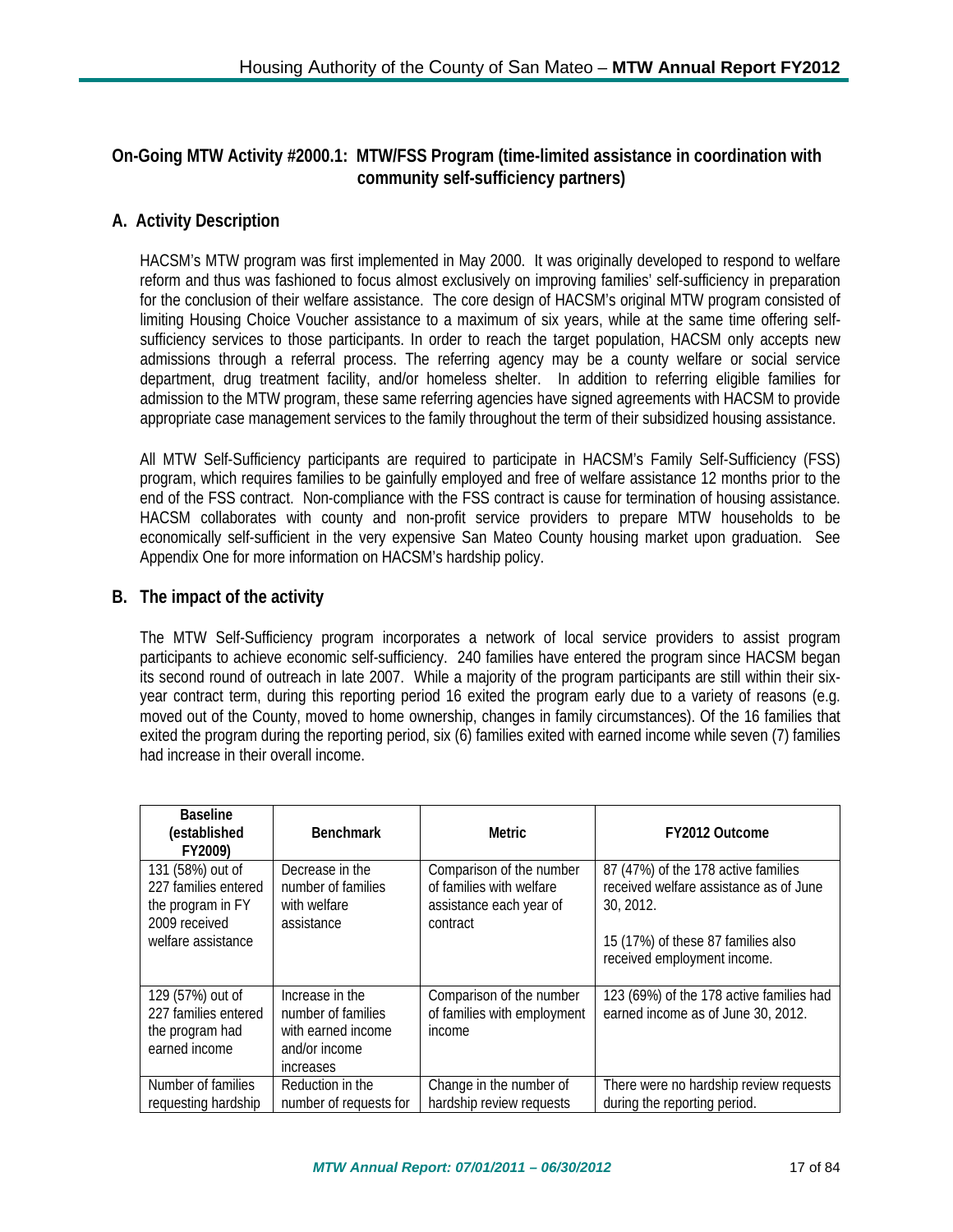## On-Going MTW Activity #2000.1: MTW/FSS Program (time-limited assistance in coordination with community self-sufficiency partners)

### A. Activity Description

HACSM's MTW program was first implemented in May 2000. It was originally developed to respond to welfare reform and thus was fashioned to focus almost exclusively on improving families' self-sufficiency in preparation for the conclusion of their welfare assistance. The core design of HACSM's original MTW program consisted of limiting Housing Choice Voucher assistance to a maximum of six years, while at the same time offering self-sufficiency services to those participants. In order to reach the target population, HACSM only accepts new admissions through a referral process. The referring agency may be a county welfare or social service department, drug treatment facility, and/or homeless shelter. In addition to referring eligible families for admission to the MTW program, these same referring agencies have signed agreements with HACSM to provide appropriate case management services to the family throughout the term of their subsidized housing assistance.

All MTW Self-Sufficiency participants are required to participate in HACSM's Family Self-Sufficiency (FSS) program, which requires families to be gainfully employed and free of welfare assistance 12 months prior to the end of the FSS contract. Non-compliance with the FSS contract is cause for termination of housing assistance. HACSM collaborates with county and non-profit service providers to prepare MTW households to be economically self-sufficient in the very expensive San Mateo County housing market upon graduation. See Appendix One for more information on HACSM's hardship policy.

### B. The impact of the activity

The MTW Self-Sufficiency program incorporates a network of local service providers to assist program participants to achieve economic self-sufficiency. 240 families have entered the program since HACSM began its second round of outreach in late 2007. While a majority of the program participants are still within their six-year contract term, during this reporting period 16 exited the program early due to a variety of reasons (e.g. moved out of the County, moved to home ownership, changes in family circumstances). Of the 16 families that exited the program during the reporting period, six (6) families exited with earned income while seven (7) families had increase in their overall income.

| Baseline (established FY2009) | Benchmark | Metric | FY2012 Outcome |
|---|---|---|---|
| 131 (58%) out of 227 families entered the program in FY 2009 received welfare assistance | Decrease in the number of families with welfare assistance | Comparison of the number of families with welfare assistance each year of contract | 87 (47%) of the 178 active families received welfare assistance as of June 30, 2012.<br><br>15 (17%) of these 87 families also received employment income. |
| 129 (57%) out of 227 families entered the program had earned income | Increase in the number of families with earned income and/or income increases | Comparison of the number of families with employment income | 123 (69%) of the 178 active families had earned income as of June 30, 2012. |
| Number of families requesting hardship | Reduction in the number of requests for | Change in the number of hardship review requests | There were no hardship review requests during the reporting period. |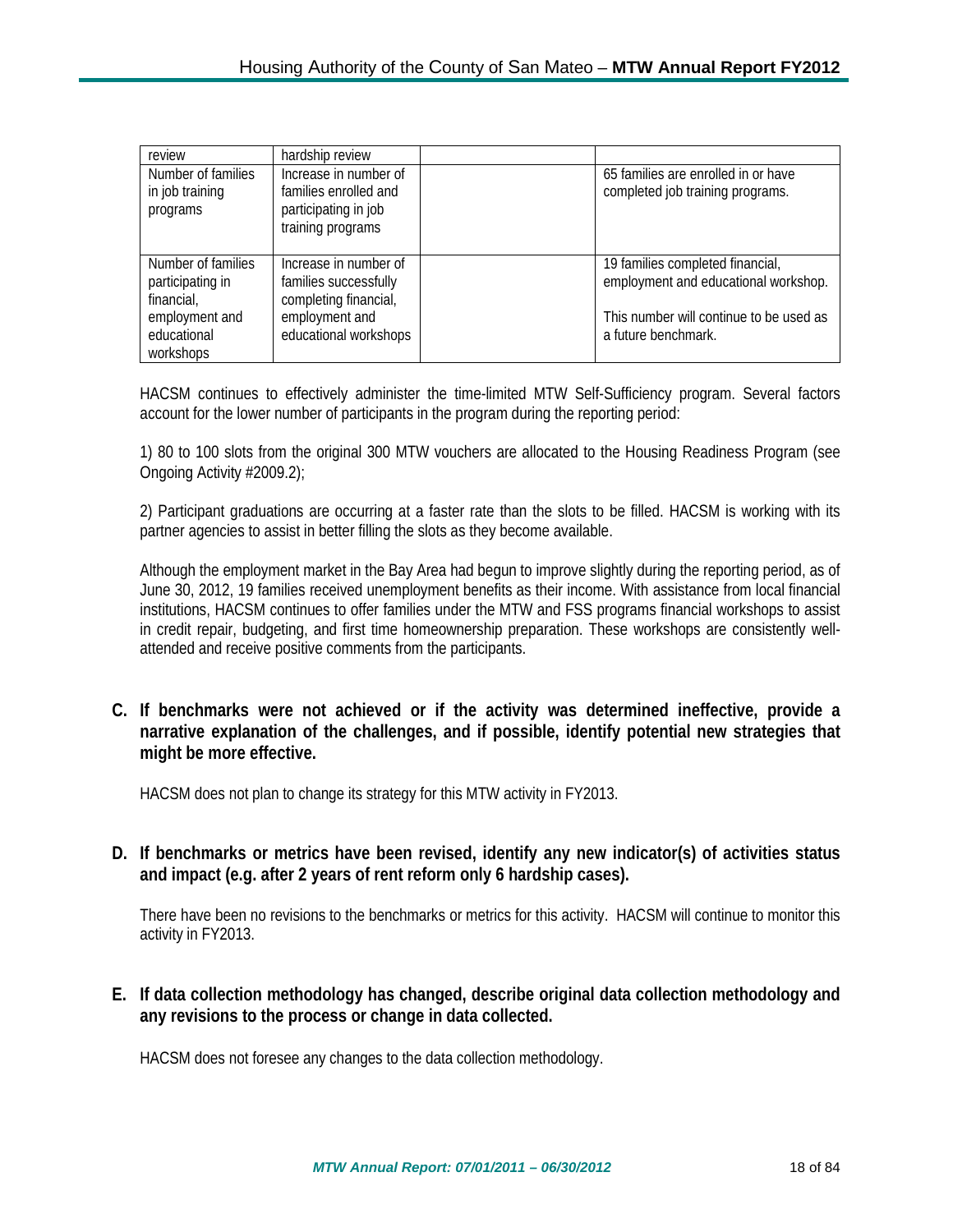| review | hardship review | | |
| --- | --- | --- | --- |
| Number of families in job training programs | Increase in number of families enrolled and participating in job training programs | | 65 families are enrolled in or have completed job training programs. |
| Number of families participating in financial, employment and educational workshops | Increase in number of families successfully completing financial, employment and educational workshops | | 19 families completed financial, employment and educational workshop.<br><br>This number will continue to be used as a future benchmark. |

HACSM continues to effectively administer the time-limited MTW Self-Sufficiency program. Several factors account for the lower number of participants in the program during the reporting period:

1) 80 to 100 slots from the original 300 MTW vouchers are allocated to the Housing Readiness Program (see Ongoing Activity #2009.2);

2) Participant graduations are occurring at a faster rate than the slots to be filled. HACSM is working with its partner agencies to assist in better filling the slots as they become available.

Although the employment market in the Bay Area had begun to improve slightly during the reporting period, as of June 30, 2012, 19 families received unemployment benefits as their income. With assistance from local financial institutions, HACSM continues to offer families under the MTW and FSS programs financial workshops to assist in credit repair, budgeting, and first time homeownership preparation. These workshops are consistently well-attended and receive positive comments from the participants.

**C. If benchmarks were not achieved or if the activity was determined ineffective, provide a narrative explanation of the challenges, and if possible, identify potential new strategies that might be more effective.**

HACSM does not plan to change its strategy for this MTW activity in FY2013.

**D. If benchmarks or metrics have been revised, identify any new indicator(s) of activities status and impact (e.g. after 2 years of rent reform only 6 hardship cases).**

There have been no revisions to the benchmarks or metrics for this activity. HACSM will continue to monitor this activity in FY2013.

**E. If data collection methodology has changed, describe original data collection methodology and any revisions to the process or change in data collected.**

HACSM does not foresee any changes to the data collection methodology.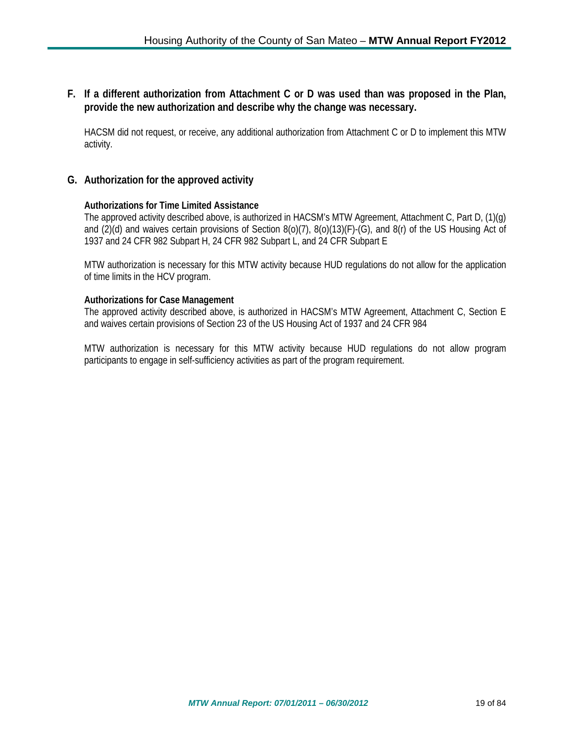## F. If a different authorization from Attachment C or D was used than was proposed in the Plan, provide the new authorization and describe why the change was necessary.

HACSM did not request, or receive, any additional authorization from Attachment C or D to implement this MTW activity.

## G. Authorization for the approved activity

**Authorizations for Time Limited Assistance**

The approved activity described above, is authorized in HACSM's MTW Agreement, Attachment C, Part D, (1)(g) and (2)(d) and waives certain provisions of Section 8(o)(7), 8(o)(13)(F)-(G), and 8(r) of the US Housing Act of 1937 and 24 CFR 982 Subpart H, 24 CFR 982 Subpart L, and 24 CFR Subpart E

MTW authorization is necessary for this MTW activity because HUD regulations do not allow for the application of time limits in the HCV program.

**Authorizations for Case Management**

The approved activity described above, is authorized in HACSM's MTW Agreement, Attachment C, Section E and waives certain provisions of Section 23 of the US Housing Act of 1937 and 24 CFR 984

MTW authorization is necessary for this MTW activity because HUD regulations do not allow program participants to engage in self-sufficiency activities as part of the program requirement.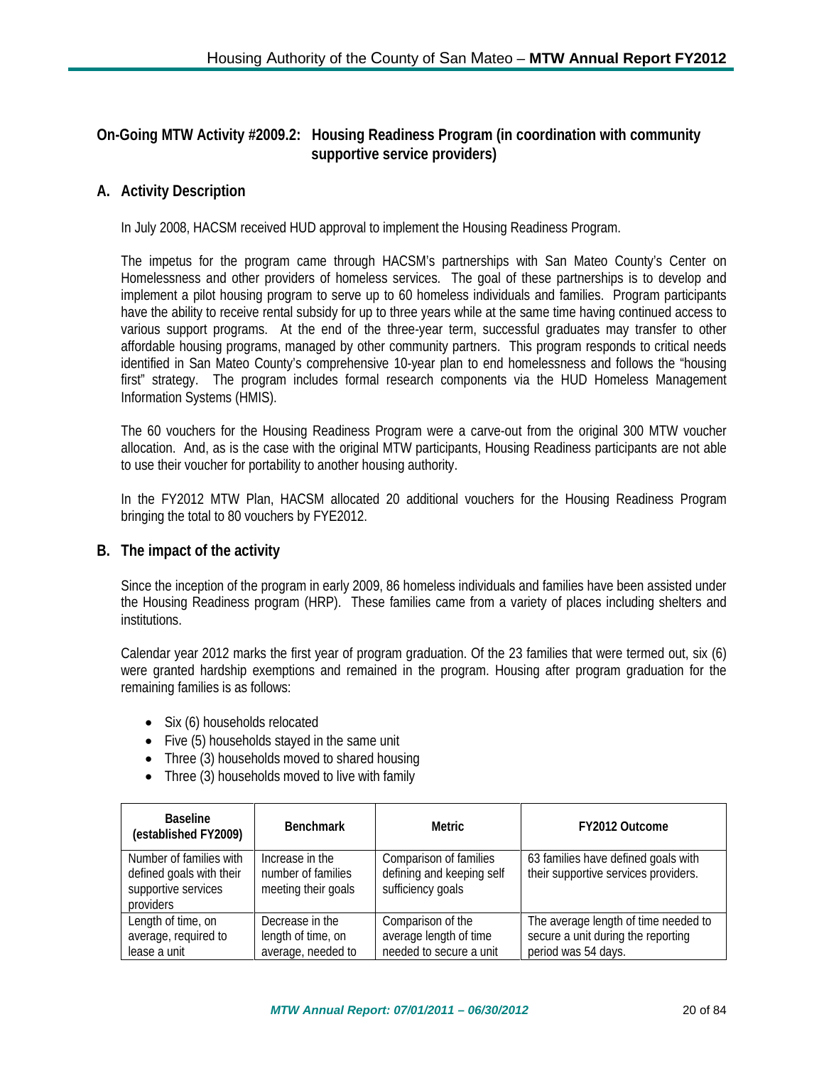## On-Going MTW Activity #2009.2: Housing Readiness Program (in coordination with community supportive service providers)

### A. Activity Description

In July 2008, HACSM received HUD approval to implement the Housing Readiness Program.

The impetus for the program came through HACSM's partnerships with San Mateo County's Center on Homelessness and other providers of homeless services. The goal of these partnerships is to develop and implement a pilot housing program to serve up to 60 homeless individuals and families. Program participants have the ability to receive rental subsidy for up to three years while at the same time having continued access to various support programs. At the end of the three-year term, successful graduates may transfer to other affordable housing programs, managed by other community partners. This program responds to critical needs identified in San Mateo County's comprehensive 10-year plan to end homelessness and follows the "housing first" strategy. The program includes formal research components via the HUD Homeless Management Information Systems (HMIS).

The 60 vouchers for the Housing Readiness Program were a carve-out from the original 300 MTW voucher allocation. And, as is the case with the original MTW participants, Housing Readiness participants are not able to use their voucher for portability to another housing authority.

In the FY2012 MTW Plan, HACSM allocated 20 additional vouchers for the Housing Readiness Program bringing the total to 80 vouchers by FYE2012.

### B. The impact of the activity

Since the inception of the program in early 2009, 86 homeless individuals and families have been assisted under the Housing Readiness program (HRP). These families came from a variety of places including shelters and institutions.

Calendar year 2012 marks the first year of program graduation. Of the 23 families that were termed out, six (6) were granted hardship exemptions and remained in the program. Housing after program graduation for the remaining families is as follows:

- Six (6) households relocated
- Five (5) households stayed in the same unit
- Three (3) households moved to shared housing
- Three (3) households moved to live with family

| Baseline (established FY2009) | Benchmark | Metric | FY2012 Outcome |
|---|---|---|---|
| Number of families with defined goals with their supportive services providers | Increase in the number of families meeting their goals | Comparison of families defining and keeping self sufficiency goals | 63 families have defined goals with their supportive services providers. |
| Length of time, on average, required to lease a unit | Decrease in the length of time, on average, needed to | Comparison of the average length of time needed to secure a unit | The average length of time needed to secure a unit during the reporting period was 54 days. |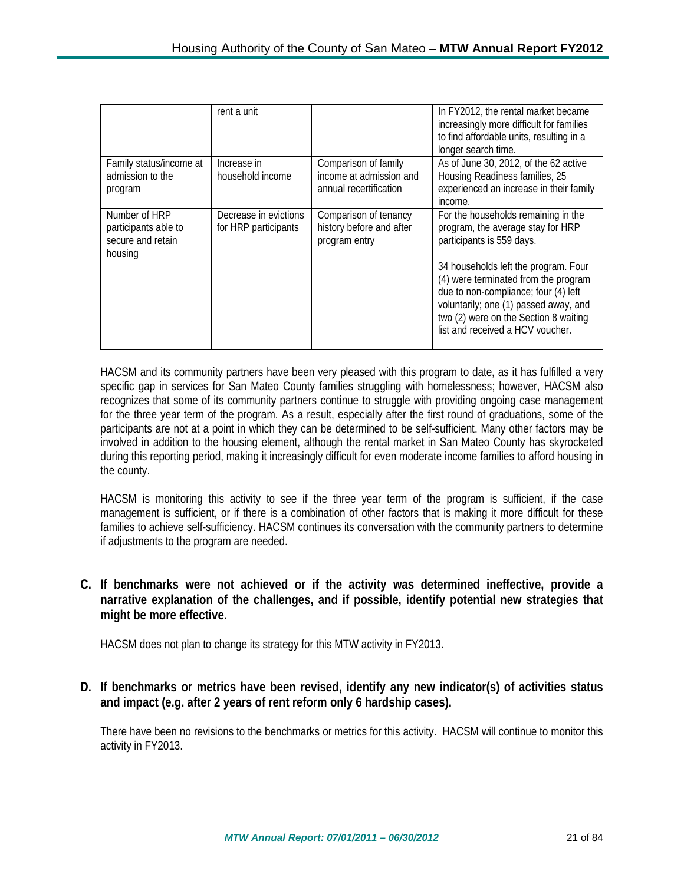| | rent a unit | | In FY2012, the rental market became increasingly more difficult for families to find affordable units, resulting in a longer search time. |
|---|---|---|---|
| Family status/income at admission to the program | Increase in household income | Comparison of family income at admission and annual recertification | As of June 30, 2012, of the 62 active Housing Readiness families, 25 experienced an increase in their family income. |
| Number of HRP participants able to secure and retain housing | Decrease in evictions for HRP participants | Comparison of tenancy history before and after program entry | For the households remaining in the program, the average stay for HRP participants is 559 days.<br><br>34 households left the program. Four (4) were terminated from the program due to non-compliance; four (4) left voluntarily; one (1) passed away, and two (2) were on the Section 8 waiting list and received a HCV voucher. |

HACSM and its community partners have been very pleased with this program to date, as it has fulfilled a very specific gap in services for San Mateo County families struggling with homelessness; however, HACSM also recognizes that some of its community partners continue to struggle with providing ongoing case management for the three year term of the program. As a result, especially after the first round of graduations, some of the participants are not at a point in which they can be determined to be self-sufficient. Many other factors may be involved in addition to the housing element, although the rental market in San Mateo County has skyrocketed during this reporting period, making it increasingly difficult for even moderate income families to afford housing in the county.

HACSM is monitoring this activity to see if the three year term of the program is sufficient, if the case management is sufficient, or if there is a combination of other factors that is making it more difficult for these families to achieve self-sufficiency. HACSM continues its conversation with the community partners to determine if adjustments to the program are needed.

**C. If benchmarks were not achieved or if the activity was determined ineffective, provide a narrative explanation of the challenges, and if possible, identify potential new strategies that might be more effective.**

HACSM does not plan to change its strategy for this MTW activity in FY2013.

**D. If benchmarks or metrics have been revised, identify any new indicator(s) of activities status and impact (e.g. after 2 years of rent reform only 6 hardship cases).**

There have been no revisions to the benchmarks or metrics for this activity. HACSM will continue to monitor this activity in FY2013.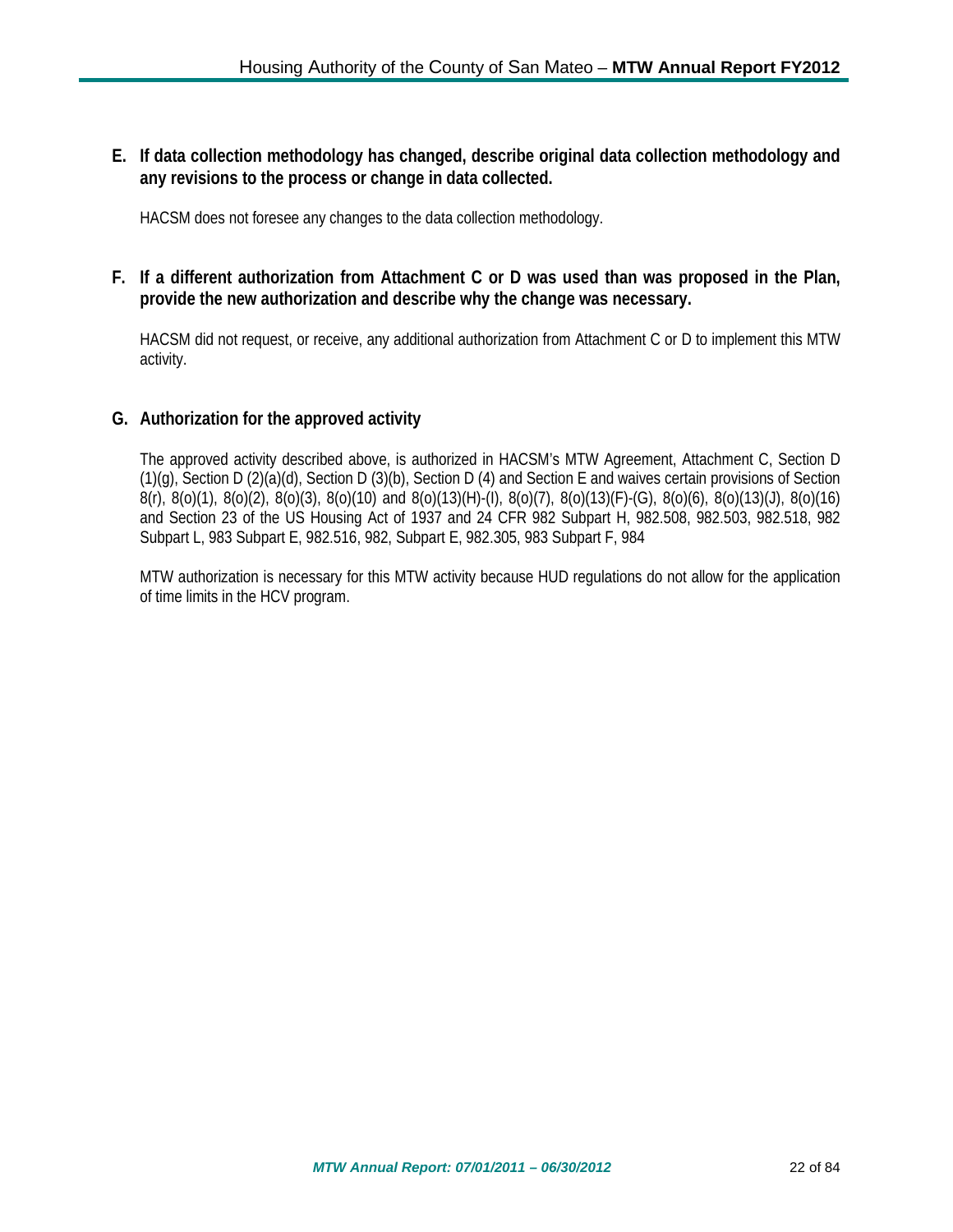**E. If data collection methodology has changed, describe original data collection methodology and any revisions to the process or change in data collected.**

HACSM does not foresee any changes to the data collection methodology.

**F. If a different authorization from Attachment C or D was used than was proposed in the Plan, provide the new authorization and describe why the change was necessary.**

HACSM did not request, or receive, any additional authorization from Attachment C or D to implement this MTW activity.

**G. Authorization for the approved activity**

The approved activity described above, is authorized in HACSM's MTW Agreement, Attachment C, Section D (1)(g), Section D (2)(a)(d), Section D (3)(b), Section D (4) and Section E and waives certain provisions of Section 8(r), 8(o)(1), 8(o)(2), 8(o)(3), 8(o)(10) and 8(o)(13)(H)-(I), 8(o)(7), 8(o)(13)(F)-(G), 8(o)(6), 8(o)(13)(J), 8(o)(16) and Section 23 of the US Housing Act of 1937 and 24 CFR 982 Subpart H, 982.508, 982.503, 982.518, 982 Subpart L, 983 Subpart E, 982.516, 982, Subpart E, 982.305, 983 Subpart F, 984

MTW authorization is necessary for this MTW activity because HUD regulations do not allow for the application of time limits in the HCV program.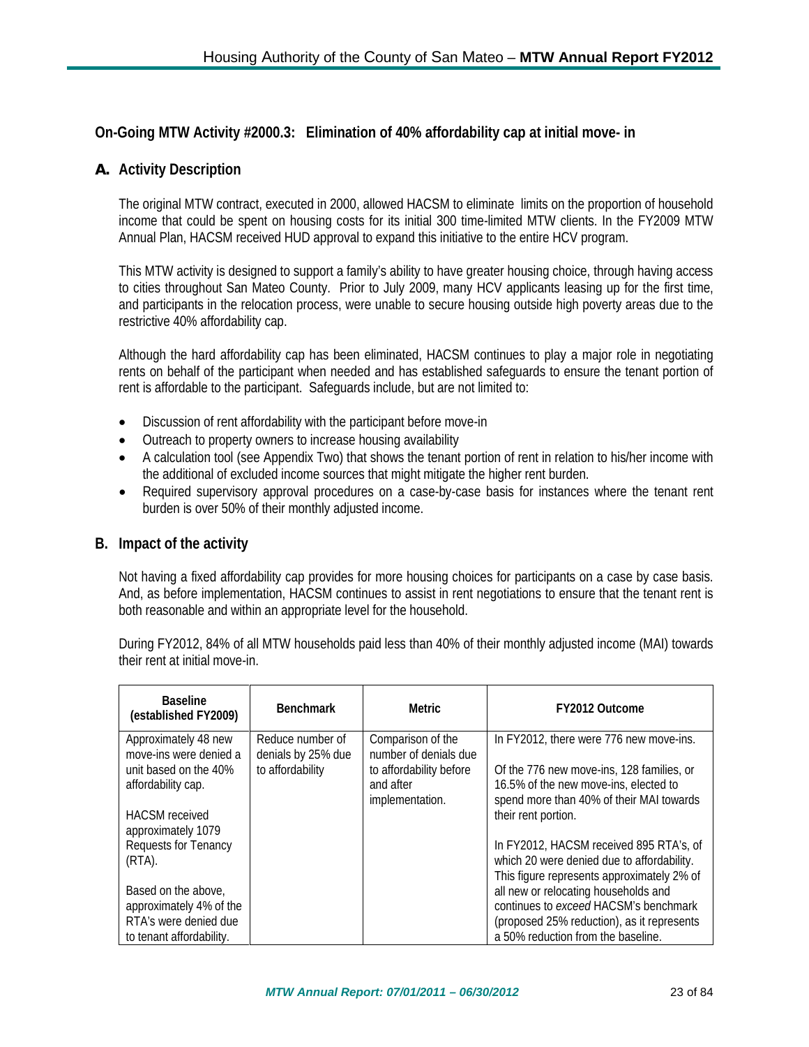## On-Going MTW Activity #2000.3: Elimination of 40% affordability cap at initial move- in

### A. Activity Description

The original MTW contract, executed in 2000, allowed HACSM to eliminate limits on the proportion of household income that could be spent on housing costs for its initial 300 time-limited MTW clients. In the FY2009 MTW Annual Plan, HACSM received HUD approval to expand this initiative to the entire HCV program.

This MTW activity is designed to support a family's ability to have greater housing choice, through having access to cities throughout San Mateo County. Prior to July 2009, many HCV applicants leasing up for the first time, and participants in the relocation process, were unable to secure housing outside high poverty areas due to the restrictive 40% affordability cap.

Although the hard affordability cap has been eliminated, HACSM continues to play a major role in negotiating rents on behalf of the participant when needed and has established safeguards to ensure the tenant portion of rent is affordable to the participant. Safeguards include, but are not limited to:

- Discussion of rent affordability with the participant before move-in
- Outreach to property owners to increase housing availability
- A calculation tool (see Appendix Two) that shows the tenant portion of rent in relation to his/her income with the additional of excluded income sources that might mitigate the higher rent burden.
- Required supervisory approval procedures on a case-by-case basis for instances where the tenant rent burden is over 50% of their monthly adjusted income.

### B. Impact of the activity

Not having a fixed affordability cap provides for more housing choices for participants on a case by case basis. And, as before implementation, HACSM continues to assist in rent negotiations to ensure that the tenant rent is both reasonable and within an appropriate level for the household.

During FY2012, 84% of all MTW households paid less than 40% of their monthly adjusted income (MAI) towards their rent at initial move-in.

| Baseline (established FY2009) | Benchmark | Metric | FY2012 Outcome |
|---|---|---|---|
| Approximately 48 new move-ins were denied a unit based on the 40% affordability cap.<br><br>HACSM received approximately 1079 Requests for Tenancy (RTA).<br><br>Based on the above, approximately 4% of the RTA's were denied due to tenant affordability. | Reduce number of denials by 25% due to affordability | Comparison of the number of denials due to affordability before and after implementation. | In FY2012, there were 776 new move-ins.<br><br>Of the 776 new move-ins, 128 families, or 16.5% of the new move-ins, elected to spend more than 40% of their MAI towards their rent portion.<br><br>In FY2012, HACSM received 895 RTA's, of which 20 were denied due to affordability. This figure represents approximately 2% of all new or relocating households and continues to *exceed* HACSM's benchmark (proposed 25% reduction), as it represents a 50% reduction from the baseline. |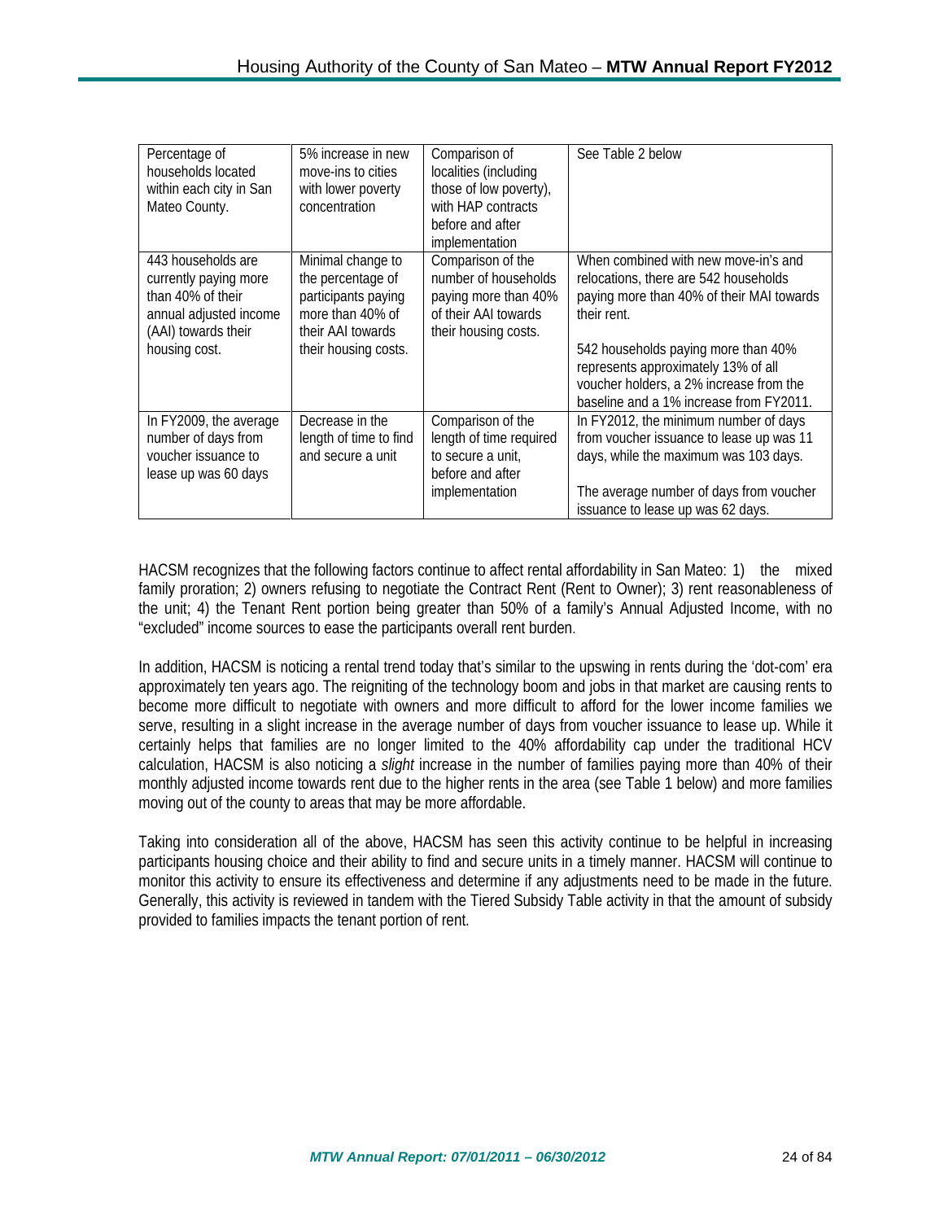| Percentage of households located within each city in San Mateo County. | 5% increase in new move-ins to cities with lower poverty concentration | Comparison of localities (including those of low poverty), with HAP contracts before and after implementation | See Table 2 below |
|---|---|---|---|
| 443 households are currently paying more than 40% of their annual adjusted income (AAI) towards their housing cost. | Minimal change to the percentage of participants paying more than 40% of their AAI towards their housing costs. | Comparison of the number of households paying more than 40% of their AAI towards their housing costs. | When combined with new move-in's and relocations, there are 542 households paying more than 40% of their MAI towards their rent.<br><br>542 households paying more than 40% represents approximately 13% of all voucher holders, a 2% increase from the baseline and a 1% increase from FY2011. |
| In FY2009, the average number of days from voucher issuance to lease up was 60 days | Decrease in the length of time to find and secure a unit | Comparison of the length of time required to secure a unit, before and after implementation | In FY2012, the minimum number of days from voucher issuance to lease up was 11 days, while the maximum was 103 days.<br><br>The average number of days from voucher issuance to lease up was 62 days. |

HACSM recognizes that the following factors continue to affect rental affordability in San Mateo: 1) the mixed family proration; 2) owners refusing to negotiate the Contract Rent (Rent to Owner); 3) rent reasonableness of the unit; 4) the Tenant Rent portion being greater than 50% of a family's Annual Adjusted Income, with no "excluded" income sources to ease the participants overall rent burden.

In addition, HACSM is noticing a rental trend today that's similar to the upswing in rents during the 'dot-com' era approximately ten years ago. The reigniting of the technology boom and jobs in that market are causing rents to become more difficult to negotiate with owners and more difficult to afford for the lower income families we serve, resulting in a slight increase in the average number of days from voucher issuance to lease up. While it certainly helps that families are no longer limited to the 40% affordability cap under the traditional HCV calculation, HACSM is also noticing a *slight* increase in the number of families paying more than 40% of their monthly adjusted income towards rent due to the higher rents in the area (see Table 1 below) and more families moving out of the county to areas that may be more affordable.

Taking into consideration all of the above, HACSM has seen this activity continue to be helpful in increasing participants housing choice and their ability to find and secure units in a timely manner. HACSM will continue to monitor this activity to ensure its effectiveness and determine if any adjustments need to be made in the future. Generally, this activity is reviewed in tandem with the Tiered Subsidy Table activity in that the amount of subsidy provided to families impacts the tenant portion of rent.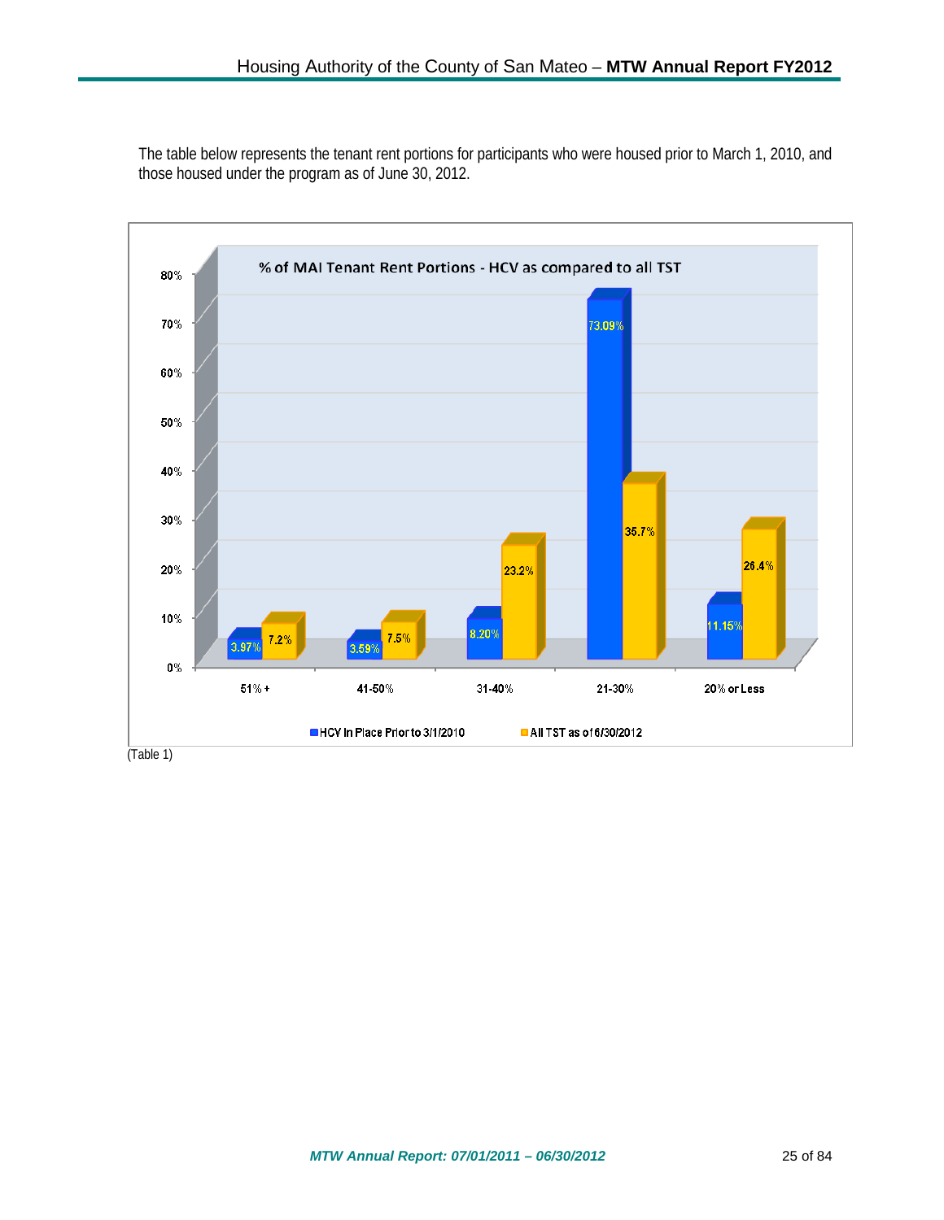The table below represents the tenant rent portions for participants who were housed prior to March 1, 2010, and those housed under the program as of June 30, 2012.

**% of MAI Tenant Rent Portions - HCV as compared to all TST**

| | 51% + | 41-50% | 31-40% | 21-30% | 20% or Less |
|---|---|---|---|---|---|
| HCV In Place Prior to 3/1/2010 | 3.97% | 3.59% | 8.20% | 73.09% | 11.15% |
| All TST as of 6/30/2012 | 7.2% | 7.5% | 23.2% | 35.7% | 26.4% |

(Table 1)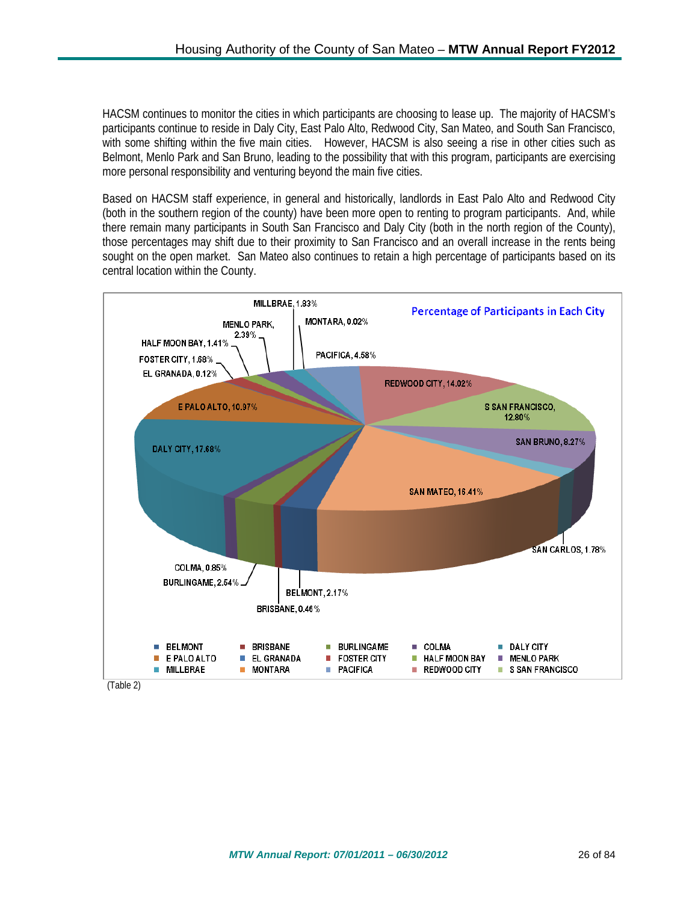HACSM continues to monitor the cities in which participants are choosing to lease up. The majority of HACSM's participants continue to reside in Daly City, East Palo Alto, Redwood City, San Mateo, and South San Francisco, with some shifting within the five main cities. However, HACSM is also seeing a rise in other cities such as Belmont, Menlo Park and San Bruno, leading to the possibility that with this program, participants are exercising more personal responsibility and venturing beyond the main five cities.

Based on HACSM staff experience, in general and historically, landlords in East Palo Alto and Redwood City (both in the southern region of the county) have been more open to renting to program participants. And, while there remain many participants in South San Francisco and Daly City (both in the north region of the County), those percentages may shift due to their proximity to San Francisco and an overall increase in the rents being sought on the open market. San Mateo also continues to retain a high percentage of participants based on its central location within the County.

**Percentage of Participants in Each City**

| City | Percentage |
|---|---|
| BELMONT | 2.17% |
| BRISBANE | 0.46% |
| BURLINGAME | 2.54% |
| COLMA | 0.85% |
| DALY CITY | 17.68% |
| E PALO ALTO | 10.97% |
| EL GRANADA | 0.12% |
| FOSTER CITY | 1.68% |
| HALF MOON BAY | 1.41% |
| MENLO PARK | 2.39% |
| MILLBRAE | 1.83% |
| MONTARA | 0.02% |
| PACIFICA | 4.58% |
| REDWOOD CITY | 14.02% |
| S SAN FRANCISCO | 12.80% |
| SAN BRUNO | 8.27% |
| SAN CARLOS | 1.78% |
| SAN MATEO | 16.41% |

(Table 2)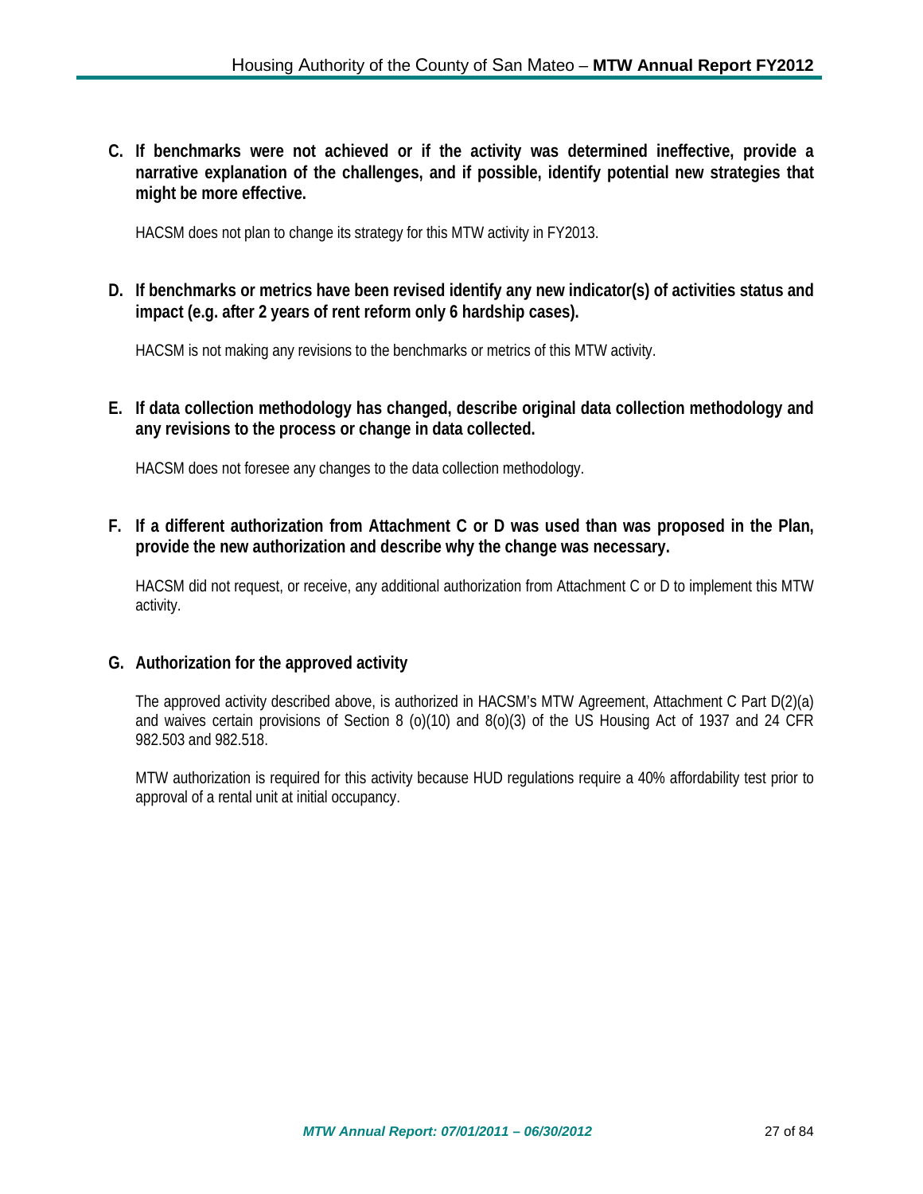**C. If benchmarks were not achieved or if the activity was determined ineffective, provide a narrative explanation of the challenges, and if possible, identify potential new strategies that might be more effective.**

HACSM does not plan to change its strategy for this MTW activity in FY2013.

**D. If benchmarks or metrics have been revised identify any new indicator(s) of activities status and impact (e.g. after 2 years of rent reform only 6 hardship cases).**

HACSM is not making any revisions to the benchmarks or metrics of this MTW activity.

**E. If data collection methodology has changed, describe original data collection methodology and any revisions to the process or change in data collected.**

HACSM does not foresee any changes to the data collection methodology.

**F. If a different authorization from Attachment C or D was used than was proposed in the Plan, provide the new authorization and describe why the change was necessary.**

HACSM did not request, or receive, any additional authorization from Attachment C or D to implement this MTW activity.

**G. Authorization for the approved activity**

The approved activity described above, is authorized in HACSM's MTW Agreement, Attachment C Part D(2)(a) and waives certain provisions of Section 8 (o)(10) and 8(o)(3) of the US Housing Act of 1937 and 24 CFR 982.503 and 982.518.

MTW authorization is required for this activity because HUD regulations require a 40% affordability test prior to approval of a rental unit at initial occupancy.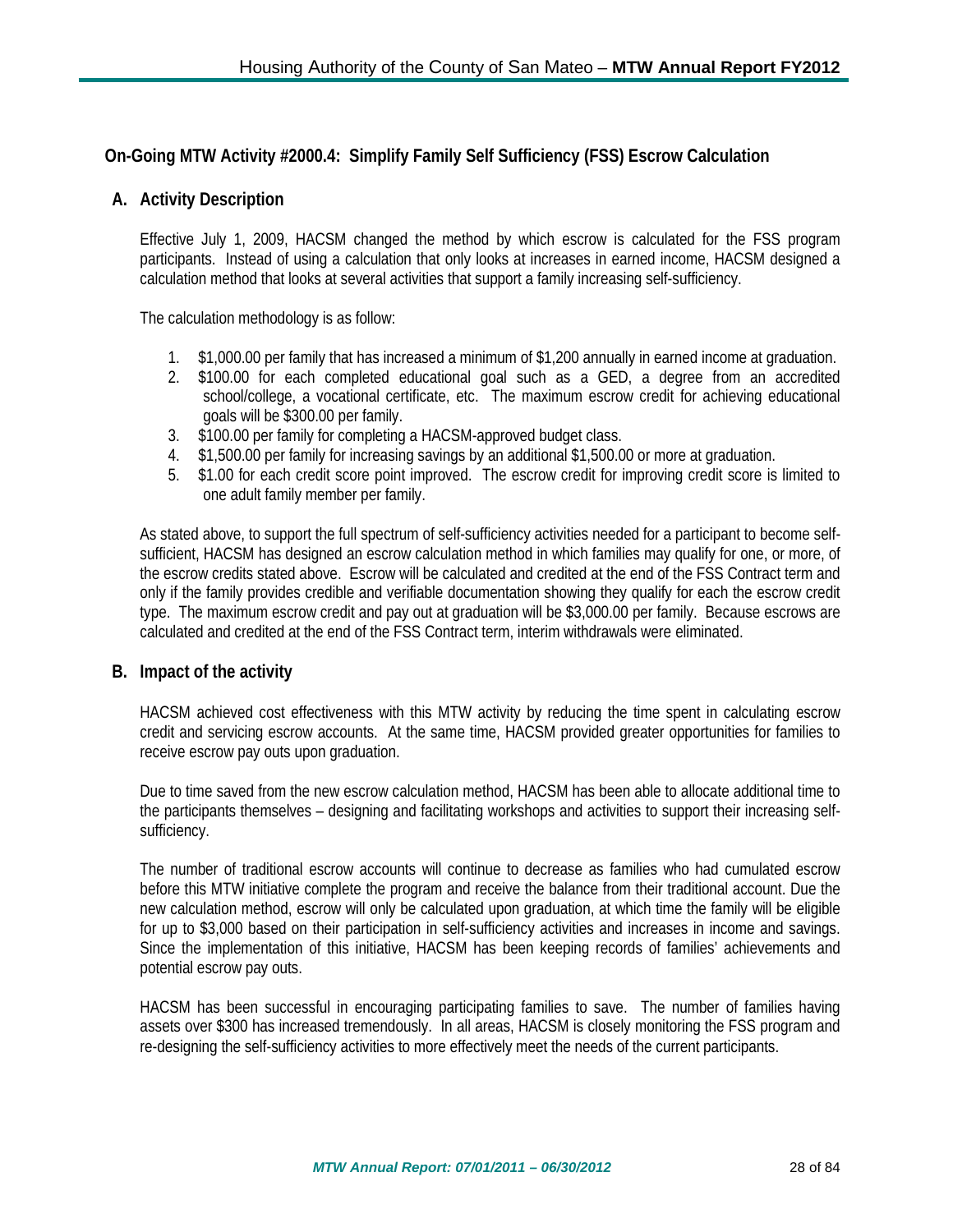## On-Going MTW Activity #2000.4: Simplify Family Self Sufficiency (FSS) Escrow Calculation

### A. Activity Description

Effective July 1, 2009, HACSM changed the method by which escrow is calculated for the FSS program participants. Instead of using a calculation that only looks at increases in earned income, HACSM designed a calculation method that looks at several activities that support a family increasing self-sufficiency.

The calculation methodology is as follow:

1. $1,000.00 per family that has increased a minimum of $1,200 annually in earned income at graduation.
2. $100.00 for each completed educational goal such as a GED, a degree from an accredited school/college, a vocational certificate, etc. The maximum escrow credit for achieving educational goals will be $300.00 per family.
3. $100.00 per family for completing a HACSM-approved budget class.
4. $1,500.00 per family for increasing savings by an additional $1,500.00 or more at graduation.
5. $1.00 for each credit score point improved. The escrow credit for improving credit score is limited to one adult family member per family.

As stated above, to support the full spectrum of self-sufficiency activities needed for a participant to become self-sufficient, HACSM has designed an escrow calculation method in which families may qualify for one, or more, of the escrow credits stated above. Escrow will be calculated and credited at the end of the FSS Contract term and only if the family provides credible and verifiable documentation showing they qualify for each the escrow credit type. The maximum escrow credit and pay out at graduation will be $3,000.00 per family. Because escrows are calculated and credited at the end of the FSS Contract term, interim withdrawals were eliminated.

### B. Impact of the activity

HACSM achieved cost effectiveness with this MTW activity by reducing the time spent in calculating escrow credit and servicing escrow accounts. At the same time, HACSM provided greater opportunities for families to receive escrow pay outs upon graduation.

Due to time saved from the new escrow calculation method, HACSM has been able to allocate additional time to the participants themselves – designing and facilitating workshops and activities to support their increasing self-sufficiency.

The number of traditional escrow accounts will continue to decrease as families who had cumulated escrow before this MTW initiative complete the program and receive the balance from their traditional account. Due the new calculation method, escrow will only be calculated upon graduation, at which time the family will be eligible for up to $3,000 based on their participation in self-sufficiency activities and increases in income and savings. Since the implementation of this initiative, HACSM has been keeping records of families' achievements and potential escrow pay outs.

HACSM has been successful in encouraging participating families to save. The number of families having assets over $300 has increased tremendously. In all areas, HACSM is closely monitoring the FSS program and re-designing the self-sufficiency activities to more effectively meet the needs of the current participants.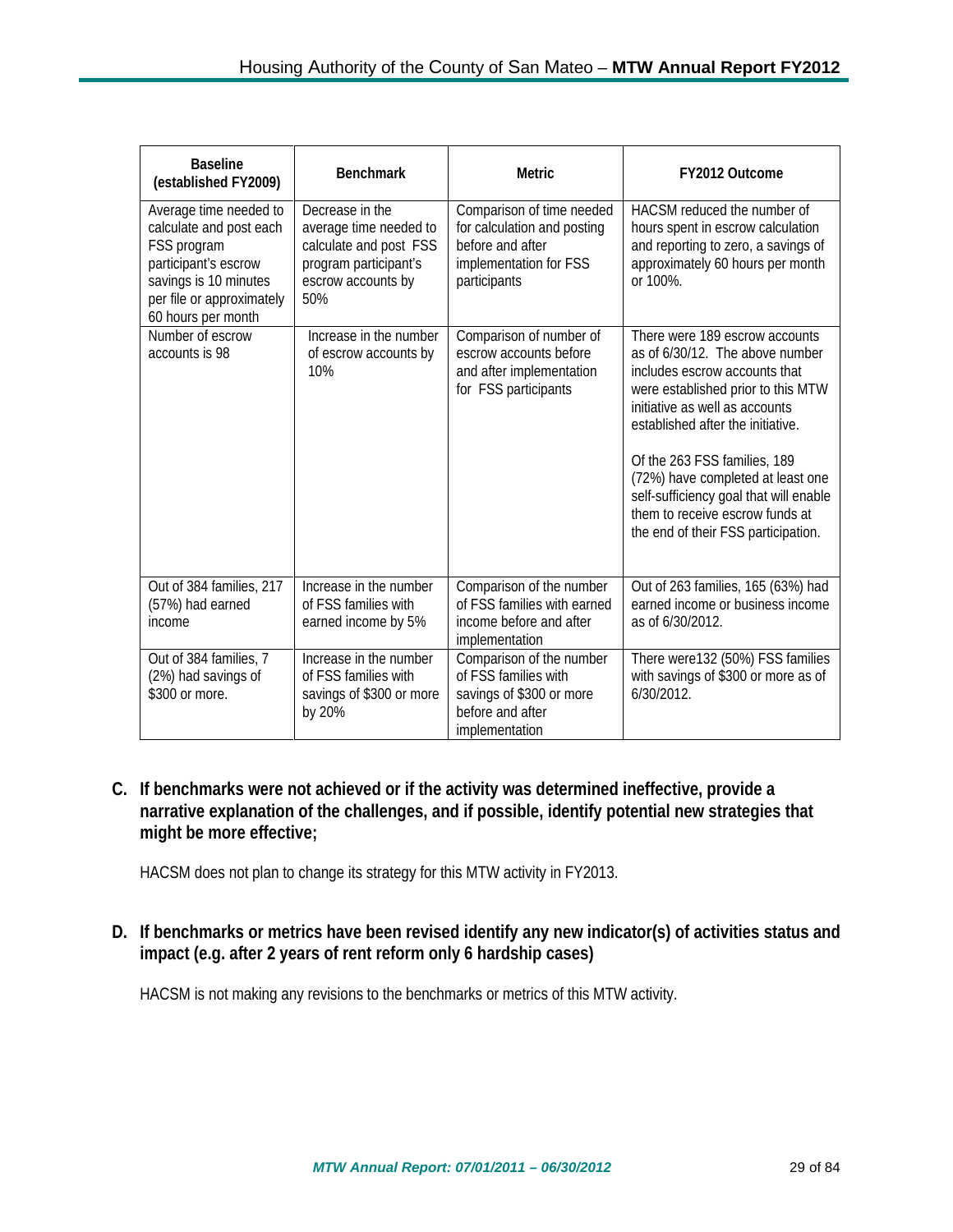| Baseline (established FY2009) | Benchmark | Metric | FY2012 Outcome |
|---|---|---|---|
| Average time needed to calculate and post each FSS program participant's escrow savings is 10 minutes per file or approximately 60 hours per month | Decrease in the average time needed to calculate and post FSS program participant's escrow accounts by 50% | Comparison of time needed for calculation and posting before and after implementation for FSS participants | HACSM reduced the number of hours spent in escrow calculation and reporting to zero, a savings of approximately 60 hours per month or 100%. |
| Number of escrow accounts is 98 | Increase in the number of escrow accounts by 10% | Comparison of number of escrow accounts before and after implementation for FSS participants | There were 189 escrow accounts as of 6/30/12. The above number includes escrow accounts that were established prior to this MTW initiative as well as accounts established after the initiative.<br><br>Of the 263 FSS families, 189 (72%) have completed at least one self-sufficiency goal that will enable them to receive escrow funds at the end of their FSS participation. |
| Out of 384 families, 217 (57%) had earned income | Increase in the number of FSS families with earned income by 5% | Comparison of the number of FSS families with earned income before and after implementation | Out of 263 families, 165 (63%) had earned income or business income as of 6/30/2012. |
| Out of 384 families, 7 (2%) had savings of $300 or more. | Increase in the number of FSS families with savings of $300 or more by 20% | Comparison of the number of FSS families with savings of $300 or more before and after implementation | There were132 (50%) FSS families with savings of $300 or more as of 6/30/2012. |

**C. If benchmarks were not achieved or if the activity was determined ineffective, provide a narrative explanation of the challenges, and if possible, identify potential new strategies that might be more effective;**

HACSM does not plan to change its strategy for this MTW activity in FY2013.

**D. If benchmarks or metrics have been revised identify any new indicator(s) of activities status and impact (e.g. after 2 years of rent reform only 6 hardship cases)**

HACSM is not making any revisions to the benchmarks or metrics of this MTW activity.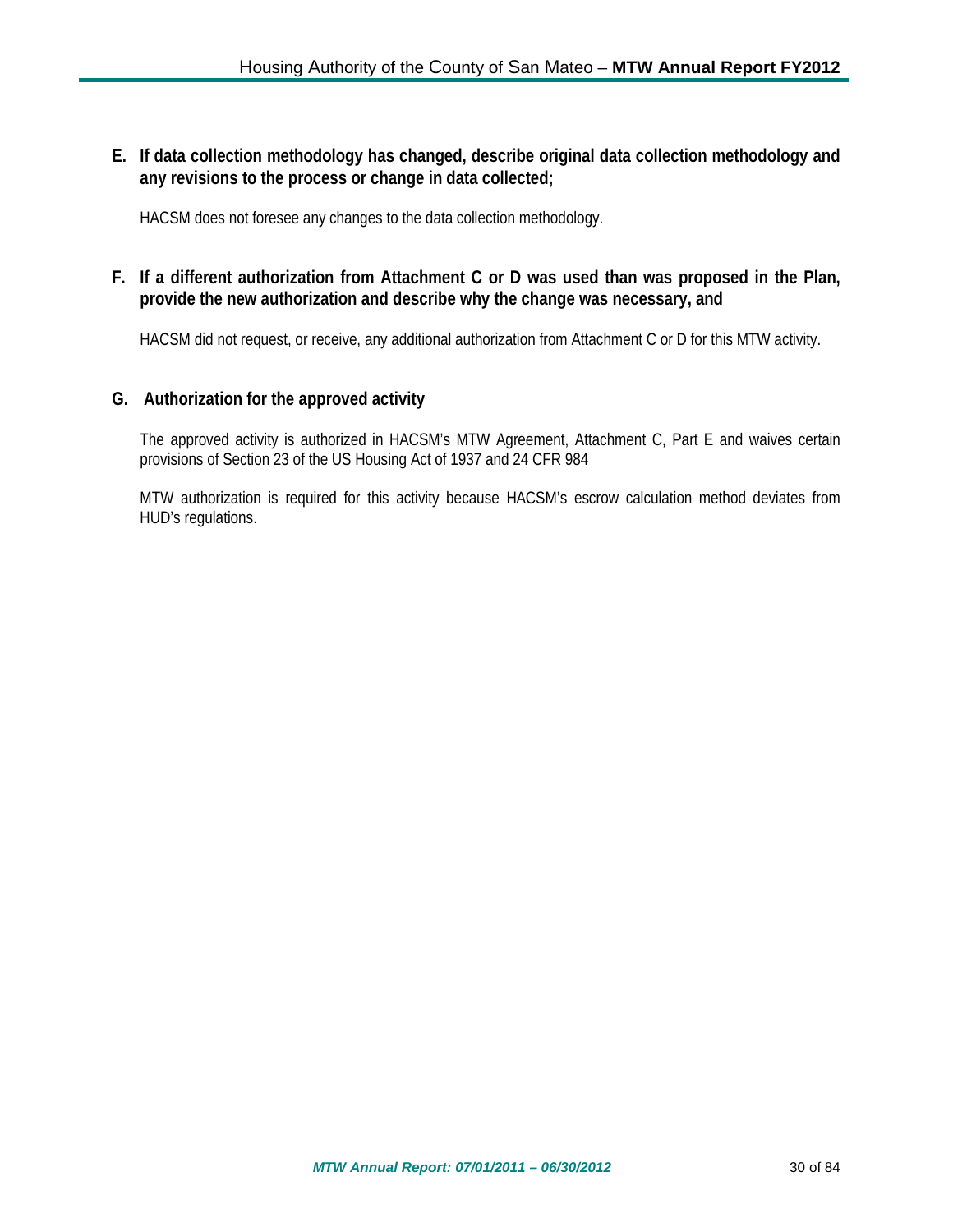**E. If data collection methodology has changed, describe original data collection methodology and any revisions to the process or change in data collected;**

HACSM does not foresee any changes to the data collection methodology.

**F. If a different authorization from Attachment C or D was used than was proposed in the Plan, provide the new authorization and describe why the change was necessary, and**

HACSM did not request, or receive, any additional authorization from Attachment C or D for this MTW activity.

**G. Authorization for the approved activity**

The approved activity is authorized in HACSM's MTW Agreement, Attachment C, Part E and waives certain provisions of Section 23 of the US Housing Act of 1937 and 24 CFR 984

MTW authorization is required for this activity because HACSM's escrow calculation method deviates from HUD's regulations.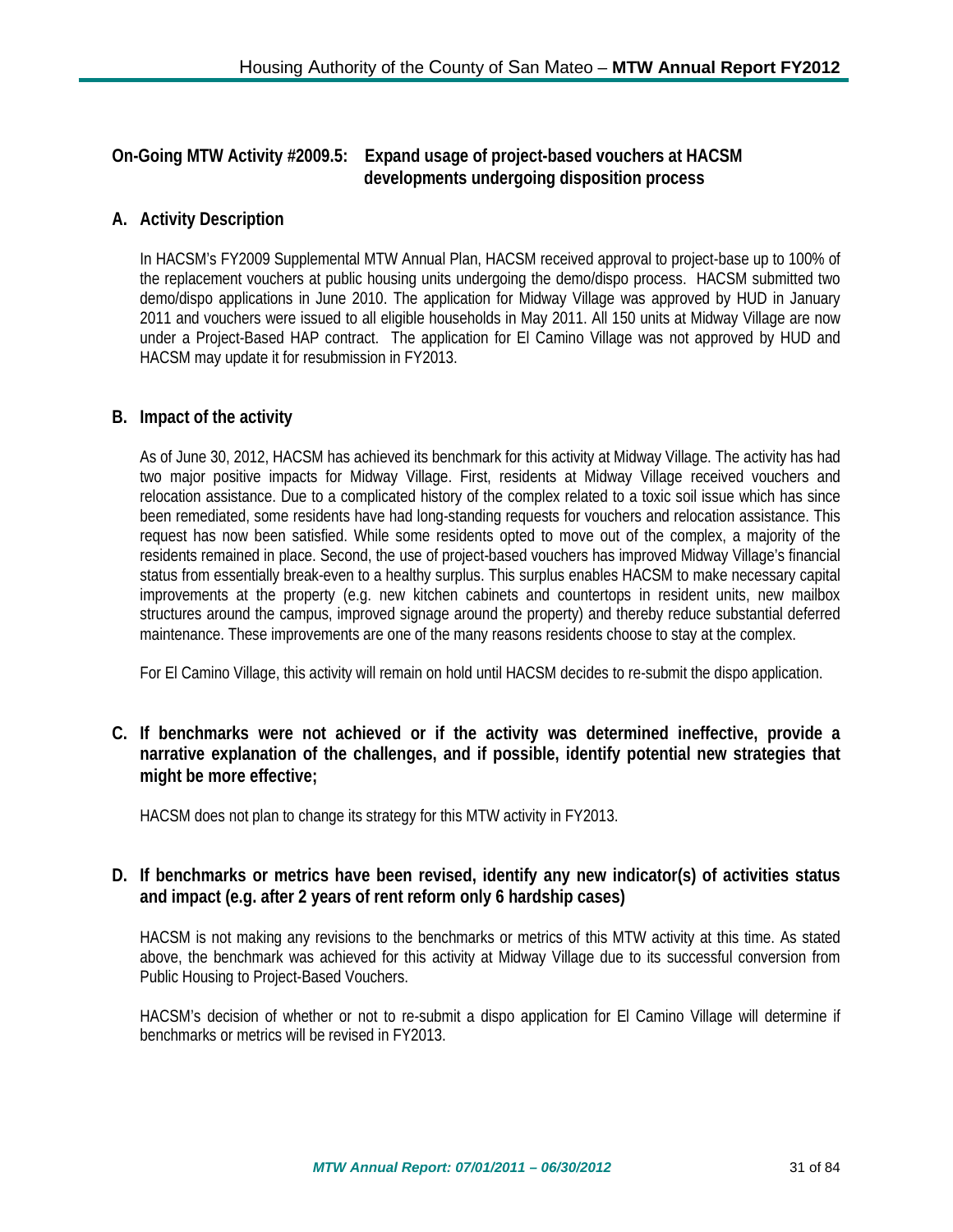## On-Going MTW Activity #2009.5: Expand usage of project-based vouchers at HACSM developments undergoing disposition process

### A. Activity Description

In HACSM's FY2009 Supplemental MTW Annual Plan, HACSM received approval to project-base up to 100% of the replacement vouchers at public housing units undergoing the demo/dispo process. HACSM submitted two demo/dispo applications in June 2010. The application for Midway Village was approved by HUD in January 2011 and vouchers were issued to all eligible households in May 2011. All 150 units at Midway Village are now under a Project-Based HAP contract. The application for El Camino Village was not approved by HUD and HACSM may update it for resubmission in FY2013.

### B. Impact of the activity

As of June 30, 2012, HACSM has achieved its benchmark for this activity at Midway Village. The activity has had two major positive impacts for Midway Village. First, residents at Midway Village received vouchers and relocation assistance. Due to a complicated history of the complex related to a toxic soil issue which has since been remediated, some residents have had long-standing requests for vouchers and relocation assistance. This request has now been satisfied. While some residents opted to move out of the complex, a majority of the residents remained in place. Second, the use of project-based vouchers has improved Midway Village's financial status from essentially break-even to a healthy surplus. This surplus enables HACSM to make necessary capital improvements at the property (e.g. new kitchen cabinets and countertops in resident units, new mailbox structures around the campus, improved signage around the property) and thereby reduce substantial deferred maintenance. These improvements are one of the many reasons residents choose to stay at the complex.

For El Camino Village, this activity will remain on hold until HACSM decides to re-submit the dispo application.

### C. If benchmarks were not achieved or if the activity was determined ineffective, provide a narrative explanation of the challenges, and if possible, identify potential new strategies that might be more effective;

HACSM does not plan to change its strategy for this MTW activity in FY2013.

### D. If benchmarks or metrics have been revised, identify any new indicator(s) of activities status and impact (e.g. after 2 years of rent reform only 6 hardship cases)

HACSM is not making any revisions to the benchmarks or metrics of this MTW activity at this time. As stated above, the benchmark was achieved for this activity at Midway Village due to its successful conversion from Public Housing to Project-Based Vouchers.

HACSM's decision of whether or not to re-submit a dispo application for El Camino Village will determine if benchmarks or metrics will be revised in FY2013.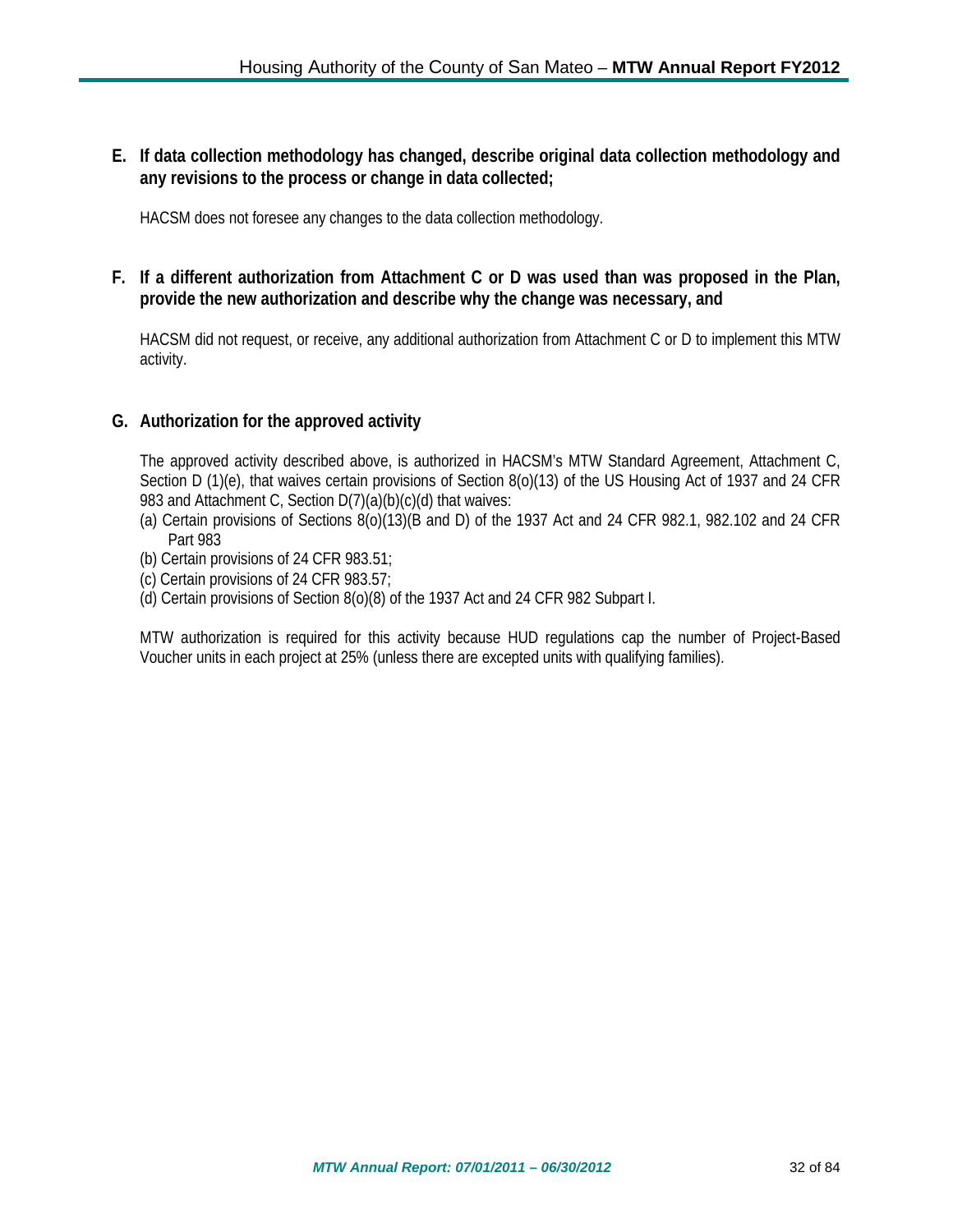**E. If data collection methodology has changed, describe original data collection methodology and any revisions to the process or change in data collected;**

HACSM does not foresee any changes to the data collection methodology.

**F. If a different authorization from Attachment C or D was used than was proposed in the Plan, provide the new authorization and describe why the change was necessary, and**

HACSM did not request, or receive, any additional authorization from Attachment C or D to implement this MTW activity.

**G. Authorization for the approved activity**

The approved activity described above, is authorized in HACSM's MTW Standard Agreement, Attachment C, Section D (1)(e), that waives certain provisions of Section 8(o)(13) of the US Housing Act of 1937 and 24 CFR 983 and Attachment C, Section D(7)(a)(b)(c)(d) that waives:

(a) Certain provisions of Sections 8(o)(13)(B and D) of the 1937 Act and 24 CFR 982.1, 982.102 and 24 CFR Part 983
(b) Certain provisions of 24 CFR 983.51;
(c) Certain provisions of 24 CFR 983.57;
(d) Certain provisions of Section 8(o)(8) of the 1937 Act and 24 CFR 982 Subpart I.

MTW authorization is required for this activity because HUD regulations cap the number of Project-Based Voucher units in each project at 25% (unless there are excepted units with qualifying families).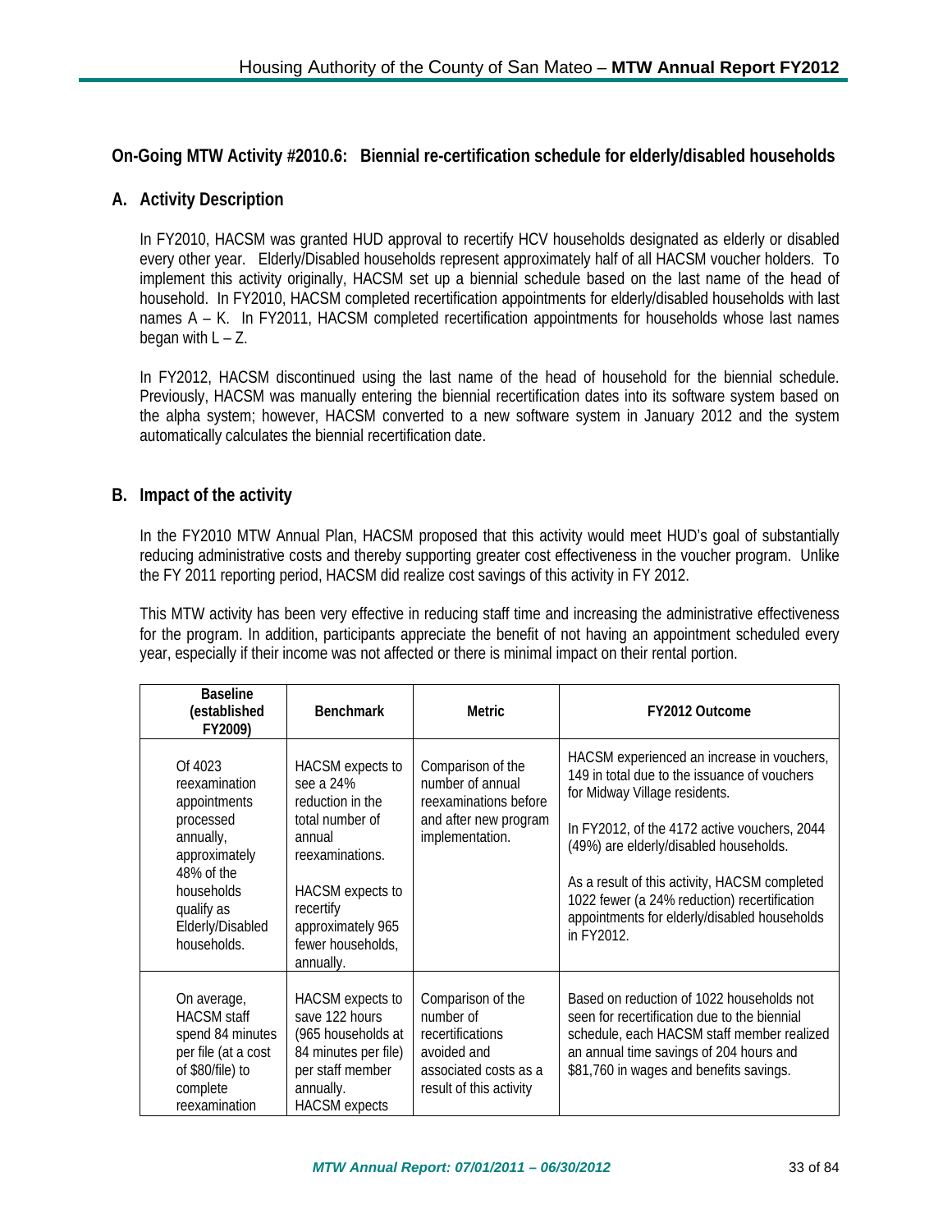## On-Going MTW Activity #2010.6: Biennial re-certification schedule for elderly/disabled households

### A. Activity Description

In FY2010, HACSM was granted HUD approval to recertify HCV households designated as elderly or disabled every other year. Elderly/Disabled households represent approximately half of all HACSM voucher holders. To implement this activity originally, HACSM set up a biennial schedule based on the last name of the head of household. In FY2010, HACSM completed recertification appointments for elderly/disabled households with last names A – K. In FY2011, HACSM completed recertification appointments for households whose last names began with L – Z.

In FY2012, HACSM discontinued using the last name of the head of household for the biennial schedule. Previously, HACSM was manually entering the biennial recertification dates into its software system based on the alpha system; however, HACSM converted to a new software system in January 2012 and the system automatically calculates the biennial recertification date.

### B. Impact of the activity

In the FY2010 MTW Annual Plan, HACSM proposed that this activity would meet HUD's goal of substantially reducing administrative costs and thereby supporting greater cost effectiveness in the voucher program. Unlike the FY 2011 reporting period, HACSM did realize cost savings of this activity in FY 2012.

This MTW activity has been very effective in reducing staff time and increasing the administrative effectiveness for the program. In addition, participants appreciate the benefit of not having an appointment scheduled every year, especially if their income was not affected or there is minimal impact on their rental portion.

| Baseline (established FY2009) | Benchmark | Metric | FY2012 Outcome |
|---|---|---|---|
| Of 4023 reexamination appointments processed annually, approximately 48% of the households qualify as Elderly/Disabled households. | HACSM expects to see a 24% reduction in the total number of annual reexaminations.<br><br>HACSM expects to recertify approximately 965 fewer households, annually. | Comparison of the number of annual reexaminations before and after new program implementation. | HACSM experienced an increase in vouchers, 149 in total due to the issuance of vouchers for Midway Village residents.<br><br>In FY2012, of the 4172 active vouchers, 2044 (49%) are elderly/disabled households.<br><br>As a result of this activity, HACSM completed 1022 fewer (a 24% reduction) recertification appointments for elderly/disabled households in FY2012. |
| On average, HACSM staff spend 84 minutes per file (at a cost of $80/file) to complete reexamination | HACSM expects to save 122 hours (965 households at 84 minutes per file) per staff member annually. HACSM expects | Comparison of the number of recertifications avoided and associated costs as a result of this activity | Based on reduction of 1022 households not seen for recertification due to the biennial schedule, each HACSM staff member realized an annual time savings of 204 hours and $81,760 in wages and benefits savings. |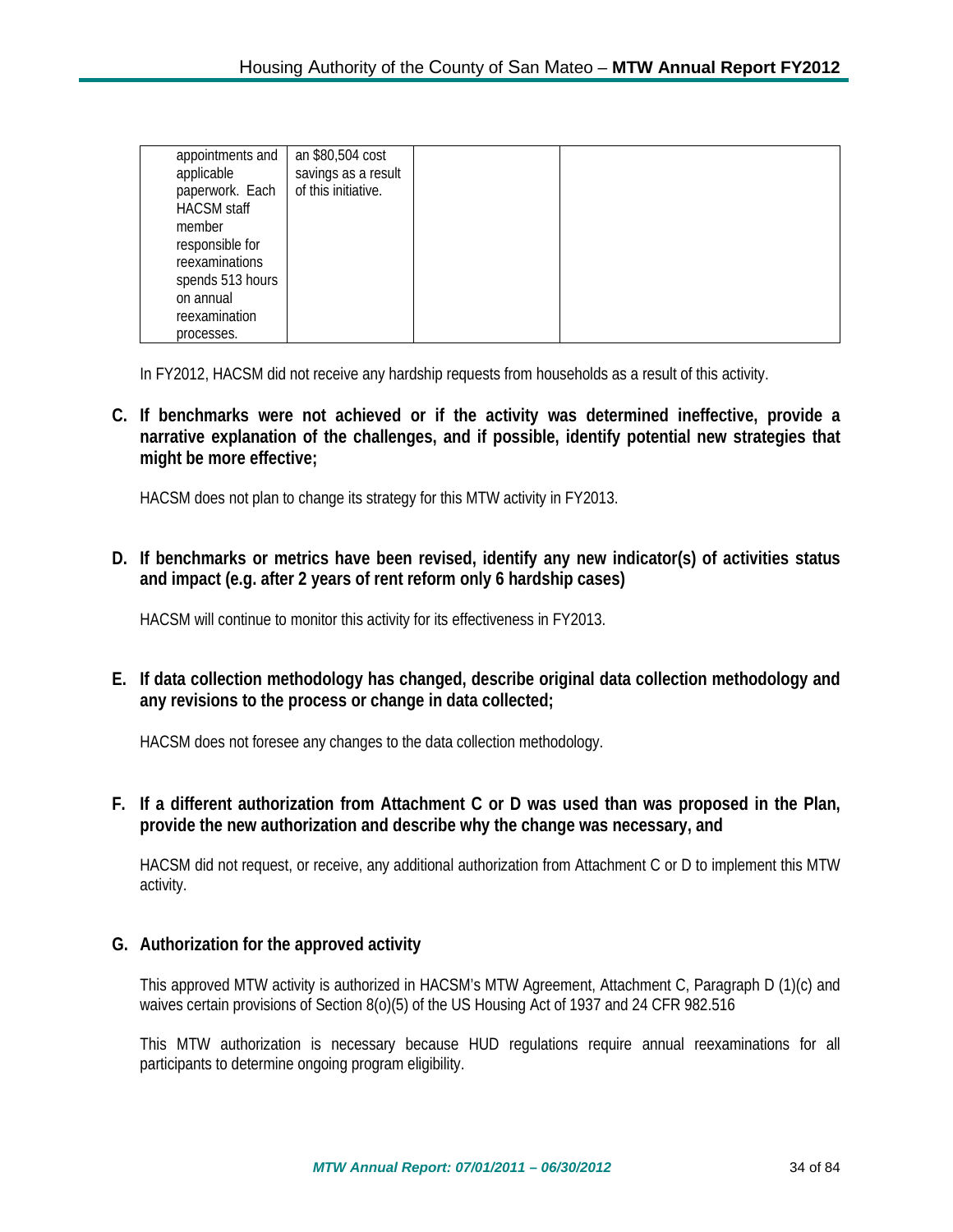| | | | |
|---|---|---|---|
| appointments and applicable paperwork. Each HACSM staff member responsible for reexaminations spends 513 hours on annual reexamination processes. | an $80,504 cost savings as a result of this initiative. | | |

In FY2012, HACSM did not receive any hardship requests from households as a result of this activity.

**C. If benchmarks were not achieved or if the activity was determined ineffective, provide a narrative explanation of the challenges, and if possible, identify potential new strategies that might be more effective;**

HACSM does not plan to change its strategy for this MTW activity in FY2013.

**D. If benchmarks or metrics have been revised, identify any new indicator(s) of activities status and impact (e.g. after 2 years of rent reform only 6 hardship cases)**

HACSM will continue to monitor this activity for its effectiveness in FY2013.

**E. If data collection methodology has changed, describe original data collection methodology and any revisions to the process or change in data collected;**

HACSM does not foresee any changes to the data collection methodology.

**F. If a different authorization from Attachment C or D was used than was proposed in the Plan, provide the new authorization and describe why the change was necessary, and**

HACSM did not request, or receive, any additional authorization from Attachment C or D to implement this MTW activity.

**G. Authorization for the approved activity**

This approved MTW activity is authorized in HACSM's MTW Agreement, Attachment C, Paragraph D (1)(c) and waives certain provisions of Section 8(o)(5) of the US Housing Act of 1937 and 24 CFR 982.516

This MTW authorization is necessary because HUD regulations require annual reexaminations for all participants to determine ongoing program eligibility.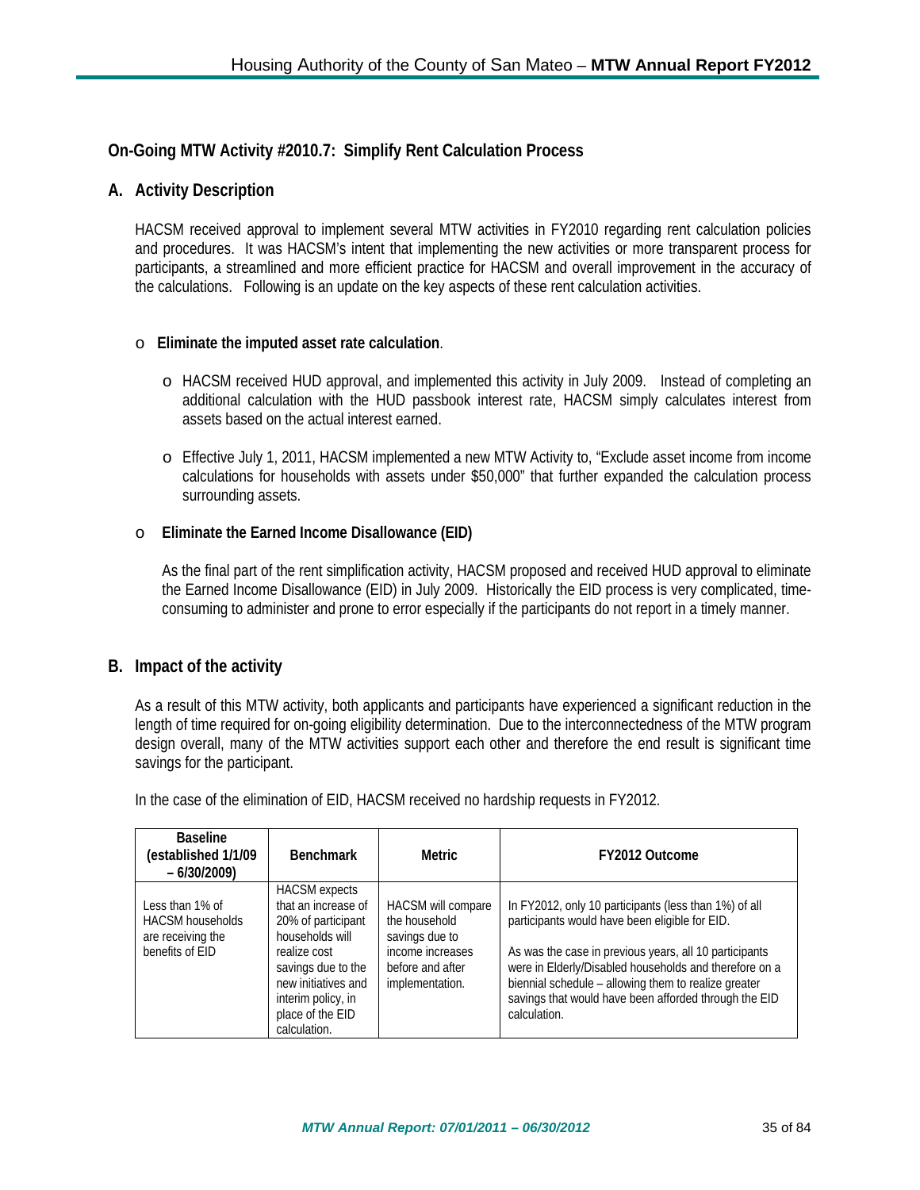## On-Going MTW Activity #2010.7: Simplify Rent Calculation Process

### A. Activity Description

HACSM received approval to implement several MTW activities in FY2010 regarding rent calculation policies and procedures. It was HACSM's intent that implementing the new activities or more transparent process for participants, a streamlined and more efficient practice for HACSM and overall improvement in the accuracy of the calculations. Following is an update on the key aspects of these rent calculation activities.

- **Eliminate the imputed asset rate calculation**.
  - HACSM received HUD approval, and implemented this activity in July 2009. Instead of completing an additional calculation with the HUD passbook interest rate, HACSM simply calculates interest from assets based on the actual interest earned.
  - Effective July 1, 2011, HACSM implemented a new MTW Activity to, "Exclude asset income from income calculations for households with assets under $50,000" that further expanded the calculation process surrounding assets.
- **Eliminate the Earned Income Disallowance (EID)**

  As the final part of the rent simplification activity, HACSM proposed and received HUD approval to eliminate the Earned Income Disallowance (EID) in July 2009. Historically the EID process is very complicated, time-consuming to administer and prone to error especially if the participants do not report in a timely manner.

### B. Impact of the activity

As a result of this MTW activity, both applicants and participants have experienced a significant reduction in the length of time required for on-going eligibility determination. Due to the interconnectedness of the MTW program design overall, many of the MTW activities support each other and therefore the end result is significant time savings for the participant.

In the case of the elimination of EID, HACSM received no hardship requests in FY2012.

| Baseline (established 1/1/09 – 6/30/2009) | Benchmark | Metric | FY2012 Outcome |
|---|---|---|---|
| Less than 1% of HACSM households are receiving the benefits of EID | HACSM expects that an increase of 20% of participant households will realize cost savings due to the new initiatives and interim policy, in place of the EID calculation. | HACSM will compare the household savings due to income increases before and after implementation. | In FY2012, only 10 participants (less than 1%) of all participants would have been eligible for EID.<br><br>As was the case in previous years, all 10 participants were in Elderly/Disabled households and therefore on a biennial schedule – allowing them to realize greater savings that would have been afforded through the EID calculation. |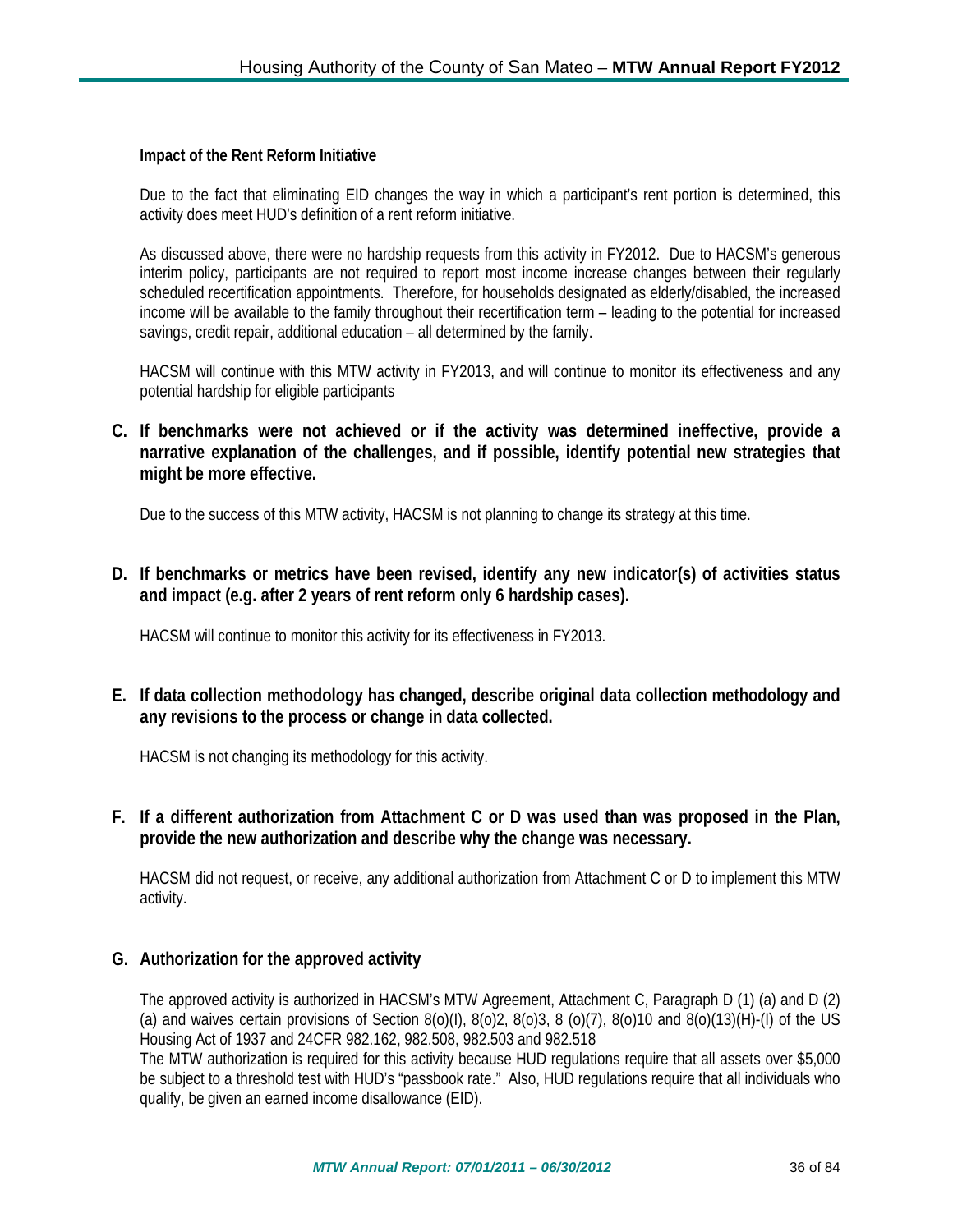**Impact of the Rent Reform Initiative**

Due to the fact that eliminating EID changes the way in which a participant's rent portion is determined, this activity does meet HUD's definition of a rent reform initiative.

As discussed above, there were no hardship requests from this activity in FY2012. Due to HACSM's generous interim policy, participants are not required to report most income increase changes between their regularly scheduled recertification appointments. Therefore, for households designated as elderly/disabled, the increased income will be available to the family throughout their recertification term – leading to the potential for increased savings, credit repair, additional education – all determined by the family.

HACSM will continue with this MTW activity in FY2013, and will continue to monitor its effectiveness and any potential hardship for eligible participants

### C. If benchmarks were not achieved or if the activity was determined ineffective, provide a narrative explanation of the challenges, and if possible, identify potential new strategies that might be more effective.

Due to the success of this MTW activity, HACSM is not planning to change its strategy at this time.

### D. If benchmarks or metrics have been revised, identify any new indicator(s) of activities status and impact (e.g. after 2 years of rent reform only 6 hardship cases).

HACSM will continue to monitor this activity for its effectiveness in FY2013.

### E. If data collection methodology has changed, describe original data collection methodology and any revisions to the process or change in data collected.

HACSM is not changing its methodology for this activity.

### F. If a different authorization from Attachment C or D was used than was proposed in the Plan, provide the new authorization and describe why the change was necessary.

HACSM did not request, or receive, any additional authorization from Attachment C or D to implement this MTW activity.

### G. Authorization for the approved activity

The approved activity is authorized in HACSM's MTW Agreement, Attachment C, Paragraph D (1) (a) and D (2) (a) and waives certain provisions of Section 8(o)(I), 8(o)2, 8(o)3, 8 (o)(7), 8(o)10 and 8(o)(13)(H)-(I) of the US Housing Act of 1937 and 24CFR 982.162, 982.508, 982.503 and 982.518

The MTW authorization is required for this activity because HUD regulations require that all assets over $5,000 be subject to a threshold test with HUD's "passbook rate." Also, HUD regulations require that all individuals who qualify, be given an earned income disallowance (EID).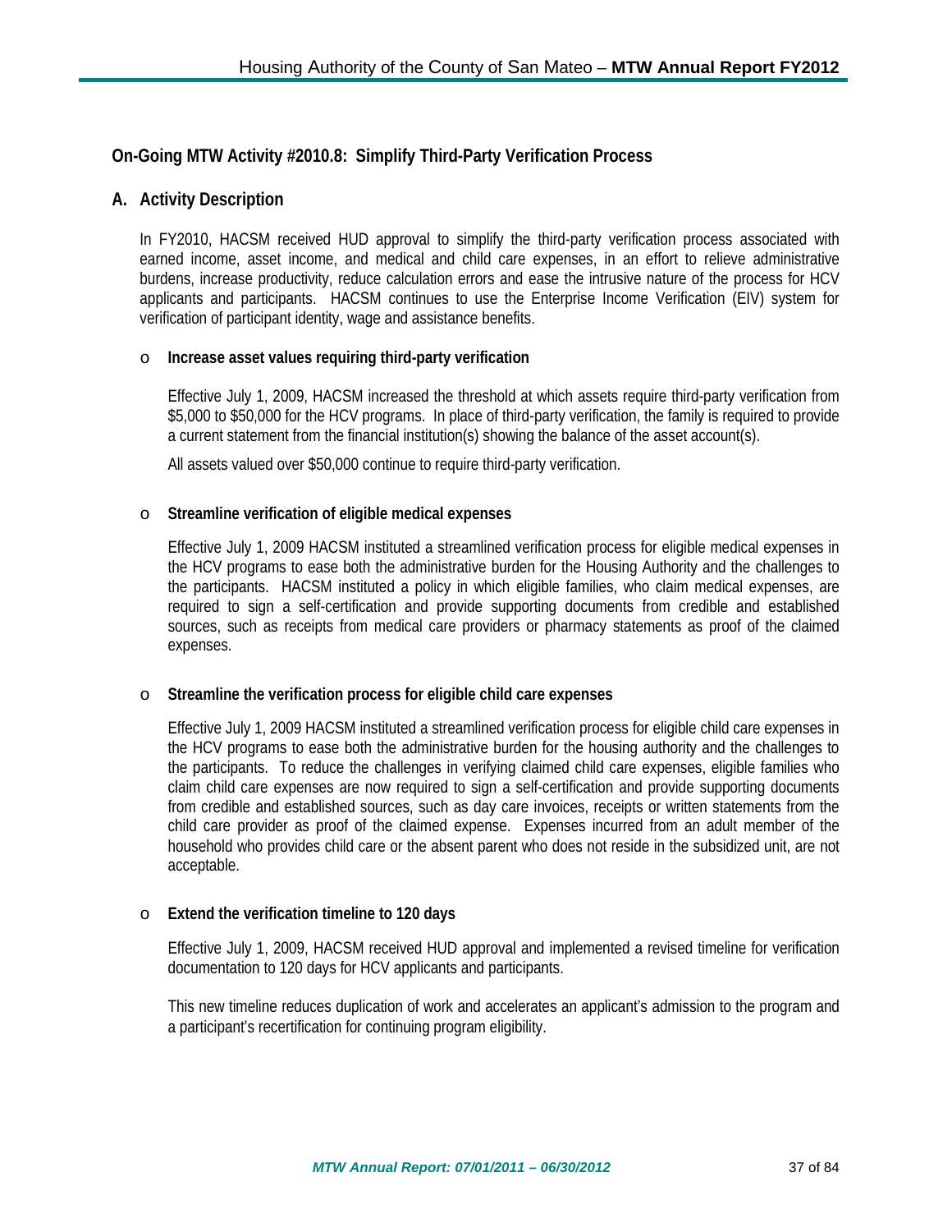## On-Going MTW Activity #2010.8: Simplify Third-Party Verification Process

### A. Activity Description

In FY2010, HACSM received HUD approval to simplify the third-party verification process associated with earned income, asset income, and medical and child care expenses, in an effort to relieve administrative burdens, increase productivity, reduce calculation errors and ease the intrusive nature of the process for HCV applicants and participants. HACSM continues to use the Enterprise Income Verification (EIV) system for verification of participant identity, wage and assistance benefits.

- **Increase asset values requiring third-party verification**

  Effective July 1, 2009, HACSM increased the threshold at which assets require third-party verification from $5,000 to $50,000 for the HCV programs. In place of third-party verification, the family is required to provide a current statement from the financial institution(s) showing the balance of the asset account(s).

  All assets valued over $50,000 continue to require third-party verification.

- **Streamline verification of eligible medical expenses**

  Effective July 1, 2009 HACSM instituted a streamlined verification process for eligible medical expenses in the HCV programs to ease both the administrative burden for the Housing Authority and the challenges to the participants. HACSM instituted a policy in which eligible families, who claim medical expenses, are required to sign a self-certification and provide supporting documents from credible and established sources, such as receipts from medical care providers or pharmacy statements as proof of the claimed expenses.

- **Streamline the verification process for eligible child care expenses**

  Effective July 1, 2009 HACSM instituted a streamlined verification process for eligible child care expenses in the HCV programs to ease both the administrative burden for the housing authority and the challenges to the participants. To reduce the challenges in verifying claimed child care expenses, eligible families who claim child care expenses are now required to sign a self-certification and provide supporting documents from credible and established sources, such as day care invoices, receipts or written statements from the child care provider as proof of the claimed expense. Expenses incurred from an adult member of the household who provides child care or the absent parent who does not reside in the subsidized unit, are not acceptable.

- **Extend the verification timeline to 120 days**

  Effective July 1, 2009, HACSM received HUD approval and implemented a revised timeline for verification documentation to 120 days for HCV applicants and participants.

  This new timeline reduces duplication of work and accelerates an applicant's admission to the program and a participant's recertification for continuing program eligibility.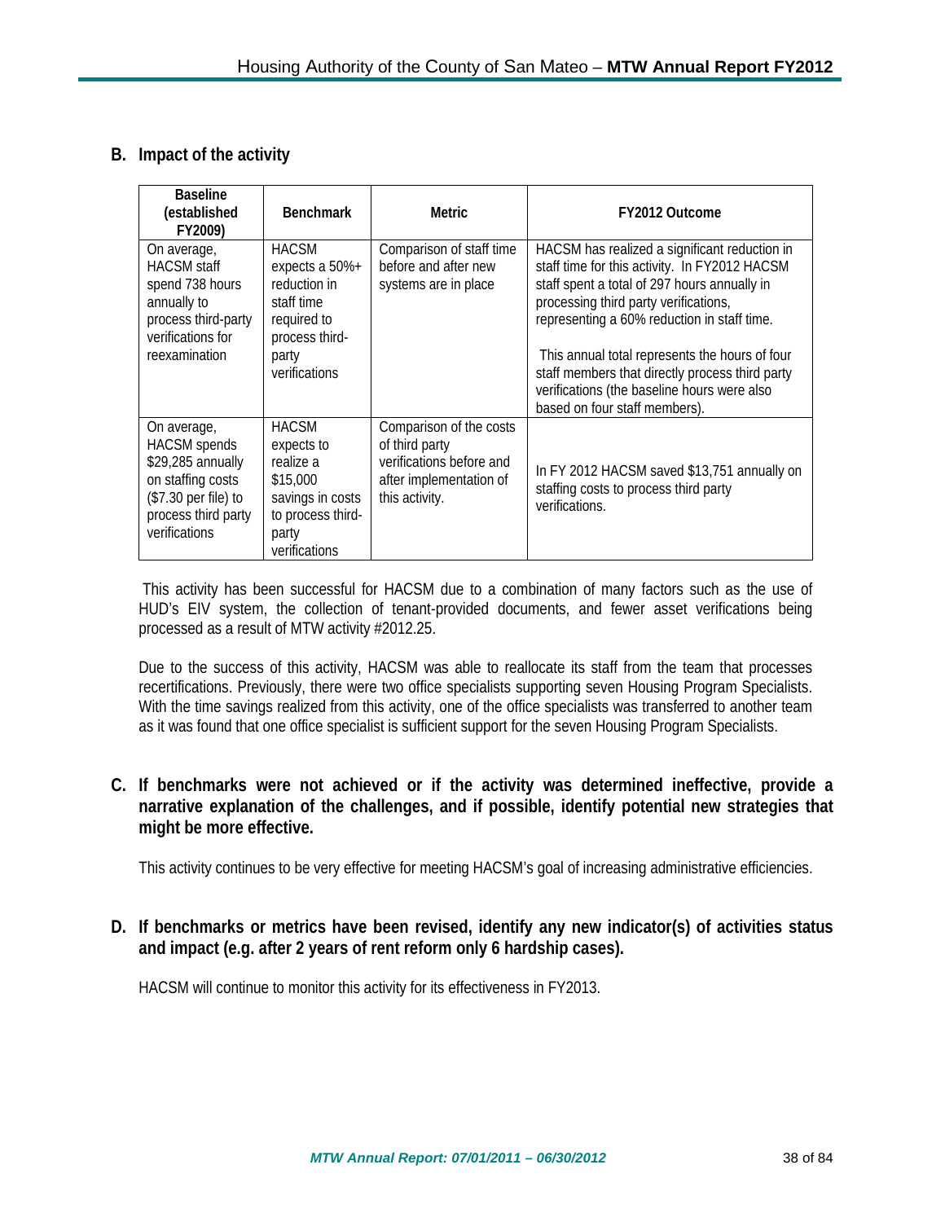### B. Impact of the activity

| Baseline (established FY2009) | Benchmark | Metric | FY2012 Outcome |
|---|---|---|---|
| On average, HACSM staff spend 738 hours annually to process third-party verifications for reexamination | HACSM expects a 50%+ reduction in staff time required to process third-party verifications | Comparison of staff time before and after new systems are in place | HACSM has realized a significant reduction in staff time for this activity. In FY2012 HACSM staff spent a total of 297 hours annually in processing third party verifications, representing a 60% reduction in staff time.<br><br>This annual total represents the hours of four staff members that directly process third party verifications (the baseline hours were also based on four staff members). |
| On average, HACSM spends $29,285 annually on staffing costs ($7.30 per file) to process third party verifications | HACSM expects to realize a $15,000 savings in costs to process third-party verifications | Comparison of the costs of third party verifications before and after implementation of this activity. | In FY 2012 HACSM saved $13,751 annually on staffing costs to process third party verifications. |

This activity has been successful for HACSM due to a combination of many factors such as the use of HUD's EIV system, the collection of tenant-provided documents, and fewer asset verifications being processed as a result of MTW activity #2012.25.

Due to the success of this activity, HACSM was able to reallocate its staff from the team that processes recertifications. Previously, there were two office specialists supporting seven Housing Program Specialists. With the time savings realized from this activity, one of the office specialists was transferred to another team as it was found that one office specialist is sufficient support for the seven Housing Program Specialists.

### C. If benchmarks were not achieved or if the activity was determined ineffective, provide a narrative explanation of the challenges, and if possible, identify potential new strategies that might be more effective.

This activity continues to be very effective for meeting HACSM's goal of increasing administrative efficiencies.

### D. If benchmarks or metrics have been revised, identify any new indicator(s) of activities status and impact (e.g. after 2 years of rent reform only 6 hardship cases).

HACSM will continue to monitor this activity for its effectiveness in FY2013.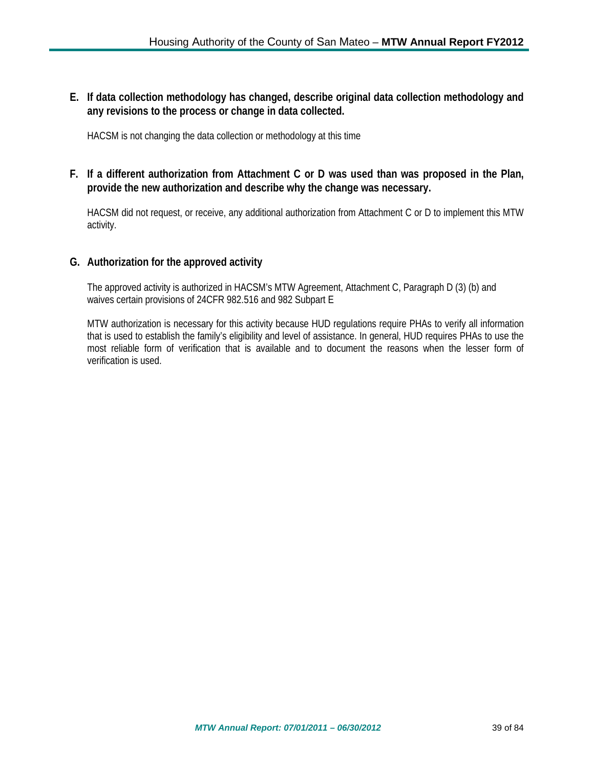### E. If data collection methodology has changed, describe original data collection methodology and any revisions to the process or change in data collected.

HACSM is not changing the data collection or methodology at this time

### F. If a different authorization from Attachment C or D was used than was proposed in the Plan, provide the new authorization and describe why the change was necessary.

HACSM did not request, or receive, any additional authorization from Attachment C or D to implement this MTW activity.

### G. Authorization for the approved activity

The approved activity is authorized in HACSM's MTW Agreement, Attachment C, Paragraph D (3) (b) and waives certain provisions of 24CFR 982.516 and 982 Subpart E

MTW authorization is necessary for this activity because HUD regulations require PHAs to verify all information that is used to establish the family's eligibility and level of assistance. In general, HUD requires PHAs to use the most reliable form of verification that is available and to document the reasons when the lesser form of verification is used.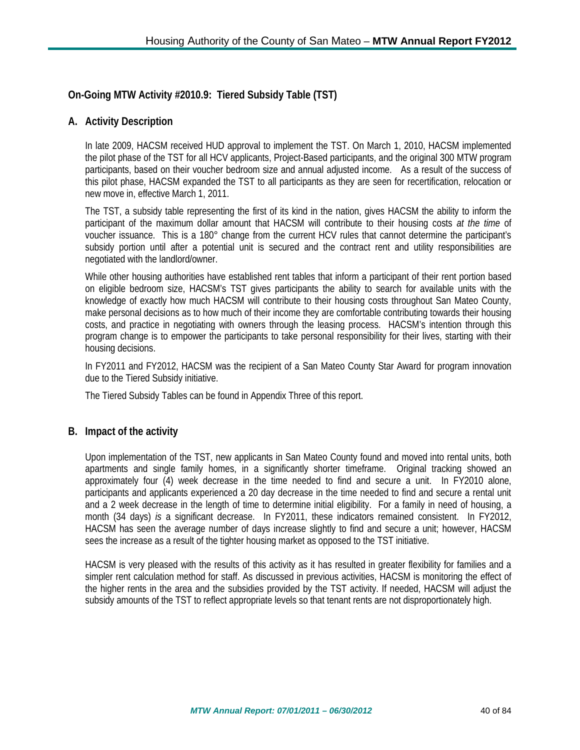## On-Going MTW Activity #2010.9: Tiered Subsidy Table (TST)

### A. Activity Description

In late 2009, HACSM received HUD approval to implement the TST. On March 1, 2010, HACSM implemented the pilot phase of the TST for all HCV applicants, Project-Based participants, and the original 300 MTW program participants, based on their voucher bedroom size and annual adjusted income. As a result of the success of this pilot phase, HACSM expanded the TST to all participants as they are seen for recertification, relocation or new move in, effective March 1, 2011.

The TST, a subsidy table representing the first of its kind in the nation, gives HACSM the ability to inform the participant of the maximum dollar amount that HACSM will contribute to their housing costs *at the time* of voucher issuance. This is a 180° change from the current HCV rules that cannot determine the participant's subsidy portion until after a potential unit is secured and the contract rent and utility responsibilities are negotiated with the landlord/owner.

While other housing authorities have established rent tables that inform a participant of their rent portion based on eligible bedroom size, HACSM's TST gives participants the ability to search for available units with the knowledge of exactly how much HACSM will contribute to their housing costs throughout San Mateo County, make personal decisions as to how much of their income they are comfortable contributing towards their housing costs, and practice in negotiating with owners through the leasing process. HACSM's intention through this program change is to empower the participants to take personal responsibility for their lives, starting with their housing decisions.

In FY2011 and FY2012, HACSM was the recipient of a San Mateo County Star Award for program innovation due to the Tiered Subsidy initiative.

The Tiered Subsidy Tables can be found in Appendix Three of this report.

### B. Impact of the activity

Upon implementation of the TST, new applicants in San Mateo County found and moved into rental units, both apartments and single family homes, in a significantly shorter timeframe. Original tracking showed an approximately four (4) week decrease in the time needed to find and secure a unit. In FY2010 alone, participants and applicants experienced a 20 day decrease in the time needed to find and secure a rental unit and a 2 week decrease in the length of time to determine initial eligibility. For a family in need of housing, a month (34 days) *is* a significant decrease. In FY2011, these indicators remained consistent. In FY2012, HACSM has seen the average number of days increase slightly to find and secure a unit; however, HACSM sees the increase as a result of the tighter housing market as opposed to the TST initiative.

HACSM is very pleased with the results of this activity as it has resulted in greater flexibility for families and a simpler rent calculation method for staff. As discussed in previous activities, HACSM is monitoring the effect of the higher rents in the area and the subsidies provided by the TST activity. If needed, HACSM will adjust the subsidy amounts of the TST to reflect appropriate levels so that tenant rents are not disproportionately high.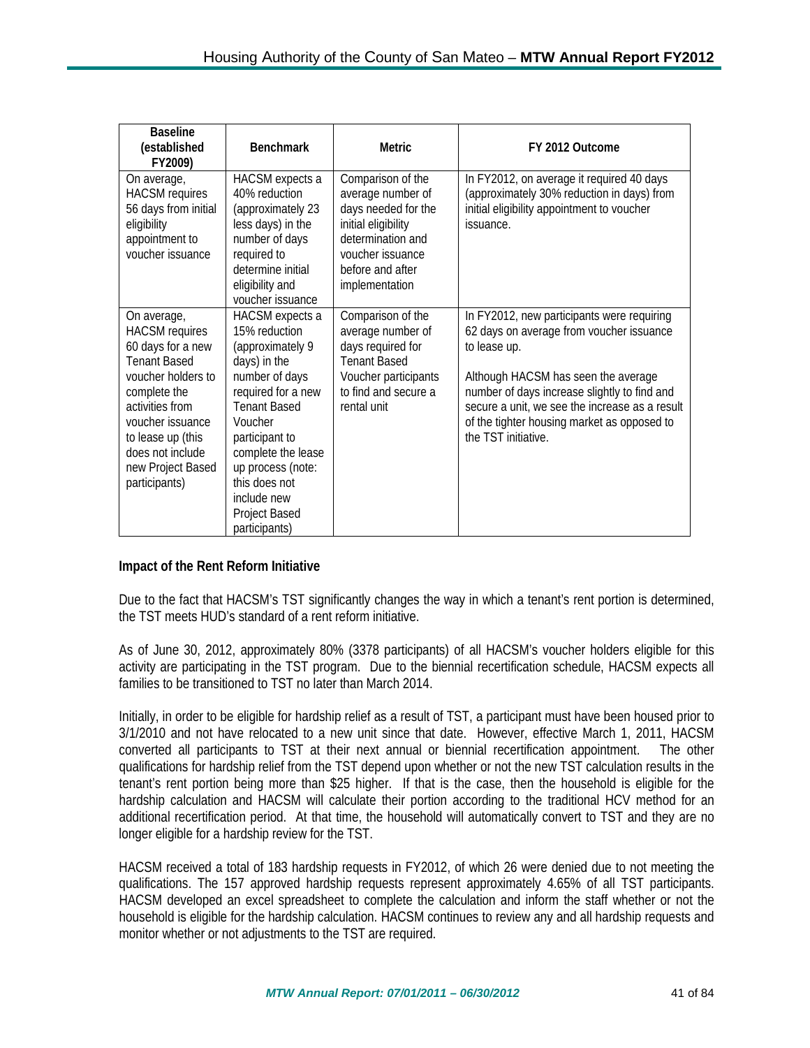| Baseline (established FY2009) | Benchmark | Metric | FY 2012 Outcome |
|---|---|---|---|
| On average, HACSM requires 56 days from initial eligibility appointment to voucher issuance | HACSM expects a 40% reduction (approximately 23 less days) in the number of days required to determine initial eligibility and voucher issuance | Comparison of the average number of days needed for the initial eligibility determination and voucher issuance before and after implementation | In FY2012, on average it required 40 days (approximately 30% reduction in days) from initial eligibility appointment to voucher issuance. |
| On average, HACSM requires 60 days for a new Tenant Based voucher holders to complete the activities from voucher issuance to lease up (this does not include new Project Based participants) | HACSM expects a 15% reduction (approximately 9 days) in the number of days required for a new Tenant Based Voucher participant to complete the lease up process (note: this does not include new Project Based participants) | Comparison of the average number of days required for Tenant Based Voucher participants to find and secure a rental unit | In FY2012, new participants were requiring 62 days on average from voucher issuance to lease up.<br><br>Although HACSM has seen the average number of days increase slightly to find and secure a unit, we see the increase as a result of the tighter housing market as opposed to the TST initiative. |

**Impact of the Rent Reform Initiative**

Due to the fact that HACSM's TST significantly changes the way in which a tenant's rent portion is determined, the TST meets HUD's standard of a rent reform initiative.

As of June 30, 2012, approximately 80% (3378 participants) of all HACSM's voucher holders eligible for this activity are participating in the TST program. Due to the biennial recertification schedule, HACSM expects all families to be transitioned to TST no later than March 2014.

Initially, in order to be eligible for hardship relief as a result of TST, a participant must have been housed prior to 3/1/2010 and not have relocated to a new unit since that date. However, effective March 1, 2011, HACSM converted all participants to TST at their next annual or biennial recertification appointment. The other qualifications for hardship relief from the TST depend upon whether or not the new TST calculation results in the tenant's rent portion being more than $25 higher. If that is the case, then the household is eligible for the hardship calculation and HACSM will calculate their portion according to the traditional HCV method for an additional recertification period. At that time, the household will automatically convert to TST and they are no longer eligible for a hardship review for the TST.

HACSM received a total of 183 hardship requests in FY2012, of which 26 were denied due to not meeting the qualifications. The 157 approved hardship requests represent approximately 4.65% of all TST participants. HACSM developed an excel spreadsheet to complete the calculation and inform the staff whether or not the household is eligible for the hardship calculation. HACSM continues to review any and all hardship requests and monitor whether or not adjustments to the TST are required.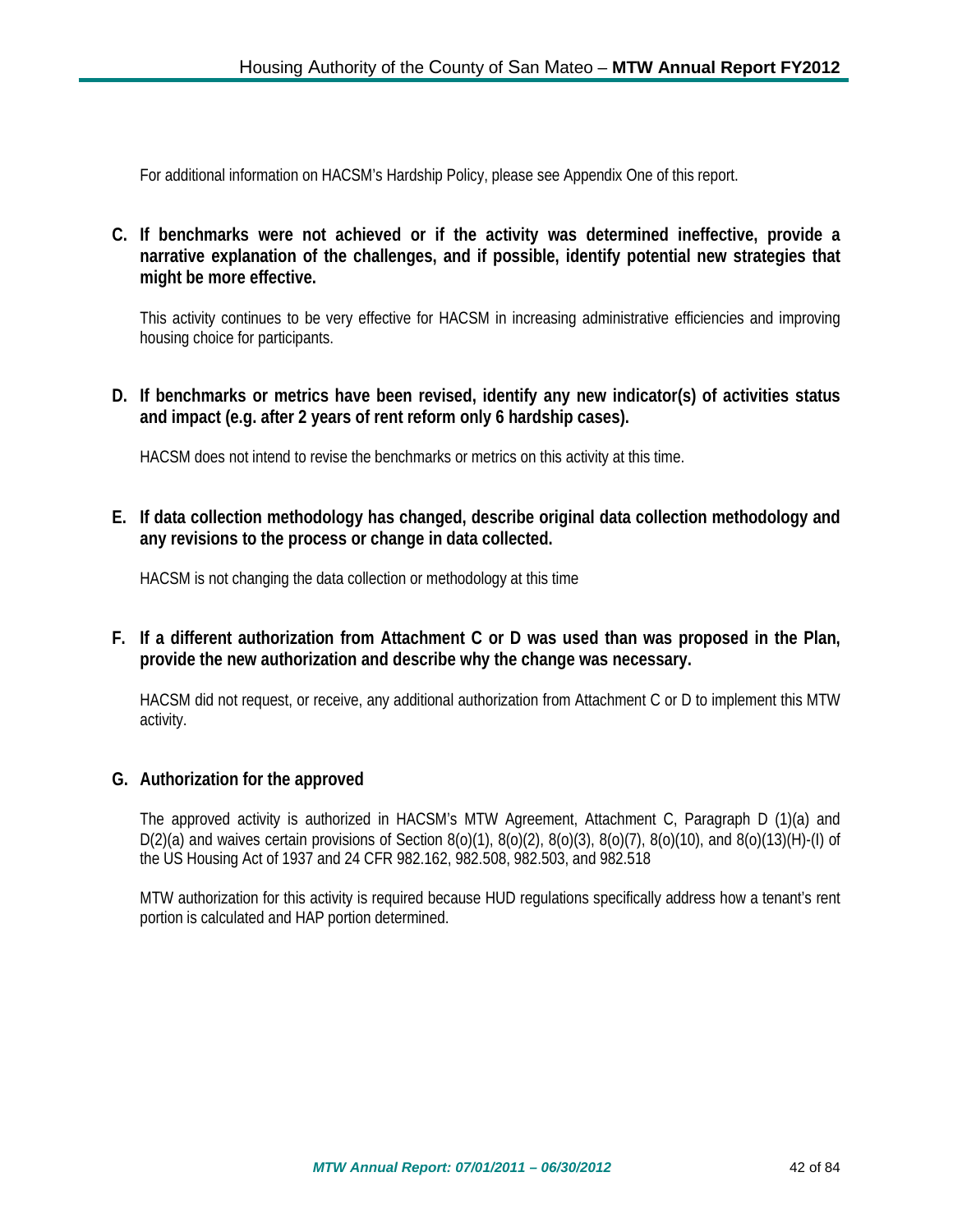For additional information on HACSM's Hardship Policy, please see Appendix One of this report.

**C. If benchmarks were not achieved or if the activity was determined ineffective, provide a narrative explanation of the challenges, and if possible, identify potential new strategies that might be more effective.**

This activity continues to be very effective for HACSM in increasing administrative efficiencies and improving housing choice for participants.

**D. If benchmarks or metrics have been revised, identify any new indicator(s) of activities status and impact (e.g. after 2 years of rent reform only 6 hardship cases).**

HACSM does not intend to revise the benchmarks or metrics on this activity at this time.

**E. If data collection methodology has changed, describe original data collection methodology and any revisions to the process or change in data collected.**

HACSM is not changing the data collection or methodology at this time

**F. If a different authorization from Attachment C or D was used than was proposed in the Plan, provide the new authorization and describe why the change was necessary.**

HACSM did not request, or receive, any additional authorization from Attachment C or D to implement this MTW activity.

**G. Authorization for the approved**

The approved activity is authorized in HACSM's MTW Agreement, Attachment C, Paragraph D (1)(a) and D(2)(a) and waives certain provisions of Section 8(o)(1), 8(o)(2), 8(o)(3), 8(o)(7), 8(o)(10), and 8(o)(13)(H)-(I) of the US Housing Act of 1937 and 24 CFR 982.162, 982.508, 982.503, and 982.518

MTW authorization for this activity is required because HUD regulations specifically address how a tenant's rent portion is calculated and HAP portion determined.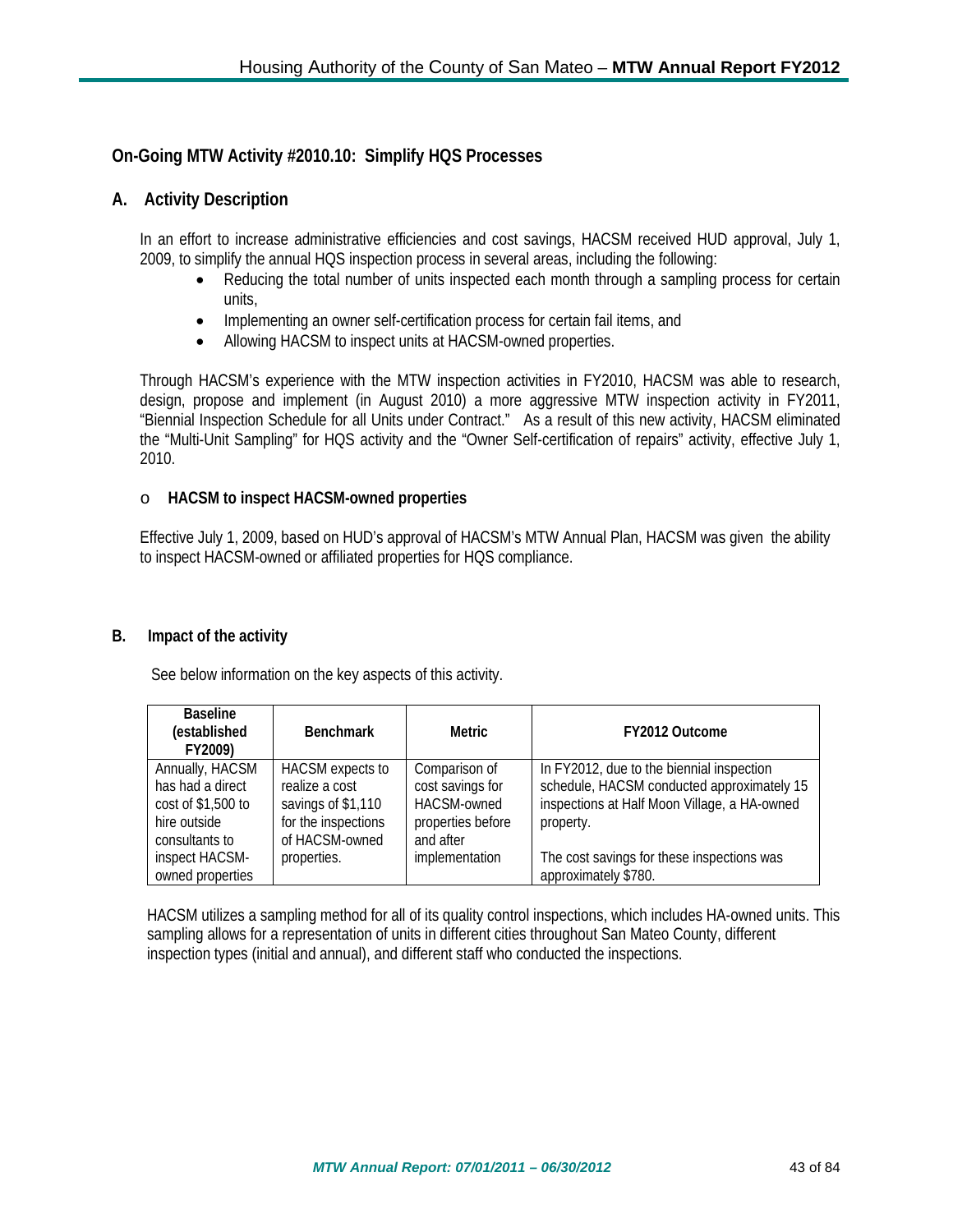## On-Going MTW Activity #2010.10: Simplify HQS Processes

### A. Activity Description

In an effort to increase administrative efficiencies and cost savings, HACSM received HUD approval, July 1, 2009, to simplify the annual HQS inspection process in several areas, including the following:

- Reducing the total number of units inspected each month through a sampling process for certain units,
- Implementing an owner self-certification process for certain fail items, and
- Allowing HACSM to inspect units at HACSM-owned properties.

Through HACSM's experience with the MTW inspection activities in FY2010, HACSM was able to research, design, propose and implement (in August 2010) a more aggressive MTW inspection activity in FY2011, "Biennial Inspection Schedule for all Units under Contract." As a result of this new activity, HACSM eliminated the "Multi-Unit Sampling" for HQS activity and the "Owner Self-certification of repairs" activity, effective July 1, 2010.

- **HACSM to inspect HACSM-owned properties**

Effective July 1, 2009, based on HUD's approval of HACSM's MTW Annual Plan, HACSM was given the ability to inspect HACSM-owned or affiliated properties for HQS compliance.

### B. Impact of the activity

See below information on the key aspects of this activity.

| Baseline (established FY2009) | Benchmark | Metric | FY2012 Outcome |
|---|---|---|---|
| Annually, HACSM has had a direct cost of $1,500 to hire outside consultants to inspect HACSM-owned properties | HACSM expects to realize a cost savings of $1,110 for the inspections of HACSM-owned properties. | Comparison of cost savings for HACSM-owned properties before and after implementation | In FY2012, due to the biennial inspection schedule, HACSM conducted approximately 15 inspections at Half Moon Village, a HA-owned property.<br><br>The cost savings for these inspections was approximately $780. |

HACSM utilizes a sampling method for all of its quality control inspections, which includes HA-owned units. This sampling allows for a representation of units in different cities throughout San Mateo County, different inspection types (initial and annual), and different staff who conducted the inspections.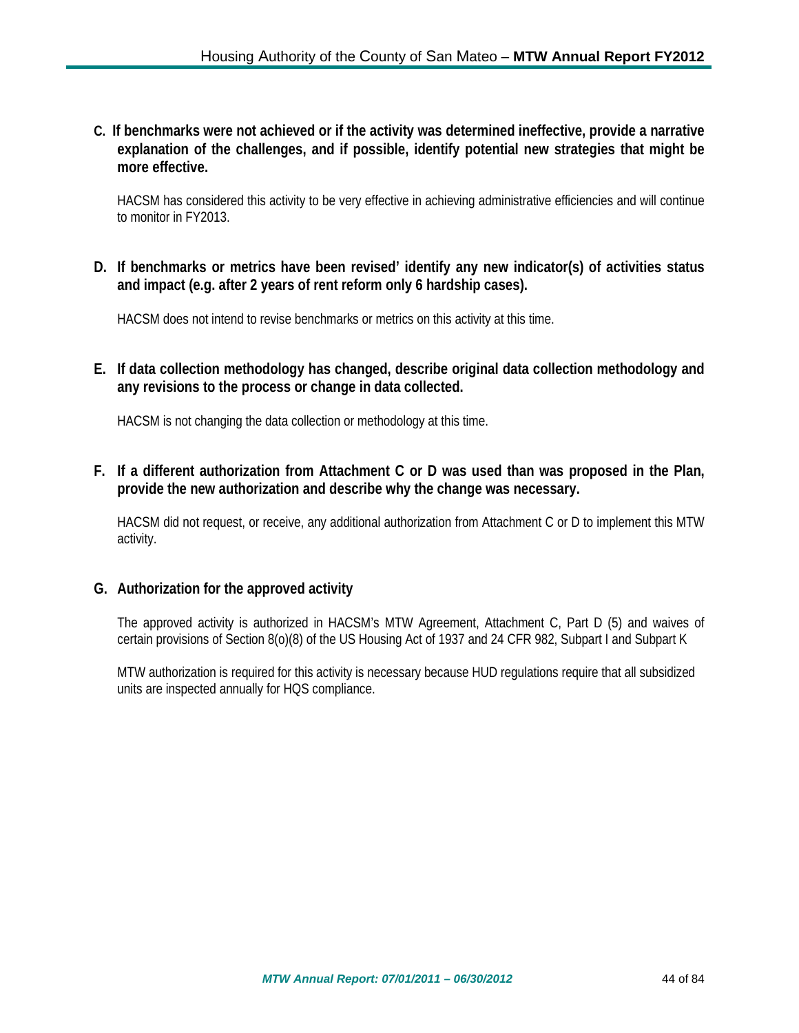**C. If benchmarks were not achieved or if the activity was determined ineffective, provide a narrative explanation of the challenges, and if possible, identify potential new strategies that might be more effective.**

HACSM has considered this activity to be very effective in achieving administrative efficiencies and will continue to monitor in FY2013.

**D. If benchmarks or metrics have been revised' identify any new indicator(s) of activities status and impact (e.g. after 2 years of rent reform only 6 hardship cases).**

HACSM does not intend to revise benchmarks or metrics on this activity at this time.

**E. If data collection methodology has changed, describe original data collection methodology and any revisions to the process or change in data collected.**

HACSM is not changing the data collection or methodology at this time.

**F. If a different authorization from Attachment C or D was used than was proposed in the Plan, provide the new authorization and describe why the change was necessary.**

HACSM did not request, or receive, any additional authorization from Attachment C or D to implement this MTW activity.

**G. Authorization for the approved activity**

The approved activity is authorized in HACSM's MTW Agreement, Attachment C, Part D (5) and waives of certain provisions of Section 8(o)(8) of the US Housing Act of 1937 and 24 CFR 982, Subpart I and Subpart K

MTW authorization is required for this activity is necessary because HUD regulations require that all subsidized units are inspected annually for HQS compliance.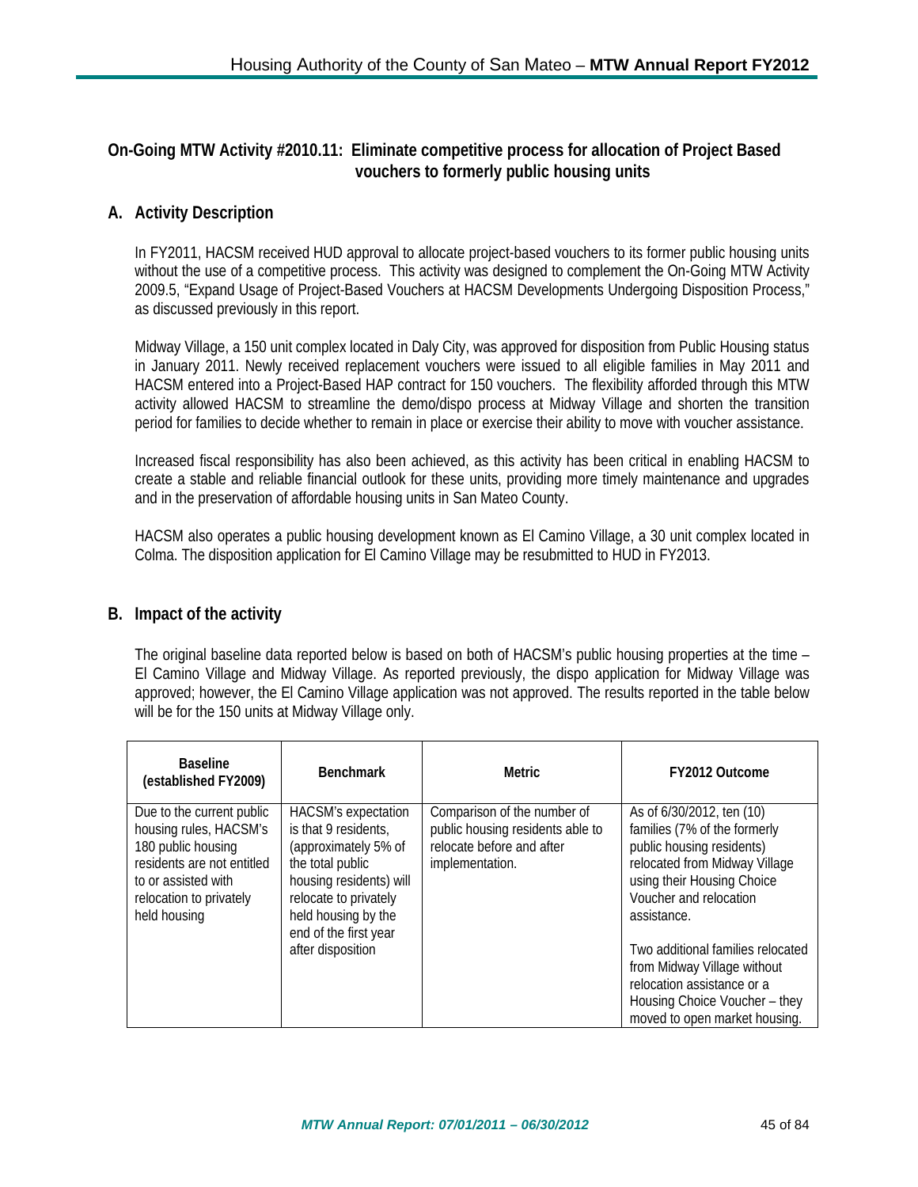## On-Going MTW Activity #2010.11: Eliminate competitive process for allocation of Project Based vouchers to formerly public housing units

### A. Activity Description

In FY2011, HACSM received HUD approval to allocate project-based vouchers to its former public housing units without the use of a competitive process. This activity was designed to complement the On-Going MTW Activity 2009.5, "Expand Usage of Project-Based Vouchers at HACSM Developments Undergoing Disposition Process," as discussed previously in this report.

Midway Village, a 150 unit complex located in Daly City, was approved for disposition from Public Housing status in January 2011. Newly received replacement vouchers were issued to all eligible families in May 2011 and HACSM entered into a Project-Based HAP contract for 150 vouchers. The flexibility afforded through this MTW activity allowed HACSM to streamline the demo/dispo process at Midway Village and shorten the transition period for families to decide whether to remain in place or exercise their ability to move with voucher assistance.

Increased fiscal responsibility has also been achieved, as this activity has been critical in enabling HACSM to create a stable and reliable financial outlook for these units, providing more timely maintenance and upgrades and in the preservation of affordable housing units in San Mateo County.

HACSM also operates a public housing development known as El Camino Village, a 30 unit complex located in Colma. The disposition application for El Camino Village may be resubmitted to HUD in FY2013.

### B. Impact of the activity

The original baseline data reported below is based on both of HACSM's public housing properties at the time – El Camino Village and Midway Village. As reported previously, the dispo application for Midway Village was approved; however, the El Camino Village application was not approved. The results reported in the table below will be for the 150 units at Midway Village only.

| Baseline (established FY2009) | Benchmark | Metric | FY2012 Outcome |
|---|---|---|---|
| Due to the current public housing rules, HACSM's 180 public housing residents are not entitled to or assisted with relocation to privately held housing | HACSM's expectation is that 9 residents, (approximately 5% of the total public housing residents) will relocate to privately held housing by the end of the first year after disposition | Comparison of the number of public housing residents able to relocate before and after implementation. | As of 6/30/2012, ten (10) families (7% of the formerly public housing residents) relocated from Midway Village using their Housing Choice Voucher and relocation assistance.<br><br>Two additional families relocated from Midway Village without relocation assistance or a Housing Choice Voucher – they moved to open market housing. |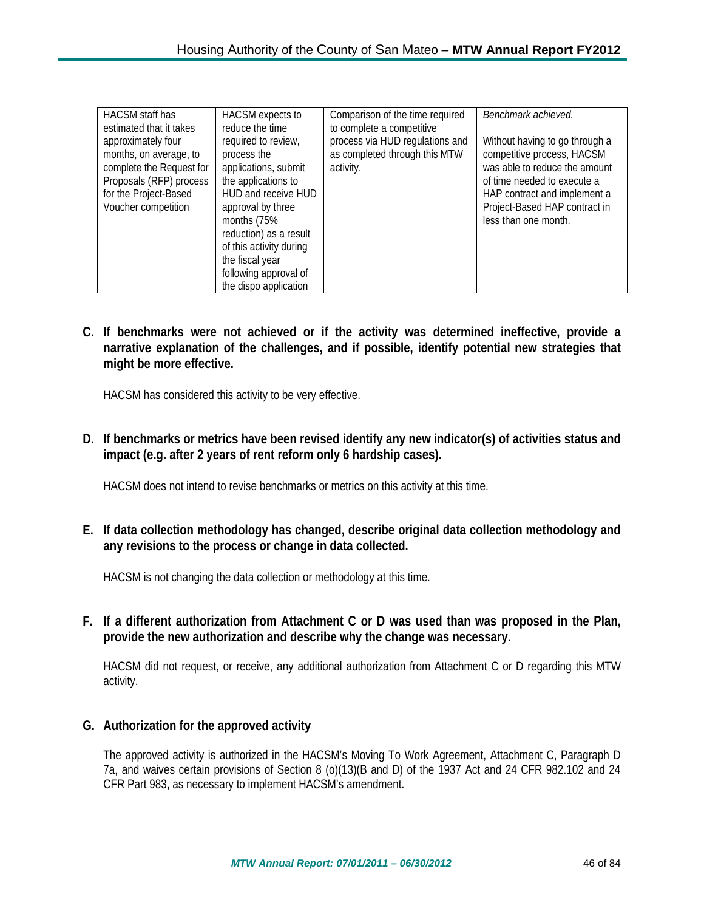| HACSM staff has estimated that it takes approximately four months, on average, to complete the Request for Proposals (RFP) process for the Project-Based Voucher competition | HACSM expects to reduce the time required to review, process the applications, submit the applications to HUD and receive HUD approval by three months (75% reduction) as a result of this activity during the fiscal year following approval of the dispo application | Comparison of the time required to complete a competitive process via HUD regulations and as completed through this MTW activity. | *Benchmark achieved.*<br><br>Without having to go through a competitive process, HACSM was able to reduce the amount of time needed to execute a HAP contract and implement a Project-Based HAP contract in less than one month. |
|---|---|---|---|

**C. If benchmarks were not achieved or if the activity was determined ineffective, provide a narrative explanation of the challenges, and if possible, identify potential new strategies that might be more effective.**

HACSM has considered this activity to be very effective.

**D. If benchmarks or metrics have been revised identify any new indicator(s) of activities status and impact (e.g. after 2 years of rent reform only 6 hardship cases).**

HACSM does not intend to revise benchmarks or metrics on this activity at this time.

**E. If data collection methodology has changed, describe original data collection methodology and any revisions to the process or change in data collected.**

HACSM is not changing the data collection or methodology at this time.

**F. If a different authorization from Attachment C or D was used than was proposed in the Plan, provide the new authorization and describe why the change was necessary.**

HACSM did not request, or receive, any additional authorization from Attachment C or D regarding this MTW activity.

**G. Authorization for the approved activity**

The approved activity is authorized in the HACSM's Moving To Work Agreement, Attachment C, Paragraph D 7a, and waives certain provisions of Section 8 (o)(13)(B and D) of the 1937 Act and 24 CFR 982.102 and 24 CFR Part 983, as necessary to implement HACSM's amendment.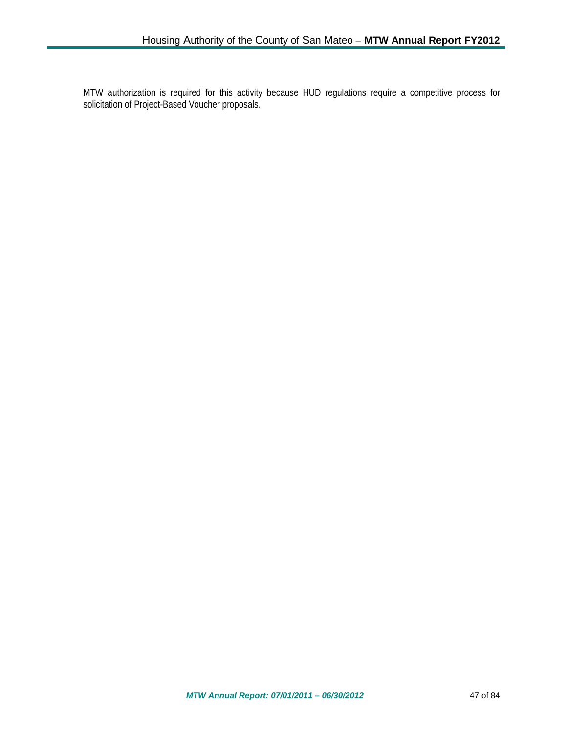MTW authorization is required for this activity because HUD regulations require a competitive process for solicitation of Project-Based Voucher proposals.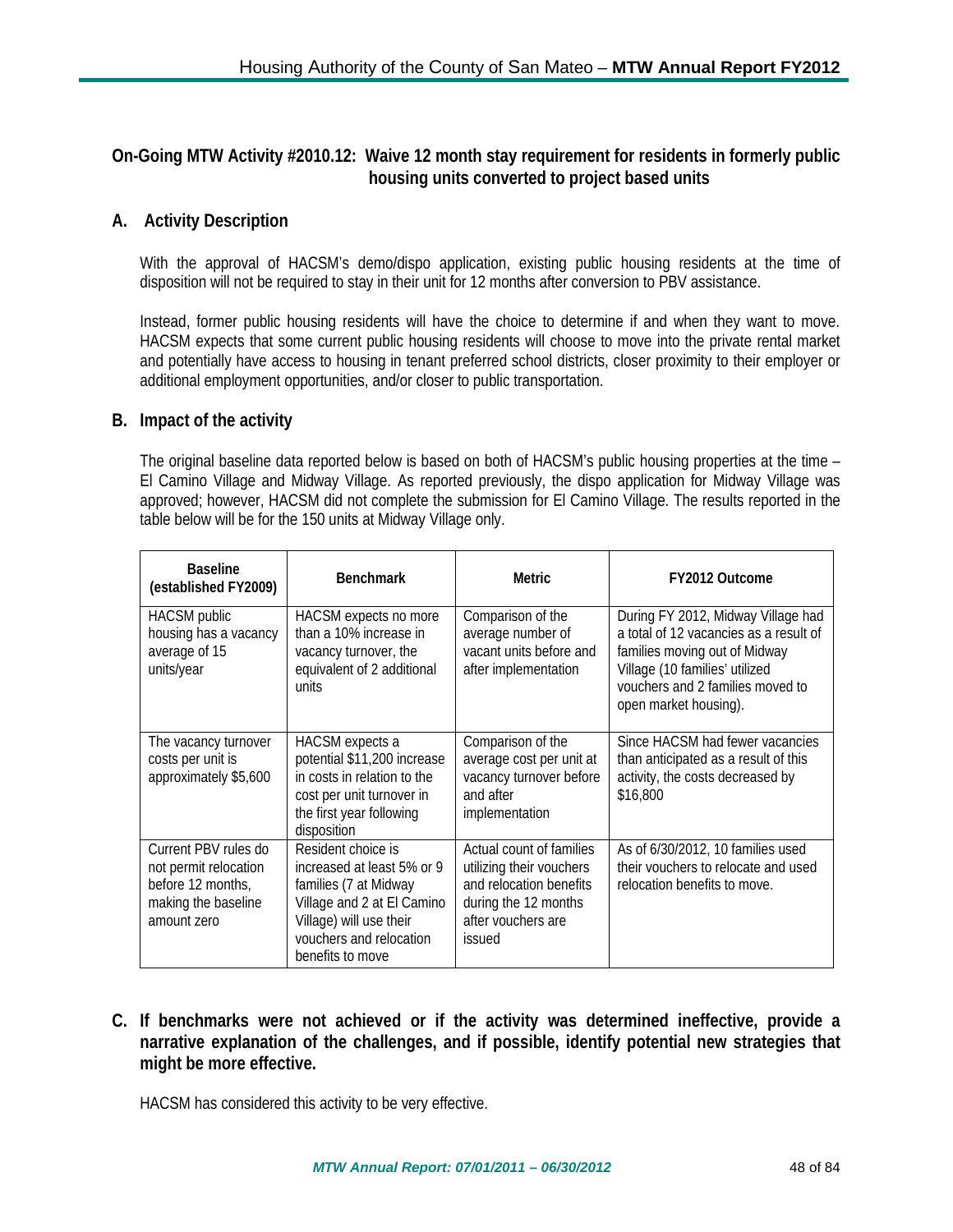## On-Going MTW Activity #2010.12: Waive 12 month stay requirement for residents in formerly public housing units converted to project based units

### A. Activity Description

With the approval of HACSM's demo/dispo application, existing public housing residents at the time of disposition will not be required to stay in their unit for 12 months after conversion to PBV assistance.

Instead, former public housing residents will have the choice to determine if and when they want to move. HACSM expects that some current public housing residents will choose to move into the private rental market and potentially have access to housing in tenant preferred school districts, closer proximity to their employer or additional employment opportunities, and/or closer to public transportation.

### B. Impact of the activity

The original baseline data reported below is based on both of HACSM's public housing properties at the time – El Camino Village and Midway Village. As reported previously, the dispo application for Midway Village was approved; however, HACSM did not complete the submission for El Camino Village. The results reported in the table below will be for the 150 units at Midway Village only.

| Baseline (established FY2009) | Benchmark | Metric | FY2012 Outcome |
|---|---|---|---|
| HACSM public housing has a vacancy average of 15 units/year | HACSM expects no more than a 10% increase in vacancy turnover, the equivalent of 2 additional units | Comparison of the average number of vacant units before and after implementation | During FY 2012, Midway Village had a total of 12 vacancies as a result of families moving out of Midway Village (10 families' utilized vouchers and 2 families moved to open market housing). |
| The vacancy turnover costs per unit is approximately $5,600 | HACSM expects a potential $11,200 increase in costs in relation to the cost per unit turnover in the first year following disposition | Comparison of the average cost per unit at vacancy turnover before and after implementation | Since HACSM had fewer vacancies than anticipated as a result of this activity, the costs decreased by $16,800 |
| Current PBV rules do not permit relocation before 12 months, making the baseline amount zero | Resident choice is increased at least 5% or 9 families (7 at Midway Village and 2 at El Camino Village) will use their vouchers and relocation benefits to move | Actual count of families utilizing their vouchers and relocation benefits during the 12 months after vouchers are issued | As of 6/30/2012, 10 families used their vouchers to relocate and used relocation benefits to move. |

### C. If benchmarks were not achieved or if the activity was determined ineffective, provide a narrative explanation of the challenges, and if possible, identify potential new strategies that might be more effective.

HACSM has considered this activity to be very effective.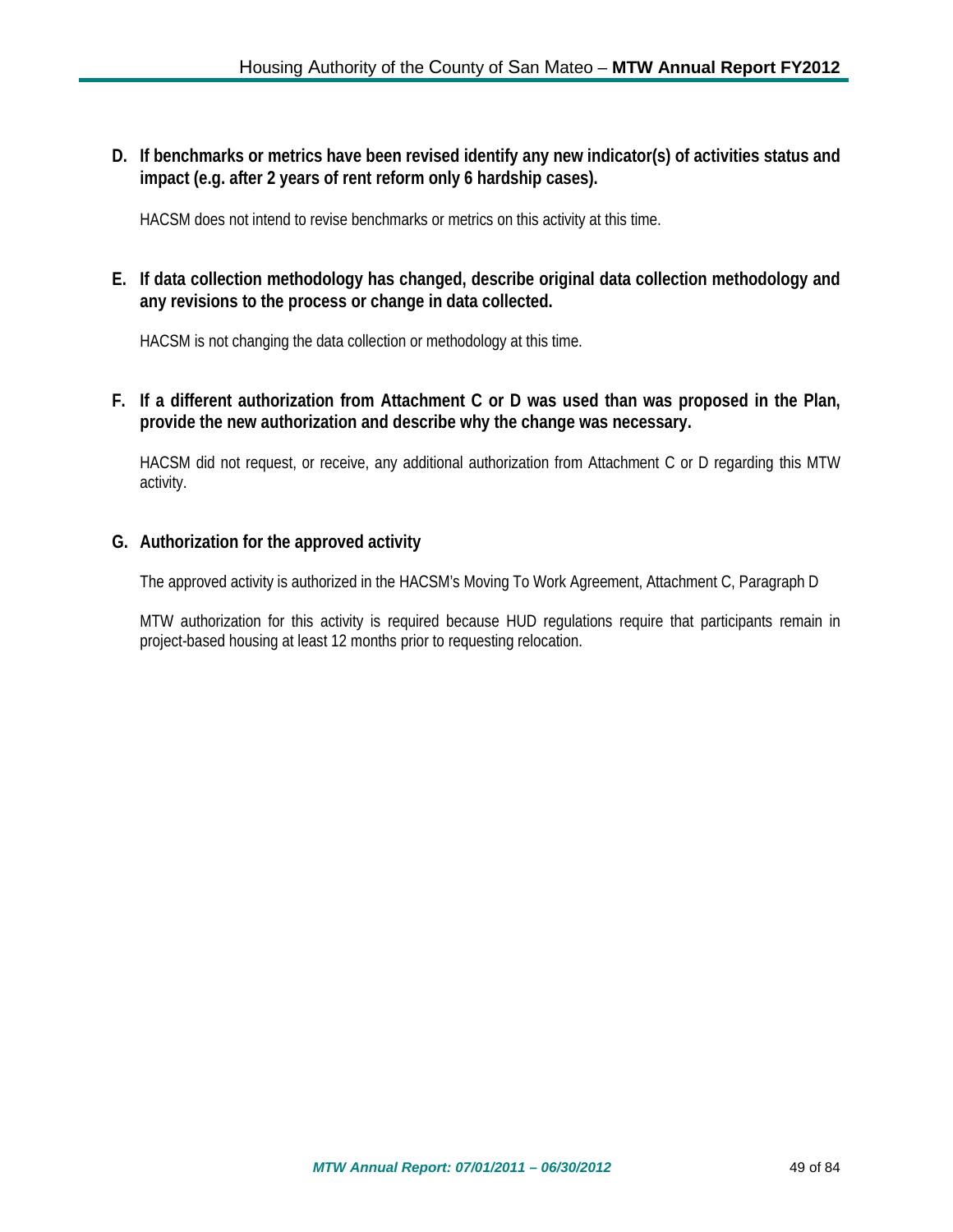**D. If benchmarks or metrics have been revised identify any new indicator(s) of activities status and impact (e.g. after 2 years of rent reform only 6 hardship cases).**

HACSM does not intend to revise benchmarks or metrics on this activity at this time.

**E. If data collection methodology has changed, describe original data collection methodology and any revisions to the process or change in data collected.**

HACSM is not changing the data collection or methodology at this time.

**F. If a different authorization from Attachment C or D was used than was proposed in the Plan, provide the new authorization and describe why the change was necessary.**

HACSM did not request, or receive, any additional authorization from Attachment C or D regarding this MTW activity.

**G. Authorization for the approved activity**

The approved activity is authorized in the HACSM's Moving To Work Agreement, Attachment C, Paragraph D

MTW authorization for this activity is required because HUD regulations require that participants remain in project-based housing at least 12 months prior to requesting relocation.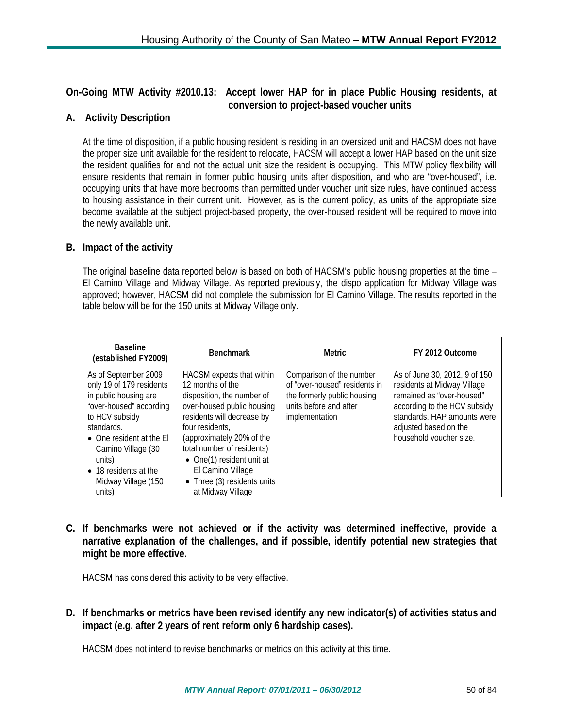## On-Going MTW Activity #2010.13: Accept lower HAP for in place Public Housing residents, at conversion to project-based voucher units

### A. Activity Description

At the time of disposition, if a public housing resident is residing in an oversized unit and HACSM does not have the proper size unit available for the resident to relocate, HACSM will accept a lower HAP based on the unit size the resident qualifies for and not the actual unit size the resident is occupying. This MTW policy flexibility will ensure residents that remain in former public housing units after disposition, and who are "over-housed", i.e. occupying units that have more bedrooms than permitted under voucher unit size rules, have continued access to housing assistance in their current unit. However, as is the current policy, as units of the appropriate size become available at the subject project-based property, the over-housed resident will be required to move into the newly available unit.

### B. Impact of the activity

The original baseline data reported below is based on both of HACSM's public housing properties at the time – El Camino Village and Midway Village. As reported previously, the dispo application for Midway Village was approved; however, HACSM did not complete the submission for El Camino Village. The results reported in the table below will be for the 150 units at Midway Village only.

| Baseline (established FY2009) | Benchmark | Metric | FY 2012 Outcome |
|---|---|---|---|
| As of September 2009 only 19 of 179 residents in public housing are "over-housed" according to HCV subsidy standards.<br>• One resident at the El Camino Village (30 units)<br>• 18 residents at the Midway Village (150 units) | HACSM expects that within 12 months of the disposition, the number of over-housed public housing residents will decrease by four residents, (approximately 20% of the total number of residents)<br>• One(1) resident unit at El Camino Village<br>• Three (3) residents units at Midway Village | Comparison of the number of "over-housed" residents in the formerly public housing units before and after implementation | As of June 30, 2012, 9 of 150 residents at Midway Village remained as "over-housed" according to the HCV subsidy standards. HAP amounts were adjusted based on the household voucher size. |

### C. If benchmarks were not achieved or if the activity was determined ineffective, provide a narrative explanation of the challenges, and if possible, identify potential new strategies that might be more effective.

HACSM has considered this activity to be very effective.

### D. If benchmarks or metrics have been revised identify any new indicator(s) of activities status and impact (e.g. after 2 years of rent reform only 6 hardship cases).

HACSM does not intend to revise benchmarks or metrics on this activity at this time.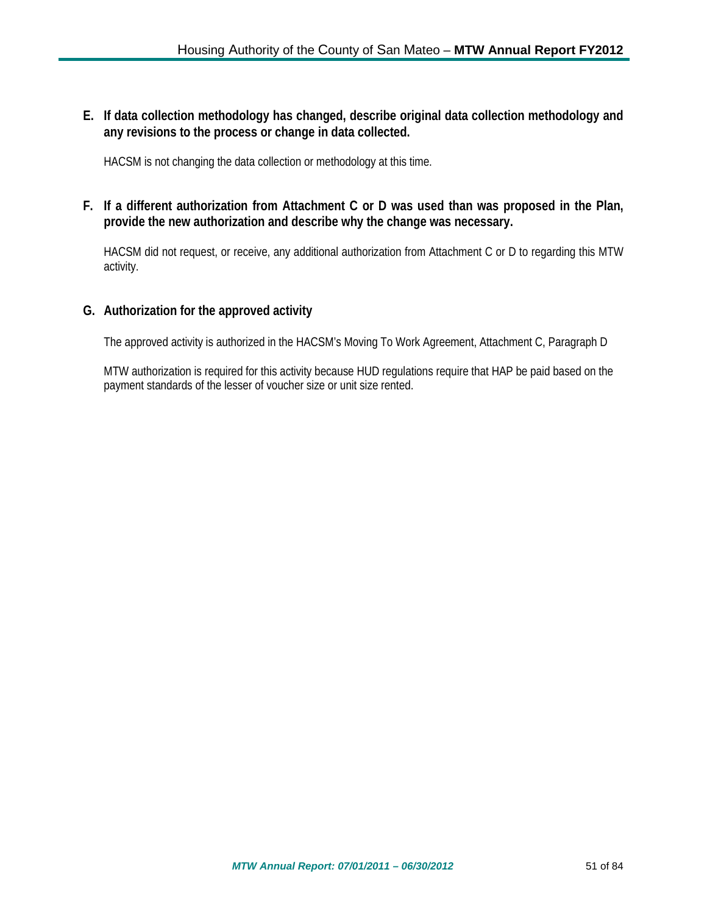**E. If data collection methodology has changed, describe original data collection methodology and any revisions to the process or change in data collected.**

HACSM is not changing the data collection or methodology at this time.

**F. If a different authorization from Attachment C or D was used than was proposed in the Plan, provide the new authorization and describe why the change was necessary.**

HACSM did not request, or receive, any additional authorization from Attachment C or D to regarding this MTW activity.

**G. Authorization for the approved activity**

The approved activity is authorized in the HACSM's Moving To Work Agreement, Attachment C, Paragraph D

MTW authorization is required for this activity because HUD regulations require that HAP be paid based on the payment standards of the lesser of voucher size or unit size rented.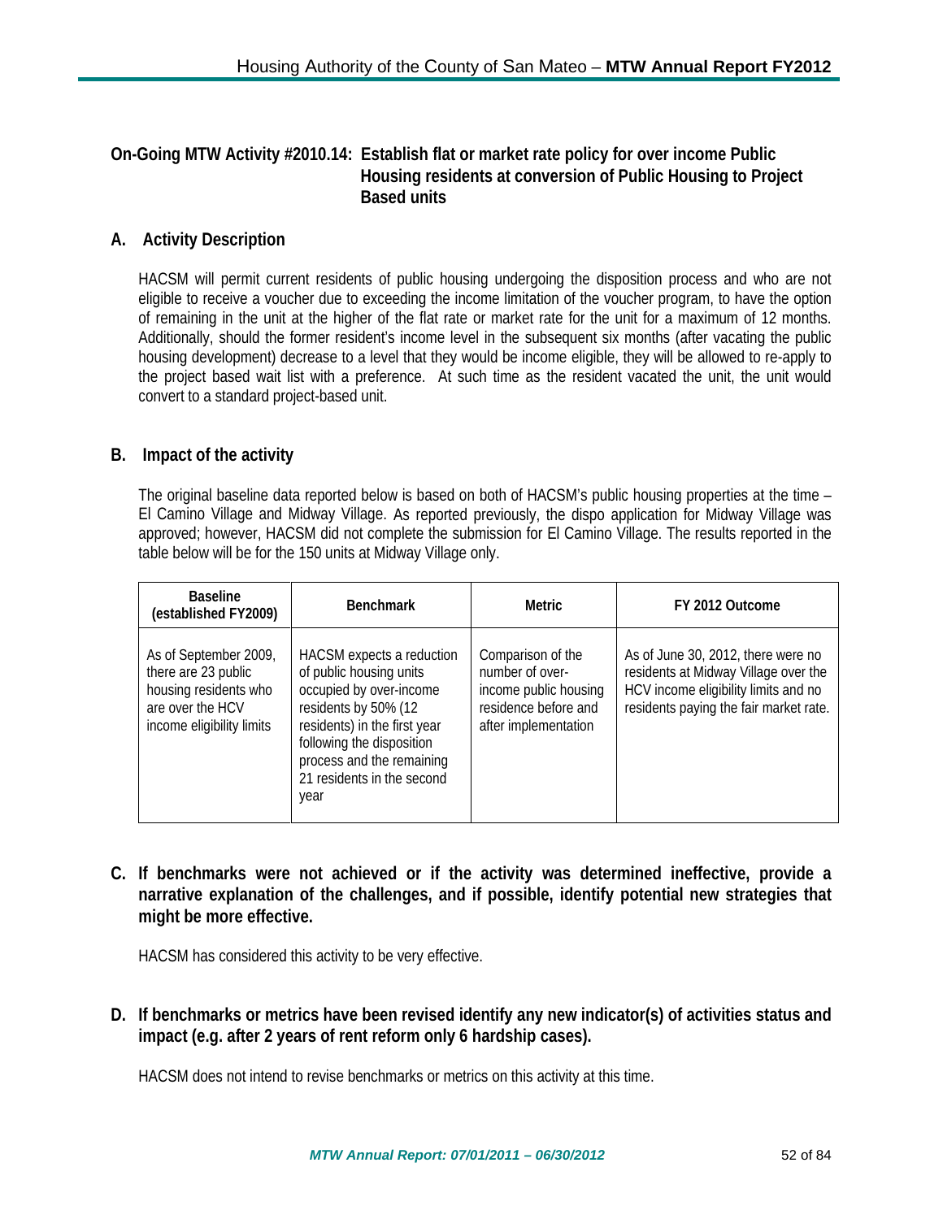## On-Going MTW Activity #2010.14: Establish flat or market rate policy for over income Public Housing residents at conversion of Public Housing to Project Based units

### A. Activity Description

HACSM will permit current residents of public housing undergoing the disposition process and who are not eligible to receive a voucher due to exceeding the income limitation of the voucher program, to have the option of remaining in the unit at the higher of the flat rate or market rate for the unit for a maximum of 12 months. Additionally, should the former resident's income level in the subsequent six months (after vacating the public housing development) decrease to a level that they would be income eligible, they will be allowed to re-apply to the project based wait list with a preference. At such time as the resident vacated the unit, the unit would convert to a standard project-based unit.

### B. Impact of the activity

The original baseline data reported below is based on both of HACSM's public housing properties at the time – El Camino Village and Midway Village. As reported previously, the dispo application for Midway Village was approved; however, HACSM did not complete the submission for El Camino Village. The results reported in the table below will be for the 150 units at Midway Village only.

| Baseline (established FY2009) | Benchmark | Metric | FY 2012 Outcome |
|---|---|---|---|
| As of September 2009, there are 23 public housing residents who are over the HCV income eligibility limits | HACSM expects a reduction of public housing units occupied by over-income residents by 50% (12 residents) in the first year following the disposition process and the remaining 21 residents in the second year | Comparison of the number of over-income public housing residence before and after implementation | As of June 30, 2012, there were no residents at Midway Village over the HCV income eligibility limits and no residents paying the fair market rate. |

### C. If benchmarks were not achieved or if the activity was determined ineffective, provide a narrative explanation of the challenges, and if possible, identify potential new strategies that might be more effective.

HACSM has considered this activity to be very effective.

### D. If benchmarks or metrics have been revised identify any new indicator(s) of activities status and impact (e.g. after 2 years of rent reform only 6 hardship cases).

HACSM does not intend to revise benchmarks or metrics on this activity at this time.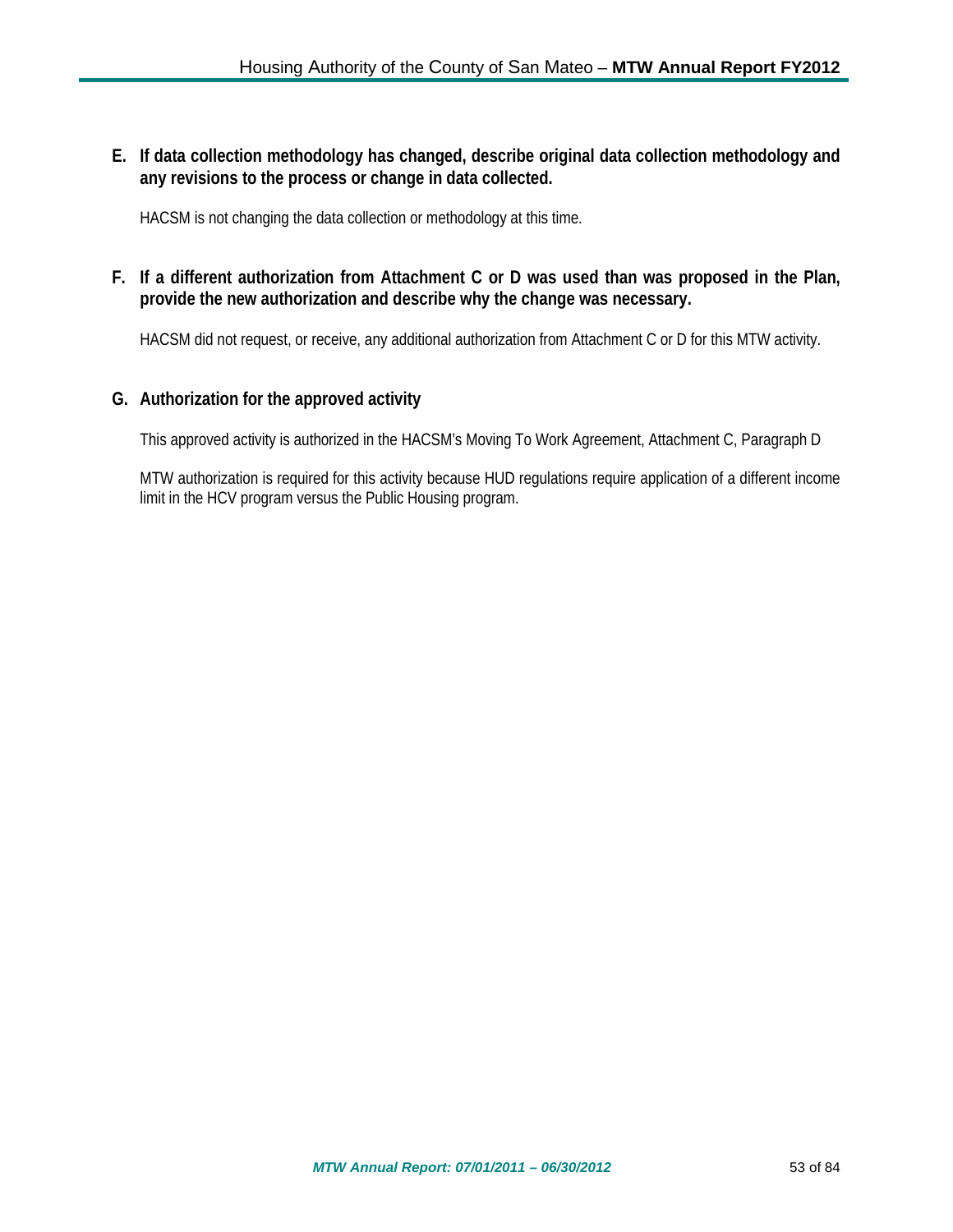**E. If data collection methodology has changed, describe original data collection methodology and any revisions to the process or change in data collected.**

HACSM is not changing the data collection or methodology at this time.

**F. If a different authorization from Attachment C or D was used than was proposed in the Plan, provide the new authorization and describe why the change was necessary.**

HACSM did not request, or receive, any additional authorization from Attachment C or D for this MTW activity.

**G. Authorization for the approved activity**

This approved activity is authorized in the HACSM's Moving To Work Agreement, Attachment C, Paragraph D

MTW authorization is required for this activity because HUD regulations require application of a different income limit in the HCV program versus the Public Housing program.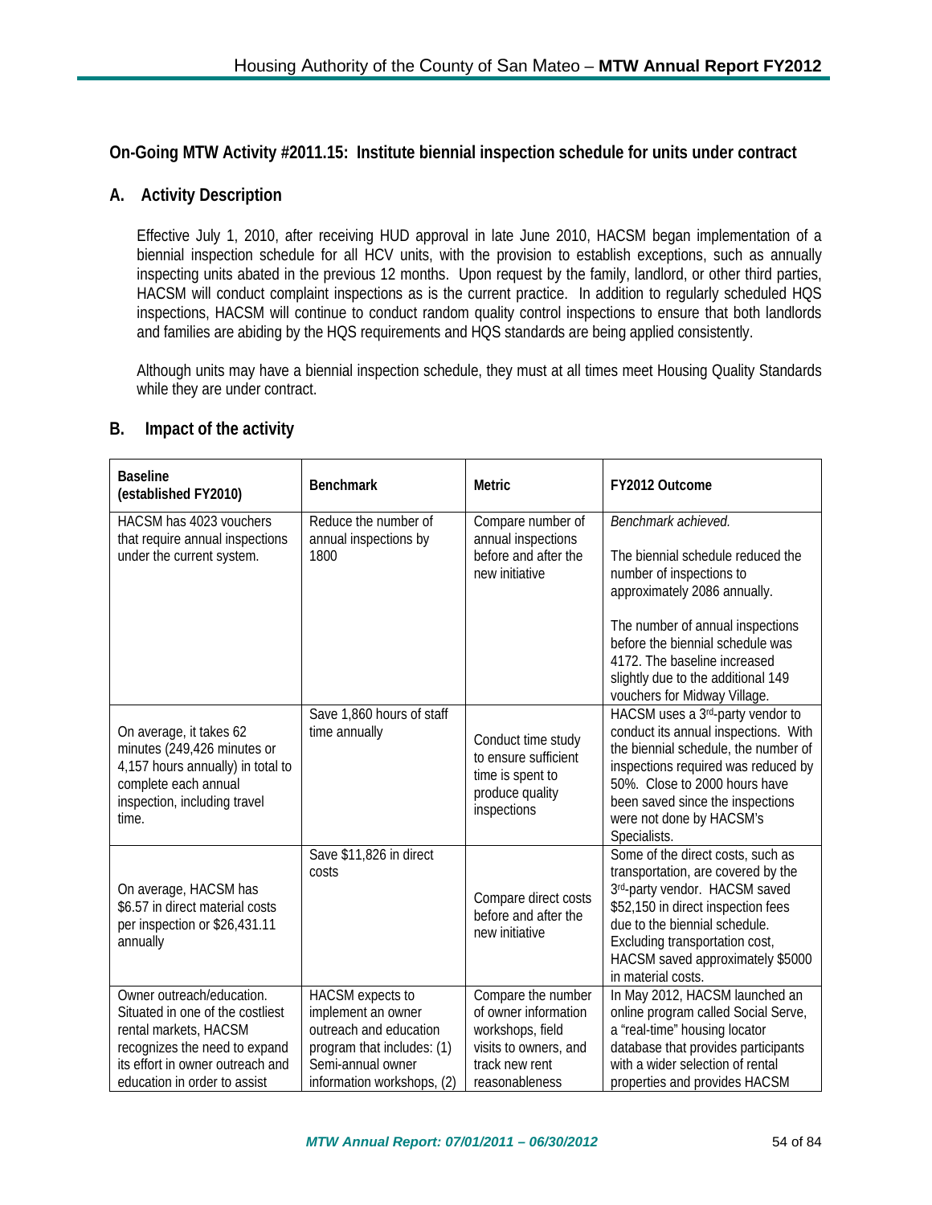## On-Going MTW Activity #2011.15: Institute biennial inspection schedule for units under contract

### A. Activity Description

Effective July 1, 2010, after receiving HUD approval in late June 2010, HACSM began implementation of a biennial inspection schedule for all HCV units, with the provision to establish exceptions, such as annually inspecting units abated in the previous 12 months. Upon request by the family, landlord, or other third parties, HACSM will conduct complaint inspections as is the current practice. In addition to regularly scheduled HQS inspections, HACSM will continue to conduct random quality control inspections to ensure that both landlords and families are abiding by the HQS requirements and HQS standards are being applied consistently.

Although units may have a biennial inspection schedule, they must at all times meet Housing Quality Standards while they are under contract.

### B. Impact of the activity

| Baseline (established FY2010) | Benchmark | Metric | FY2012 Outcome |
|---|---|---|---|
| HACSM has 4023 vouchers that require annual inspections under the current system. | Reduce the number of annual inspections by 1800 | Compare number of annual inspections before and after the new initiative | *Benchmark achieved.*<br><br>The biennial schedule reduced the number of inspections to approximately 2086 annually.<br><br>The number of annual inspections before the biennial schedule was 4172. The baseline increased slightly due to the additional 149 vouchers for Midway Village. |
| On average, it takes 62 minutes (249,426 minutes or 4,157 hours annually) in total to complete each annual inspection, including travel time. | Save 1,860 hours of staff time annually | Conduct time study to ensure sufficient time is spent to produce quality inspections | HACSM uses a 3rd-party vendor to conduct its annual inspections. With the biennial schedule, the number of inspections required was reduced by 50%. Close to 2000 hours have been saved since the inspections were not done by HACSM's Specialists. |
| On average, HACSM has $6.57 in direct material costs per inspection or $26,431.11 annually | Save $11,826 in direct costs | Compare direct costs before and after the new initiative | Some of the direct costs, such as transportation, are covered by the 3rd-party vendor. HACSM saved $52,150 in direct inspection fees due to the biennial schedule. Excluding transportation cost, HACSM saved approximately $5000 in material costs. |
| Owner outreach/education. Situated in one of the costliest rental markets, HACSM recognizes the need to expand its effort in owner outreach and education in order to assist | HACSM expects to implement an owner outreach and education program that includes: (1) Semi-annual owner information workshops, (2) | Compare the number of owner information workshops, field visits to owners, and track new rent reasonableness | In May 2012, HACSM launched an online program called Social Serve, a "real-time" housing locator database that provides participants with a wider selection of rental properties and provides HACSM |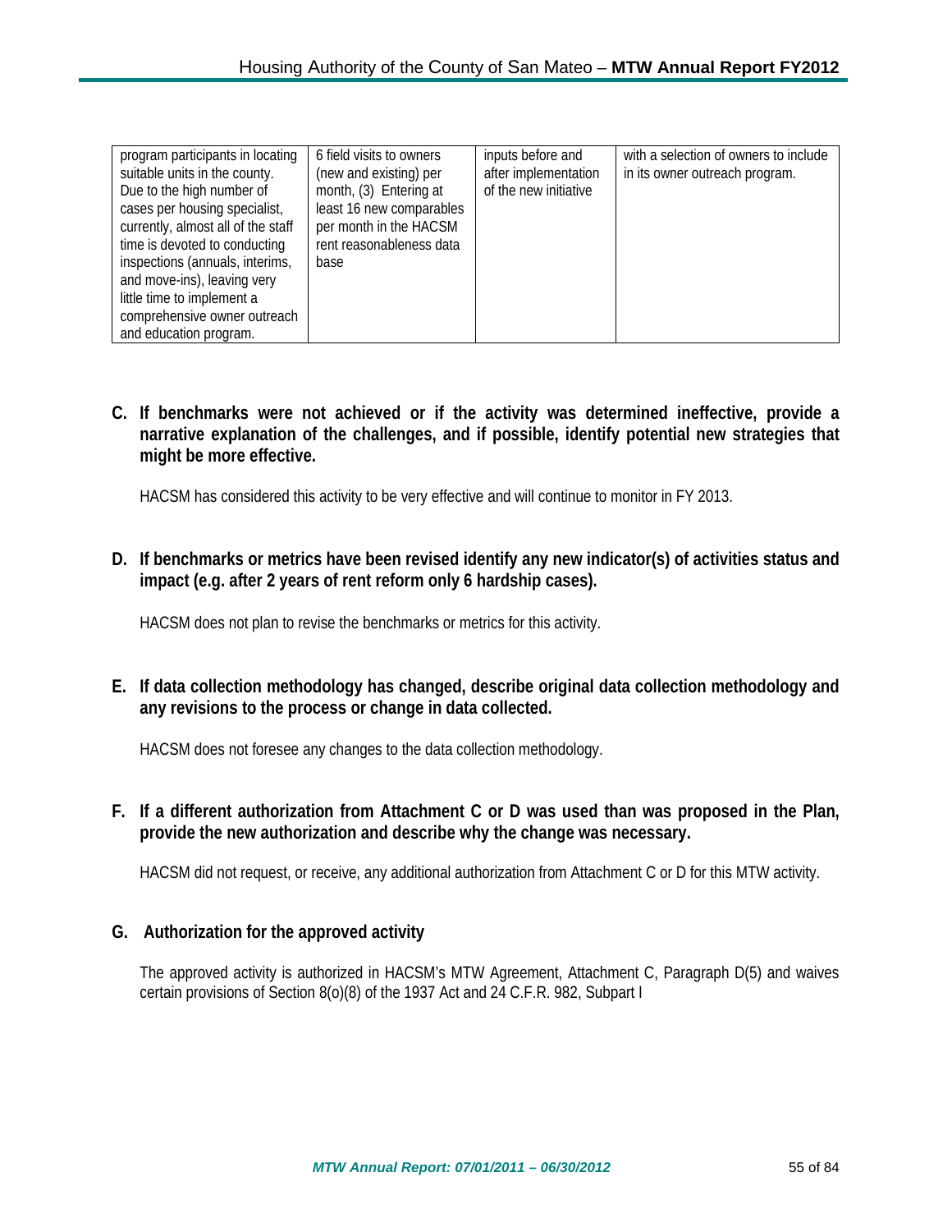| | | | |
|---|---|---|---|
| program participants in locating suitable units in the county. Due to the high number of cases per housing specialist, currently, almost all of the staff time is devoted to conducting inspections (annuals, interims, and move-ins), leaving very little time to implement a comprehensive owner outreach and education program. | 6 field visits to owners (new and existing) per month, (3) Entering at least 16 new comparables per month in the HACSM rent reasonableness data base | inputs before and after implementation of the new initiative | with a selection of owners to include in its owner outreach program. |

**C. If benchmarks were not achieved or if the activity was determined ineffective, provide a narrative explanation of the challenges, and if possible, identify potential new strategies that might be more effective.**

HACSM has considered this activity to be very effective and will continue to monitor in FY 2013.

**D. If benchmarks or metrics have been revised identify any new indicator(s) of activities status and impact (e.g. after 2 years of rent reform only 6 hardship cases).**

HACSM does not plan to revise the benchmarks or metrics for this activity.

**E. If data collection methodology has changed, describe original data collection methodology and any revisions to the process or change in data collected.**

HACSM does not foresee any changes to the data collection methodology.

**F. If a different authorization from Attachment C or D was used than was proposed in the Plan, provide the new authorization and describe why the change was necessary.**

HACSM did not request, or receive, any additional authorization from Attachment C or D for this MTW activity.

**G. Authorization for the approved activity**

The approved activity is authorized in HACSM's MTW Agreement, Attachment C, Paragraph D(5) and waives certain provisions of Section 8(o)(8) of the 1937 Act and 24 C.F.R. 982, Subpart I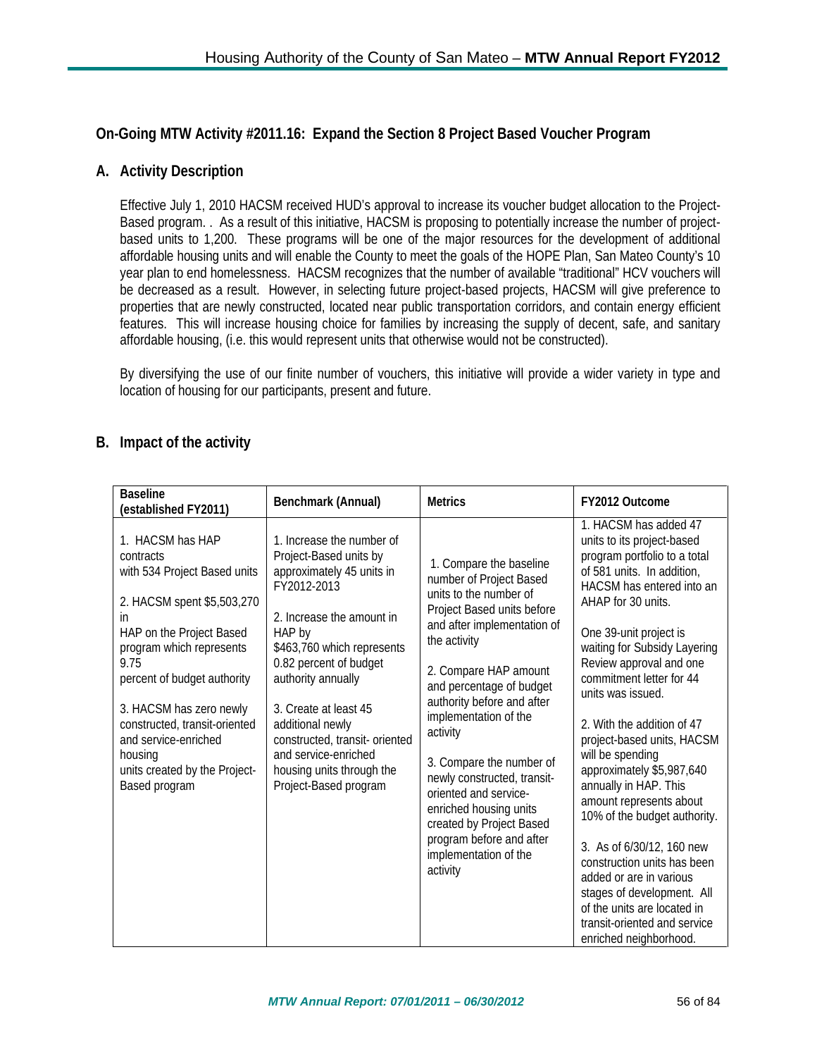## On-Going MTW Activity #2011.16: Expand the Section 8 Project Based Voucher Program

### A. Activity Description

Effective July 1, 2010 HACSM received HUD's approval to increase its voucher budget allocation to the Project-Based program. . As a result of this initiative, HACSM is proposing to potentially increase the number of project-based units to 1,200. These programs will be one of the major resources for the development of additional affordable housing units and will enable the County to meet the goals of the HOPE Plan, San Mateo County's 10 year plan to end homelessness. HACSM recognizes that the number of available "traditional" HCV vouchers will be decreased as a result. However, in selecting future project-based projects, HACSM will give preference to properties that are newly constructed, located near public transportation corridors, and contain energy efficient features. This will increase housing choice for families by increasing the supply of decent, safe, and sanitary affordable housing, (i.e. this would represent units that otherwise would not be constructed).

By diversifying the use of our finite number of vouchers, this initiative will provide a wider variety in type and location of housing for our participants, present and future.

### B. Impact of the activity

| Baseline (established FY2011) | Benchmark (Annual) | Metrics | FY2012 Outcome |
|---|---|---|---|
| 1. HACSM has HAP contracts with 534 Project Based units<br><br>2. HACSM spent $5,503,270 in HAP on the Project Based program which represents 9.75 percent of budget authority<br><br>3. HACSM has zero newly constructed, transit-oriented and service-enriched housing units created by the Project-Based program | 1. Increase the number of Project-Based units by approximately 45 units in FY2012-2013<br><br>2. Increase the amount in HAP by $463,760 which represents 0.82 percent of budget authority annually<br><br>3. Create at least 45 additional newly constructed, transit- oriented and service-enriched housing units through the Project-Based program | 1. Compare the baseline number of Project Based units to the number of Project Based units before and after implementation of the activity<br><br>2. Compare HAP amount and percentage of budget authority before and after implementation of the activity<br><br>3. Compare the number of newly constructed, transit-oriented and service-enriched housing units created by Project Based program before and after implementation of the activity | 1. HACSM has added 47 units to its project-based program portfolio to a total of 581 units. In addition, HACSM has entered into an AHAP for 30 units.<br><br>One 39-unit project is waiting for Subsidy Layering Review approval and one commitment letter for 44 units was issued.<br><br>2. With the addition of 47 project-based units, HACSM will be spending approximately $5,987,640 annually in HAP. This amount represents about 10% of the budget authority.<br><br>3. As of 6/30/12, 160 new construction units has been added or are in various stages of development. All of the units are located in transit-oriented and service enriched neighborhood. |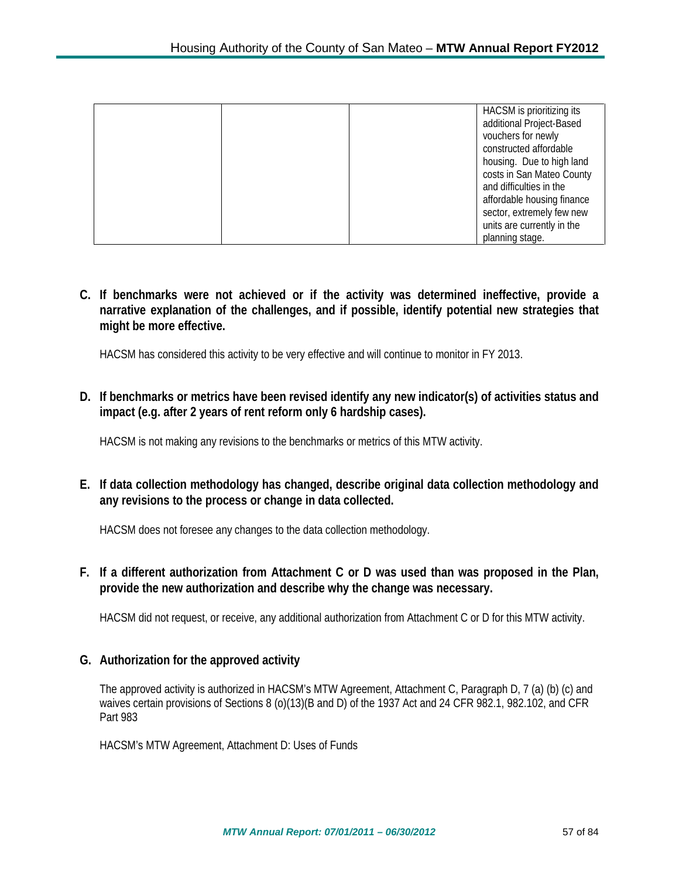| | | | HACSM is prioritizing its additional Project-Based vouchers for newly constructed affordable housing. Due to high land costs in San Mateo County and difficulties in the affordable housing finance sector, extremely few new units are currently in the planning stage. |
|---|---|---|---|

**C. If benchmarks were not achieved or if the activity was determined ineffective, provide a narrative explanation of the challenges, and if possible, identify potential new strategies that might be more effective.**

HACSM has considered this activity to be very effective and will continue to monitor in FY 2013.

**D. If benchmarks or metrics have been revised identify any new indicator(s) of activities status and impact (e.g. after 2 years of rent reform only 6 hardship cases).**

HACSM is not making any revisions to the benchmarks or metrics of this MTW activity.

**E. If data collection methodology has changed, describe original data collection methodology and any revisions to the process or change in data collected.**

HACSM does not foresee any changes to the data collection methodology.

**F. If a different authorization from Attachment C or D was used than was proposed in the Plan, provide the new authorization and describe why the change was necessary.**

HACSM did not request, or receive, any additional authorization from Attachment C or D for this MTW activity.

**G. Authorization for the approved activity**

The approved activity is authorized in HACSM's MTW Agreement, Attachment C, Paragraph D, 7 (a) (b) (c) and waives certain provisions of Sections 8 (o)(13)(B and D) of the 1937 Act and 24 CFR 982.1, 982.102, and CFR Part 983

HACSM's MTW Agreement, Attachment D: Uses of Funds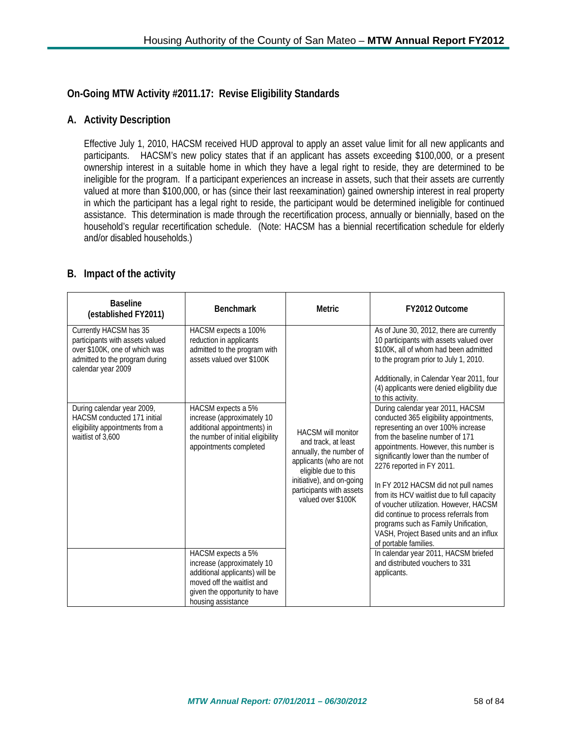## On-Going MTW Activity #2011.17: Revise Eligibility Standards

### A. Activity Description

Effective July 1, 2010, HACSM received HUD approval to apply an asset value limit for all new applicants and participants. HACSM's new policy states that if an applicant has assets exceeding $100,000, or a present ownership interest in a suitable home in which they have a legal right to reside, they are determined to be ineligible for the program. If a participant experiences an increase in assets, such that their assets are currently valued at more than $100,000, or has (since their last reexamination) gained ownership interest in real property in which the participant has a legal right to reside, the participant would be determined ineligible for continued assistance. This determination is made through the recertification process, annually or biennially, based on the household's regular recertification schedule. (Note: HACSM has a biennial recertification schedule for elderly and/or disabled households.)

### B. Impact of the activity

| Baseline (established FY2011) | Benchmark | Metric | FY2012 Outcome |
|---|---|---|---|
| Currently HACSM has 35 participants with assets valued over $100K, one of which was admitted to the program during calendar year 2009 | HACSM expects a 100% reduction in applicants admitted to the program with assets valued over $100K | HACSM will monitor and track, at least annually, the number of applicants (who are not eligible due to this initiative), and on-going participants with assets valued over $100K | As of June 30, 2012, there are currently 10 participants with assets valued over $100K, all of whom had been admitted to the program prior to July 1, 2010.<br><br>Additionally, in Calendar Year 2011, four (4) applicants were denied eligibility due to this activity. |
| During calendar year 2009, HACSM conducted 171 initial eligibility appointments from a waitlist of 3,600 | HACSM expects a 5% increase (approximately 10 additional appointments) in the number of initial eligibility appointments completed | | During calendar year 2011, HACSM conducted 365 eligibility appointments, representing an over 100% increase from the baseline number of 171 appointments. However, this number is significantly lower than the number of 2276 reported in FY 2011.<br><br>In FY 2012 HACSM did not pull names from its HCV waitlist due to full capacity of voucher utilization. However, HACSM did continue to process referrals from programs such as Family Unification, VASH, Project Based units and an influx of portable families. |
| | HACSM expects a 5% increase (approximately 10 additional applicants) will be moved off the waitlist and given the opportunity to have housing assistance | | In calendar year 2011, HACSM briefed and distributed vouchers to 331 applicants. |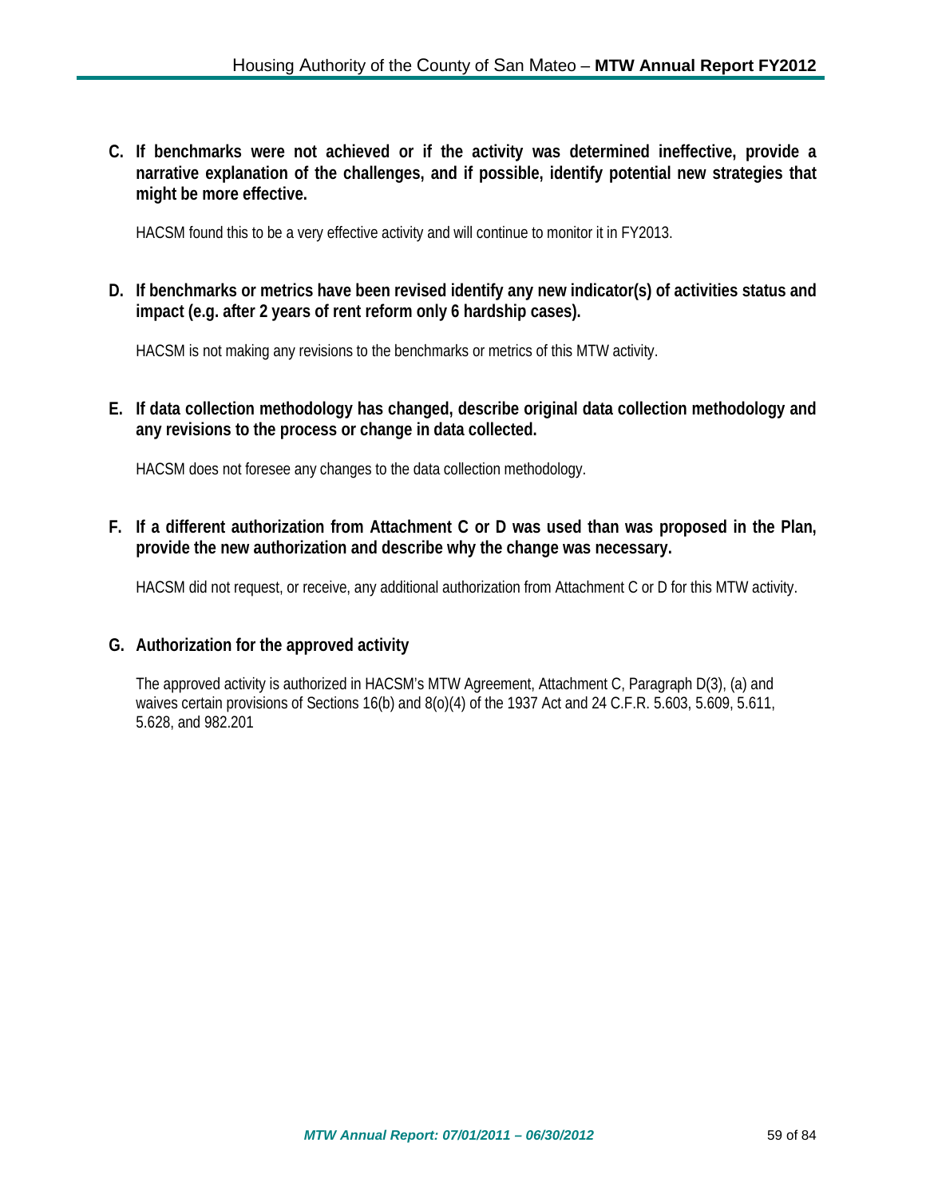**C. If benchmarks were not achieved or if the activity was determined ineffective, provide a narrative explanation of the challenges, and if possible, identify potential new strategies that might be more effective.**

HACSM found this to be a very effective activity and will continue to monitor it in FY2013.

**D. If benchmarks or metrics have been revised identify any new indicator(s) of activities status and impact (e.g. after 2 years of rent reform only 6 hardship cases).**

HACSM is not making any revisions to the benchmarks or metrics of this MTW activity.

**E. If data collection methodology has changed, describe original data collection methodology and any revisions to the process or change in data collected.**

HACSM does not foresee any changes to the data collection methodology.

**F. If a different authorization from Attachment C or D was used than was proposed in the Plan, provide the new authorization and describe why the change was necessary.**

HACSM did not request, or receive, any additional authorization from Attachment C or D for this MTW activity.

**G. Authorization for the approved activity**

The approved activity is authorized in HACSM's MTW Agreement, Attachment C, Paragraph D(3), (a) and waives certain provisions of Sections 16(b) and 8(o)(4) of the 1937 Act and 24 C.F.R. 5.603, 5.609, 5.611, 5.628, and 982.201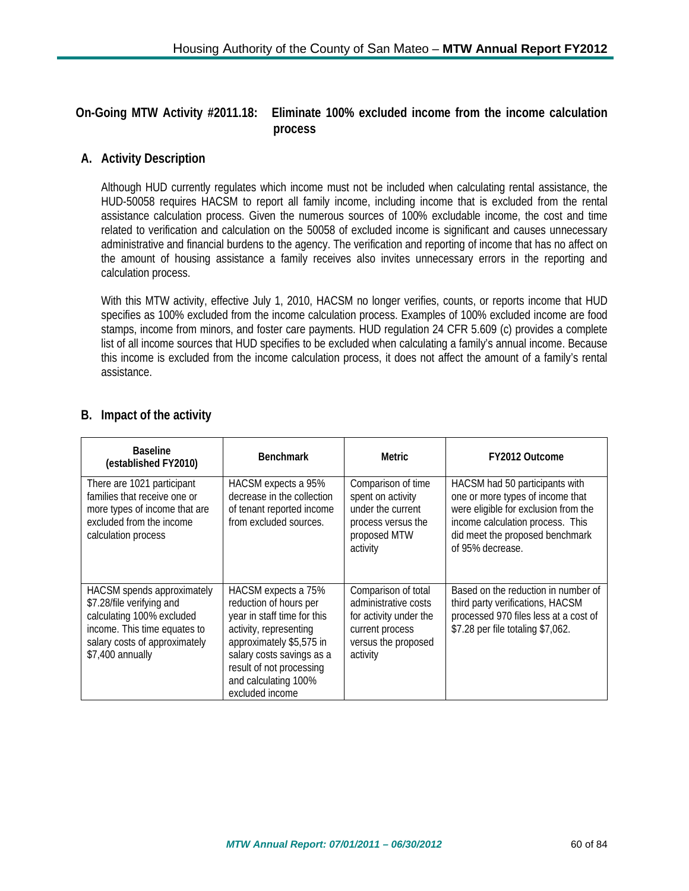## On-Going MTW Activity #2011.18: Eliminate 100% excluded income from the income calculation process

### A. Activity Description

Although HUD currently regulates which income must not be included when calculating rental assistance, the HUD-50058 requires HACSM to report all family income, including income that is excluded from the rental assistance calculation process. Given the numerous sources of 100% excludable income, the cost and time related to verification and calculation on the 50058 of excluded income is significant and causes unnecessary administrative and financial burdens to the agency. The verification and reporting of income that has no affect on the amount of housing assistance a family receives also invites unnecessary errors in the reporting and calculation process.

With this MTW activity, effective July 1, 2010, HACSM no longer verifies, counts, or reports income that HUD specifies as 100% excluded from the income calculation process. Examples of 100% excluded income are food stamps, income from minors, and foster care payments. HUD regulation 24 CFR 5.609 (c) provides a complete list of all income sources that HUD specifies to be excluded when calculating a family's annual income. Because this income is excluded from the income calculation process, it does not affect the amount of a family's rental assistance.

### B. Impact of the activity

| Baseline (established FY2010) | Benchmark | Metric | FY2012 Outcome |
|---|---|---|---|
| There are 1021 participant families that receive one or more types of income that are excluded from the income calculation process | HACSM expects a 95% decrease in the collection of tenant reported income from excluded sources. | Comparison of time spent on activity under the current process versus the proposed MTW activity | HACSM had 50 participants with one or more types of income that were eligible for exclusion from the income calculation process. This did meet the proposed benchmark of 95% decrease. |
| HACSM spends approximately $7.28/file verifying and calculating 100% excluded income. This time equates to salary costs of approximately $7,400 annually | HACSM expects a 75% reduction of hours per year in staff time for this activity, representing approximately $5,575 in salary costs savings as a result of not processing and calculating 100% excluded income | Comparison of total administrative costs for activity under the current process versus the proposed activity | Based on the reduction in number of third party verifications, HACSM processed 970 files less at a cost of $7.28 per file totaling $7,062. |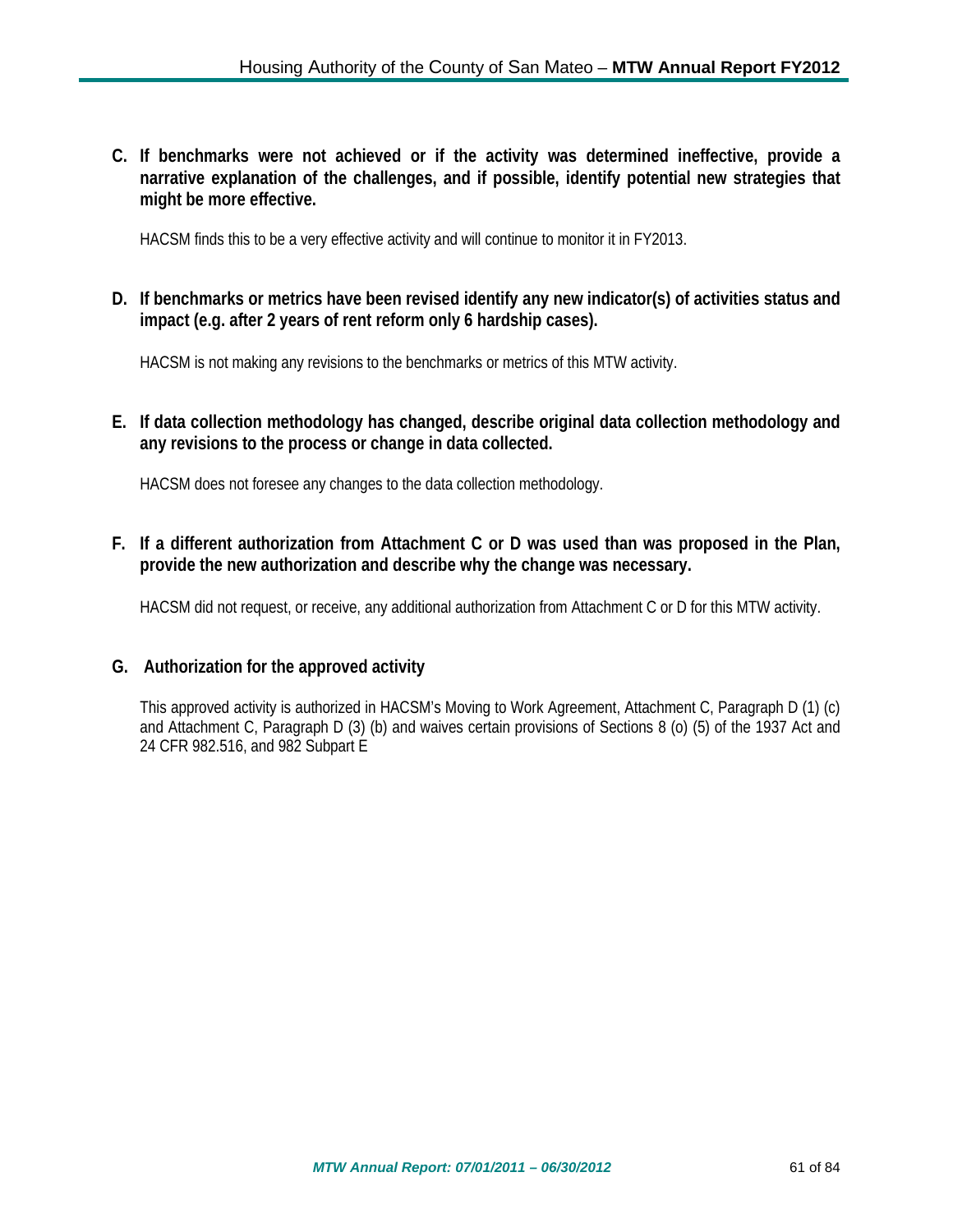**C. If benchmarks were not achieved or if the activity was determined ineffective, provide a narrative explanation of the challenges, and if possible, identify potential new strategies that might be more effective.**

HACSM finds this to be a very effective activity and will continue to monitor it in FY2013.

**D. If benchmarks or metrics have been revised identify any new indicator(s) of activities status and impact (e.g. after 2 years of rent reform only 6 hardship cases).**

HACSM is not making any revisions to the benchmarks or metrics of this MTW activity.

**E. If data collection methodology has changed, describe original data collection methodology and any revisions to the process or change in data collected.**

HACSM does not foresee any changes to the data collection methodology.

**F. If a different authorization from Attachment C or D was used than was proposed in the Plan, provide the new authorization and describe why the change was necessary.**

HACSM did not request, or receive, any additional authorization from Attachment C or D for this MTW activity.

**G. Authorization for the approved activity**

This approved activity is authorized in HACSM's Moving to Work Agreement, Attachment C, Paragraph D (1) (c) and Attachment C, Paragraph D (3) (b) and waives certain provisions of Sections 8 (o) (5) of the 1937 Act and 24 CFR 982.516, and 982 Subpart E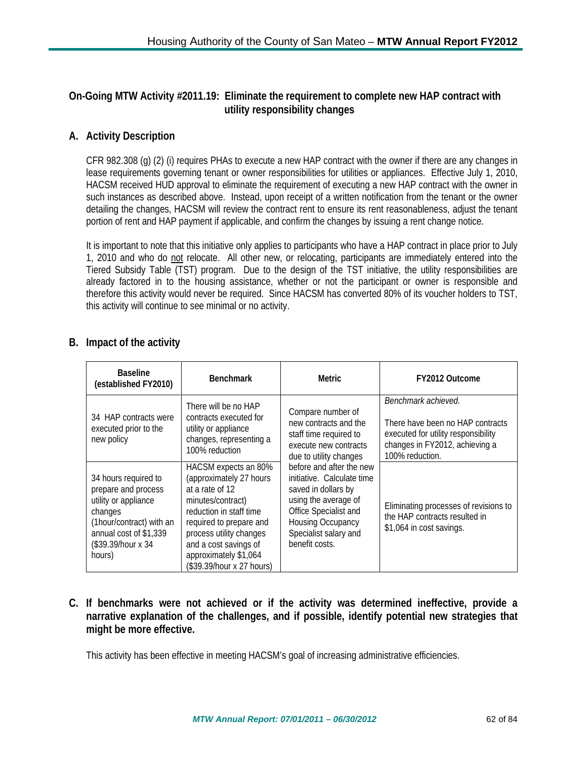## On-Going MTW Activity #2011.19: Eliminate the requirement to complete new HAP contract with utility responsibility changes

### A. Activity Description

CFR 982.308 (g) (2) (i) requires PHAs to execute a new HAP contract with the owner if there are any changes in lease requirements governing tenant or owner responsibilities for utilities or appliances. Effective July 1, 2010, HACSM received HUD approval to eliminate the requirement of executing a new HAP contract with the owner in such instances as described above. Instead, upon receipt of a written notification from the tenant or the owner detailing the changes, HACSM will review the contract rent to ensure its rent reasonableness, adjust the tenant portion of rent and HAP payment if applicable, and confirm the changes by issuing a rent change notice.

It is important to note that this initiative only applies to participants who have a HAP contract in place prior to July 1, 2010 and who do not relocate. All other new, or relocating, participants are immediately entered into the Tiered Subsidy Table (TST) program. Due to the design of the TST initiative, the utility responsibilities are already factored in to the housing assistance, whether or not the participant or owner is responsible and therefore this activity would never be required. Since HACSM has converted 80% of its voucher holders to TST, this activity will continue to see minimal or no activity.

### B. Impact of the activity

| Baseline (established FY2010) | Benchmark | Metric | FY2012 Outcome |
|---|---|---|---|
| 34 HAP contracts were executed prior to the new policy | There will be no HAP contracts executed for utility or appliance changes, representing a 100% reduction | Compare number of new contracts and the staff time required to execute new contracts due to utility changes before and after the new initiative. Calculate time saved in dollars by using the average of Office Specialist and Housing Occupancy Specialist salary and benefit costs. | *Benchmark achieved.* There have been no HAP contracts executed for utility responsibility changes in FY2012, achieving a 100% reduction. |
| 34 hours required to prepare and process utility or appliance changes (1hour/contract) with an annual cost of $1,339 ($39.39/hour x 34 hours) | HACSM expects an 80% (approximately 27 hours at a rate of 12 minutes/contract) reduction in staff time required to prepare and process utility changes and a cost savings of approximately $1,064 ($39.39/hour x 27 hours) | | Eliminating processes of revisions to the HAP contracts resulted in $1,064 in cost savings. |

### C. If benchmarks were not achieved or if the activity was determined ineffective, provide a narrative explanation of the challenges, and if possible, identify potential new strategies that might be more effective.

This activity has been effective in meeting HACSM's goal of increasing administrative efficiencies.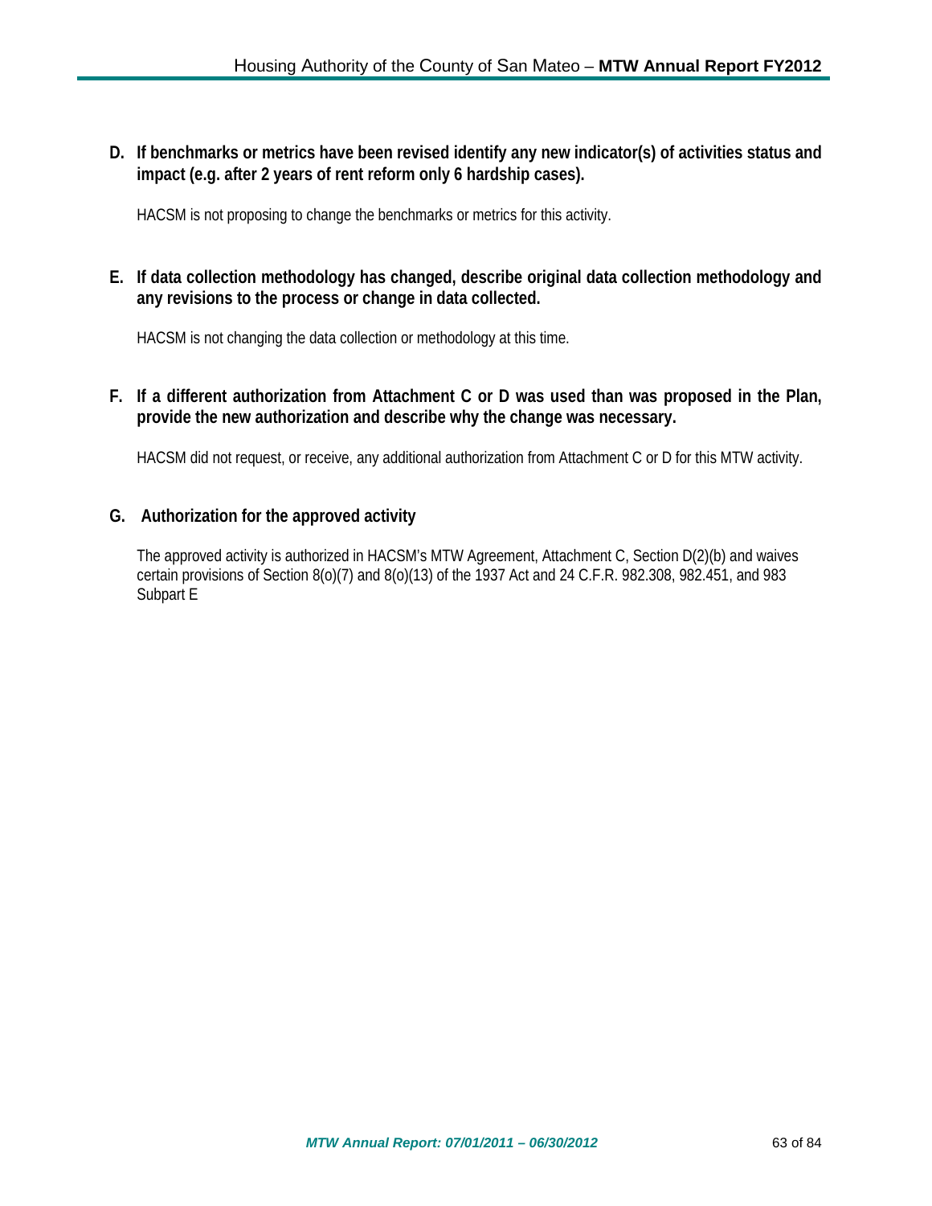**D. If benchmarks or metrics have been revised identify any new indicator(s) of activities status and impact (e.g. after 2 years of rent reform only 6 hardship cases).**

HACSM is not proposing to change the benchmarks or metrics for this activity.

**E. If data collection methodology has changed, describe original data collection methodology and any revisions to the process or change in data collected.**

HACSM is not changing the data collection or methodology at this time.

**F. If a different authorization from Attachment C or D was used than was proposed in the Plan, provide the new authorization and describe why the change was necessary.**

HACSM did not request, or receive, any additional authorization from Attachment C or D for this MTW activity.

**G. Authorization for the approved activity**

The approved activity is authorized in HACSM's MTW Agreement, Attachment C, Section D(2)(b) and waives certain provisions of Section 8(o)(7) and 8(o)(13) of the 1937 Act and 24 C.F.R. 982.308, 982.451, and 983 Subpart E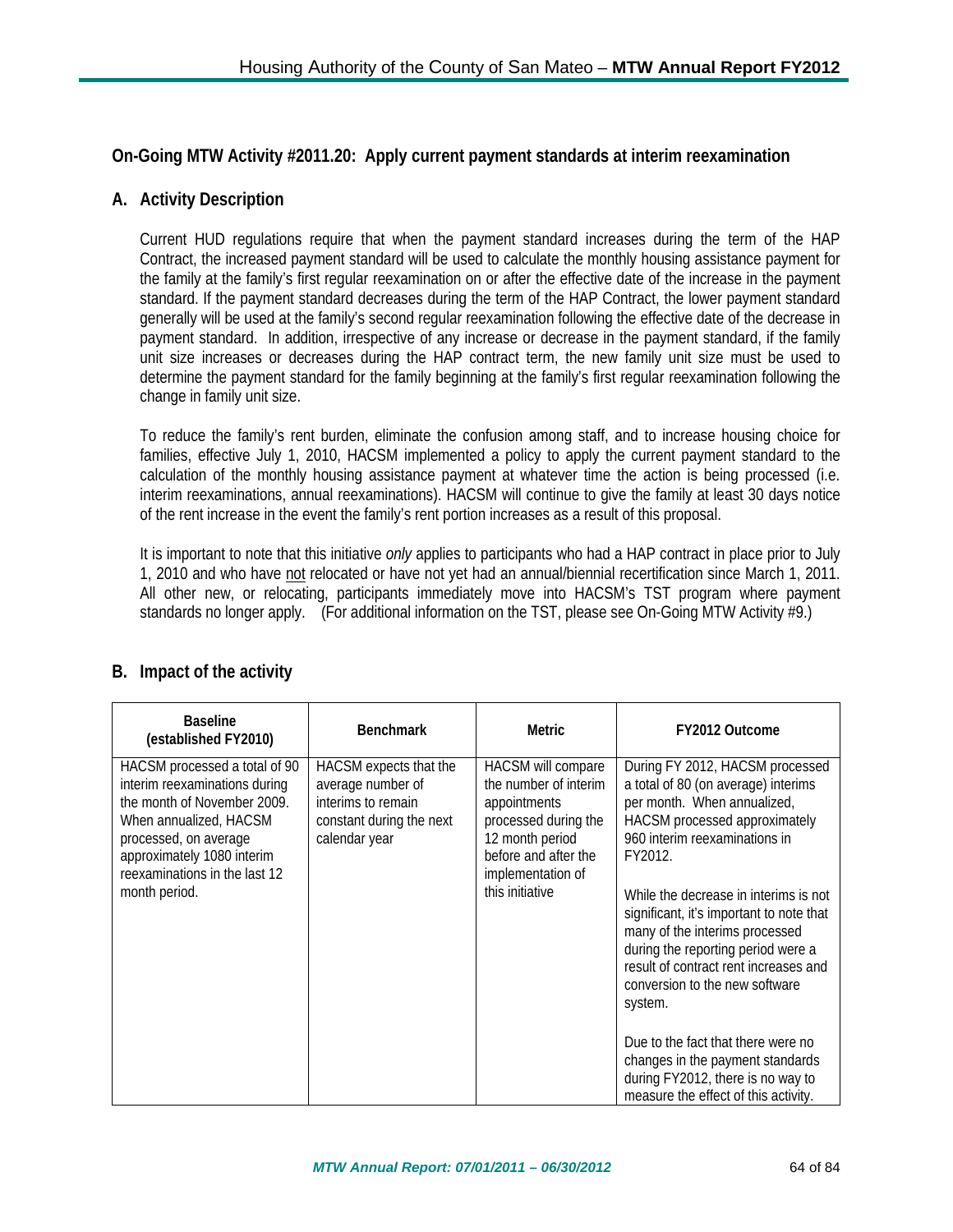## On-Going MTW Activity #2011.20: Apply current payment standards at interim reexamination

### A. Activity Description

Current HUD regulations require that when the payment standard increases during the term of the HAP Contract, the increased payment standard will be used to calculate the monthly housing assistance payment for the family at the family's first regular reexamination on or after the effective date of the increase in the payment standard. If the payment standard decreases during the term of the HAP Contract, the lower payment standard generally will be used at the family's second regular reexamination following the effective date of the decrease in payment standard. In addition, irrespective of any increase or decrease in the payment standard, if the family unit size increases or decreases during the HAP contract term, the new family unit size must be used to determine the payment standard for the family beginning at the family's first regular reexamination following the change in family unit size.

To reduce the family's rent burden, eliminate the confusion among staff, and to increase housing choice for families, effective July 1, 2010, HACSM implemented a policy to apply the current payment standard to the calculation of the monthly housing assistance payment at whatever time the action is being processed (i.e. interim reexaminations, annual reexaminations). HACSM will continue to give the family at least 30 days notice of the rent increase in the event the family's rent portion increases as a result of this proposal.

It is important to note that this initiative *only* applies to participants who had a HAP contract in place prior to July 1, 2010 and who have not relocated or have not yet had an annual/biennial recertification since March 1, 2011. All other new, or relocating, participants immediately move into HACSM's TST program where payment standards no longer apply. (For additional information on the TST, please see On-Going MTW Activity #9.)

### B. Impact of the activity

| Baseline (established FY2010) | Benchmark | Metric | FY2012 Outcome |
|---|---|---|---|
| HACSM processed a total of 90 interim reexaminations during the month of November 2009. When annualized, HACSM processed, on average approximately 1080 interim reexaminations in the last 12 month period. | HACSM expects that the average number of interims to remain constant during the next calendar year | HACSM will compare the number of interim appointments processed during the 12 month period before and after the implementation of this initiative | During FY 2012, HACSM processed a total of 80 (on average) interims per month. When annualized, HACSM processed approximately 960 interim reexaminations in FY2012.<br><br>While the decrease in interims is not significant, it's important to note that many of the interims processed during the reporting period were a result of contract rent increases and conversion to the new software system.<br><br>Due to the fact that there were no changes in the payment standards during FY2012, there is no way to measure the effect of this activity. |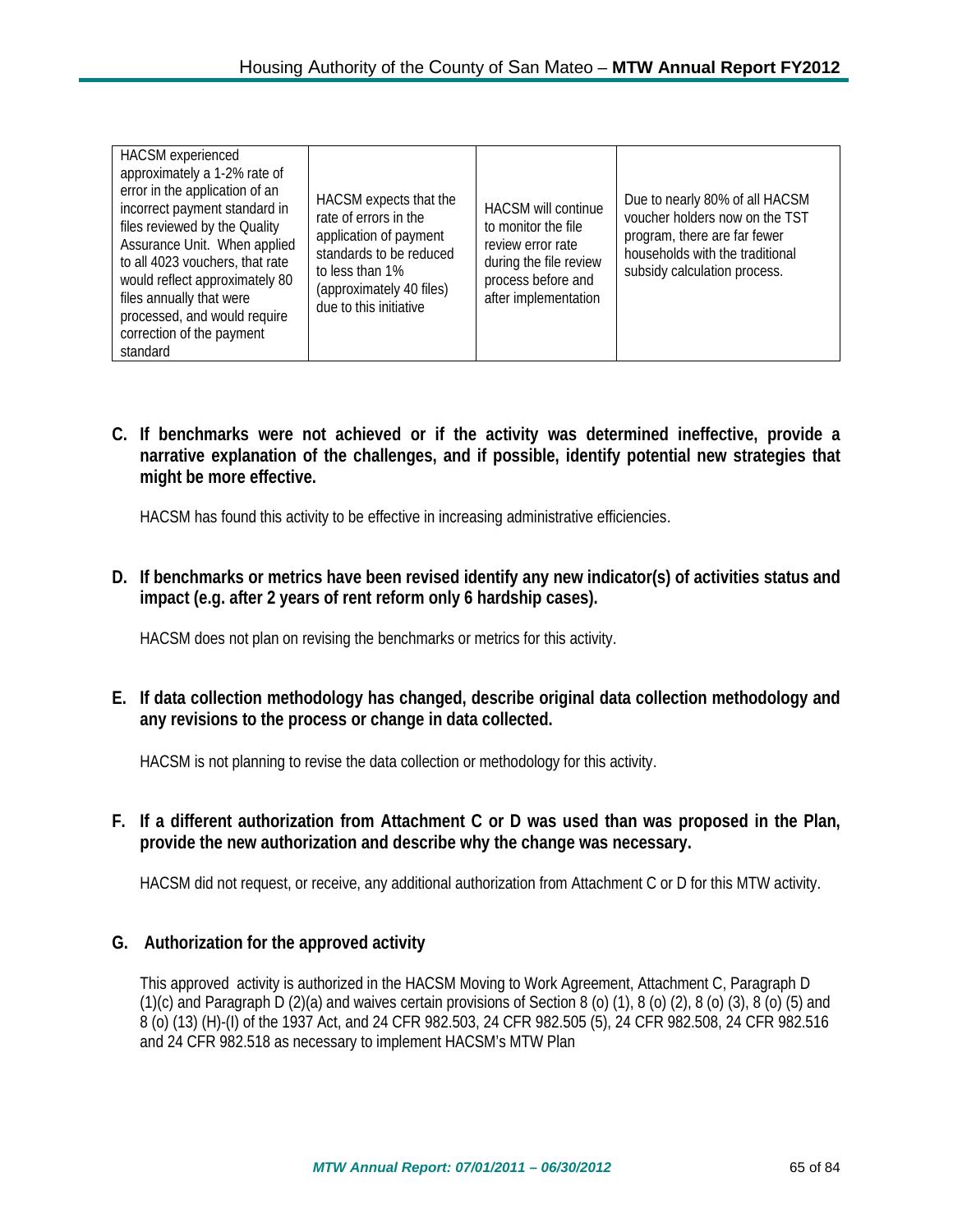| | | | |
|---|---|---|---|
| HACSM experienced approximately a 1-2% rate of error in the application of an incorrect payment standard in files reviewed by the Quality Assurance Unit. When applied to all 4023 vouchers, that rate would reflect approximately 80 files annually that were processed, and would require correction of the payment standard | HACSM expects that the rate of errors in the application of payment standards to be reduced to less than 1% (approximately 40 files) due to this initiative | HACSM will continue to monitor the file review error rate during the file review process before and after implementation | Due to nearly 80% of all HACSM voucher holders now on the TST program, there are far fewer households with the traditional subsidy calculation process. |

**C. If benchmarks were not achieved or if the activity was determined ineffective, provide a narrative explanation of the challenges, and if possible, identify potential new strategies that might be more effective.**

HACSM has found this activity to be effective in increasing administrative efficiencies.

**D. If benchmarks or metrics have been revised identify any new indicator(s) of activities status and impact (e.g. after 2 years of rent reform only 6 hardship cases).**

HACSM does not plan on revising the benchmarks or metrics for this activity.

**E. If data collection methodology has changed, describe original data collection methodology and any revisions to the process or change in data collected.**

HACSM is not planning to revise the data collection or methodology for this activity.

**F. If a different authorization from Attachment C or D was used than was proposed in the Plan, provide the new authorization and describe why the change was necessary.**

HACSM did not request, or receive, any additional authorization from Attachment C or D for this MTW activity.

**G. Authorization for the approved activity**

This approved activity is authorized in the HACSM Moving to Work Agreement, Attachment C, Paragraph D (1)(c) and Paragraph D (2)(a) and waives certain provisions of Section 8 (o) (1), 8 (o) (2), 8 (o) (3), 8 (o) (5) and 8 (o) (13) (H)-(I) of the 1937 Act, and 24 CFR 982.503, 24 CFR 982.505 (5), 24 CFR 982.508, 24 CFR 982.516 and 24 CFR 982.518 as necessary to implement HACSM's MTW Plan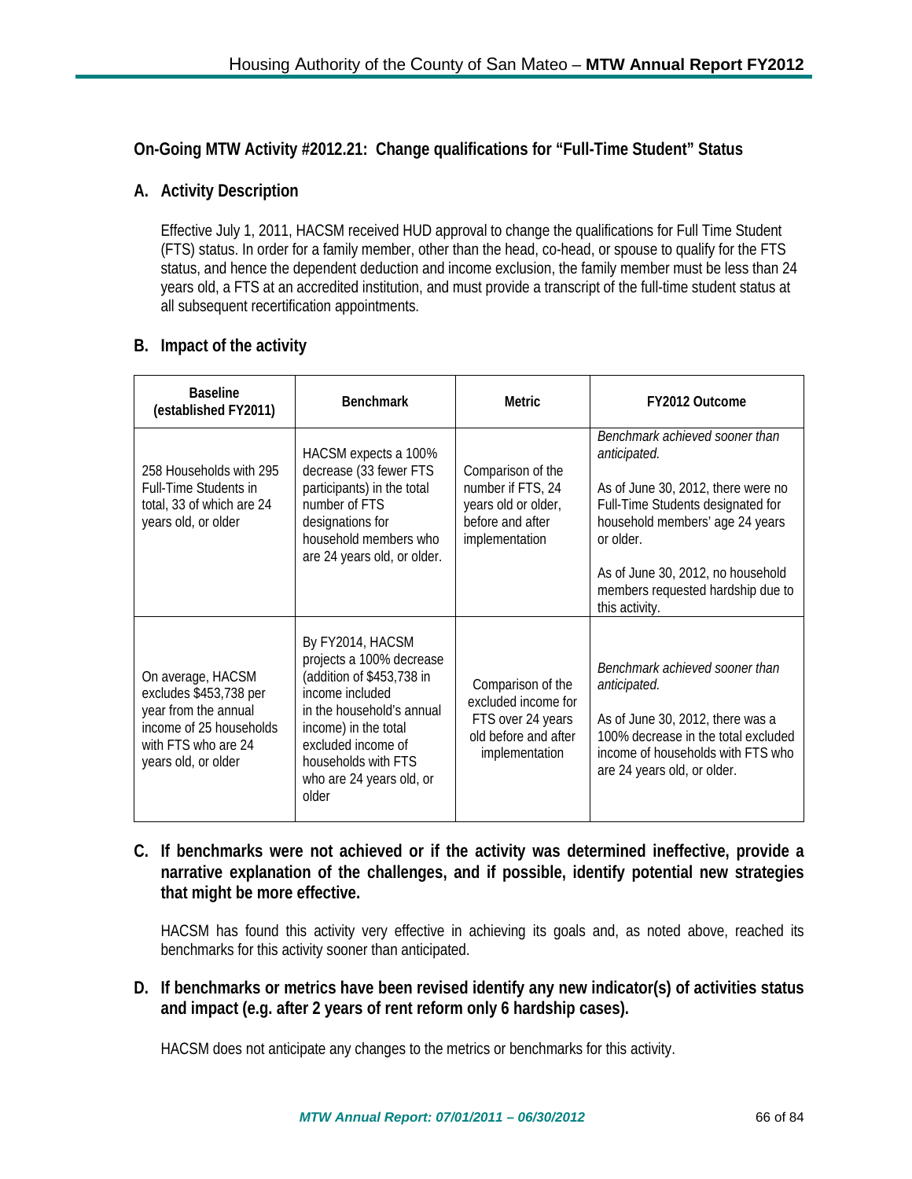## On-Going MTW Activity #2012.21: Change qualifications for "Full-Time Student" Status

### A. Activity Description

Effective July 1, 2011, HACSM received HUD approval to change the qualifications for Full Time Student (FTS) status. In order for a family member, other than the head, co-head, or spouse to qualify for the FTS status, and hence the dependent deduction and income exclusion, the family member must be less than 24 years old, a FTS at an accredited institution, and must provide a transcript of the full-time student status at all subsequent recertification appointments.

### B. Impact of the activity

| Baseline (established FY2011) | Benchmark | Metric | FY2012 Outcome |
|---|---|---|---|
| 258 Households with 295 Full-Time Students in total, 33 of which are 24 years old, or older | HACSM expects a 100% decrease (33 fewer FTS participants) in the total number of FTS designations for household members who are 24 years old, or older. | Comparison of the number if FTS, 24 years old or older, before and after implementation | *Benchmark achieved sooner than anticipated.*<br><br>As of June 30, 2012, there were no Full-Time Students designated for household members' age 24 years or older.<br><br>As of June 30, 2012, no household members requested hardship due to this activity. |
| On average, HACSM excludes $453,738 per year from the annual income of 25 households with FTS who are 24 years old, or older | By FY2014, HACSM projects a 100% decrease (addition of $453,738 in income included in the household's annual income) in the total excluded income of households with FTS who are 24 years old, or older | Comparison of the excluded income for FTS over 24 years old before and after implementation | *Benchmark achieved sooner than anticipated.*<br><br>As of June 30, 2012, there was a 100% decrease in the total excluded income of households with FTS who are 24 years old, or older. |

### C. If benchmarks were not achieved or if the activity was determined ineffective, provide a narrative explanation of the challenges, and if possible, identify potential new strategies that might be more effective.

HACSM has found this activity very effective in achieving its goals and, as noted above, reached its benchmarks for this activity sooner than anticipated.

### D. If benchmarks or metrics have been revised identify any new indicator(s) of activities status and impact (e.g. after 2 years of rent reform only 6 hardship cases).

HACSM does not anticipate any changes to the metrics or benchmarks for this activity.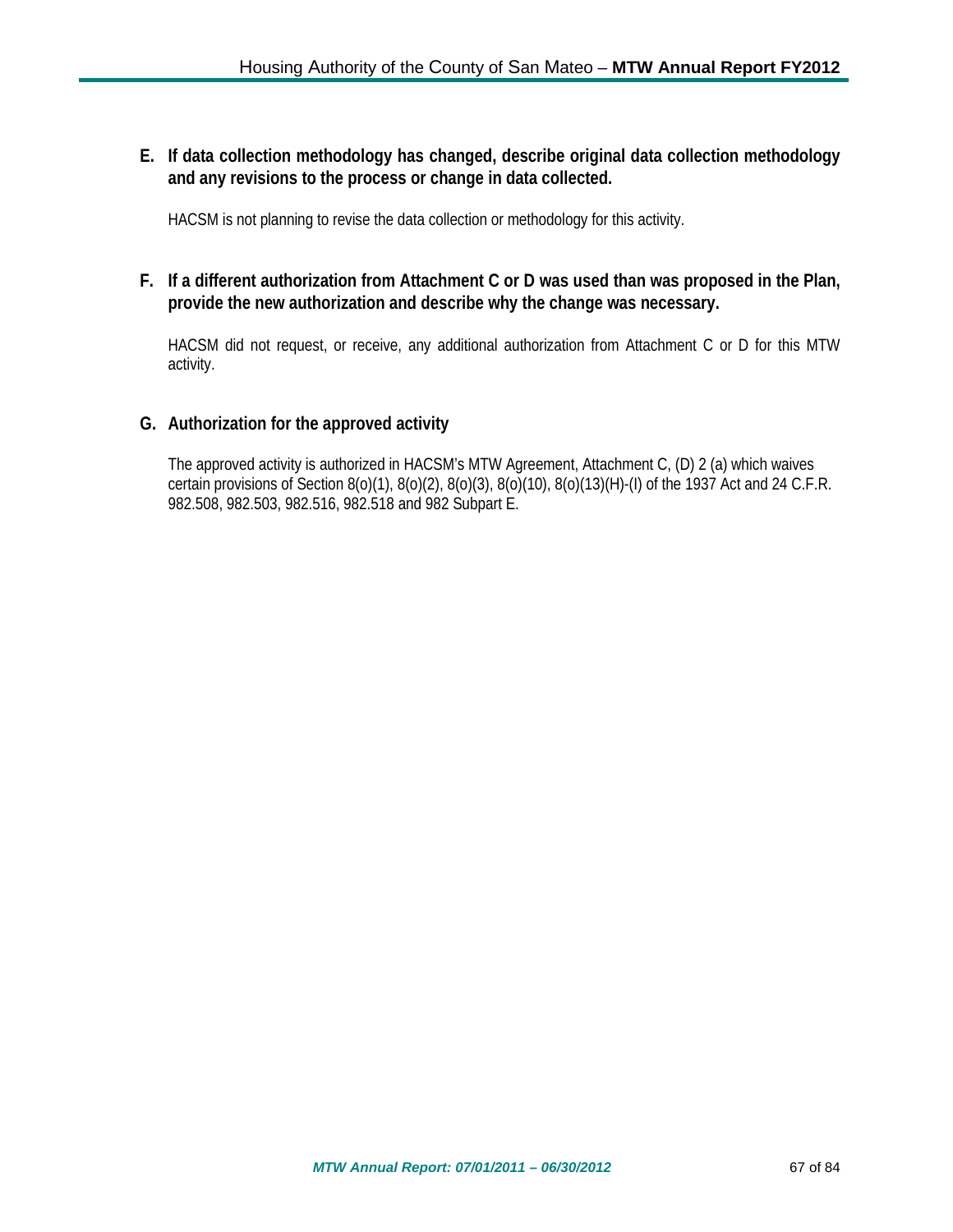**E. If data collection methodology has changed, describe original data collection methodology and any revisions to the process or change in data collected.**

HACSM is not planning to revise the data collection or methodology for this activity.

**F. If a different authorization from Attachment C or D was used than was proposed in the Plan, provide the new authorization and describe why the change was necessary.**

HACSM did not request, or receive, any additional authorization from Attachment C or D for this MTW activity.

**G. Authorization for the approved activity**

The approved activity is authorized in HACSM's MTW Agreement, Attachment C, (D) 2 (a) which waives certain provisions of Section 8(o)(1), 8(o)(2), 8(o)(3), 8(o)(10), 8(o)(13)(H)-(I) of the 1937 Act and 24 C.F.R. 982.508, 982.503, 982.516, 982.518 and 982 Subpart E.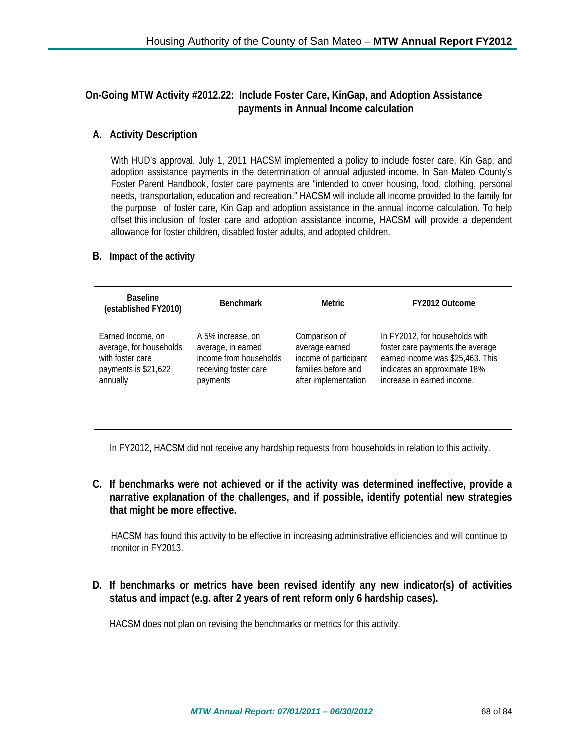## On-Going MTW Activity #2012.22: Include Foster Care, KinGap, and Adoption Assistance payments in Annual Income calculation

### A. Activity Description

With HUD's approval, July 1, 2011 HACSM implemented a policy to include foster care, Kin Gap, and adoption assistance payments in the determination of annual adjusted income. In San Mateo County's Foster Parent Handbook, foster care payments are "intended to cover housing, food, clothing, personal needs, transportation, education and recreation." HACSM will include all income provided to the family for the purpose of foster care, Kin Gap and adoption assistance in the annual income calculation. To help offset this inclusion of foster care and adoption assistance income, HACSM will provide a dependent allowance for foster children, disabled foster adults, and adopted children.

### B. Impact of the activity

| Baseline (established FY2010) | Benchmark | Metric | FY2012 Outcome |
|---|---|---|---|
| Earned Income, on average, for households with foster care payments is $21,622 annually | A 5% increase, on average, in earned income from households receiving foster care payments | Comparison of average earned income of participant families before and after implementation | In FY2012, for households with foster care payments the average earned income was $25,463. This indicates an approximate 18% increase in earned income. |

In FY2012, HACSM did not receive any hardship requests from households in relation to this activity.

### C. If benchmarks were not achieved or if the activity was determined ineffective, provide a narrative explanation of the challenges, and if possible, identify potential new strategies that might be more effective.

HACSM has found this activity to be effective in increasing administrative efficiencies and will continue to monitor in FY2013.

### D. If benchmarks or metrics have been revised identify any new indicator(s) of activities status and impact (e.g. after 2 years of rent reform only 6 hardship cases).

HACSM does not plan on revising the benchmarks or metrics for this activity.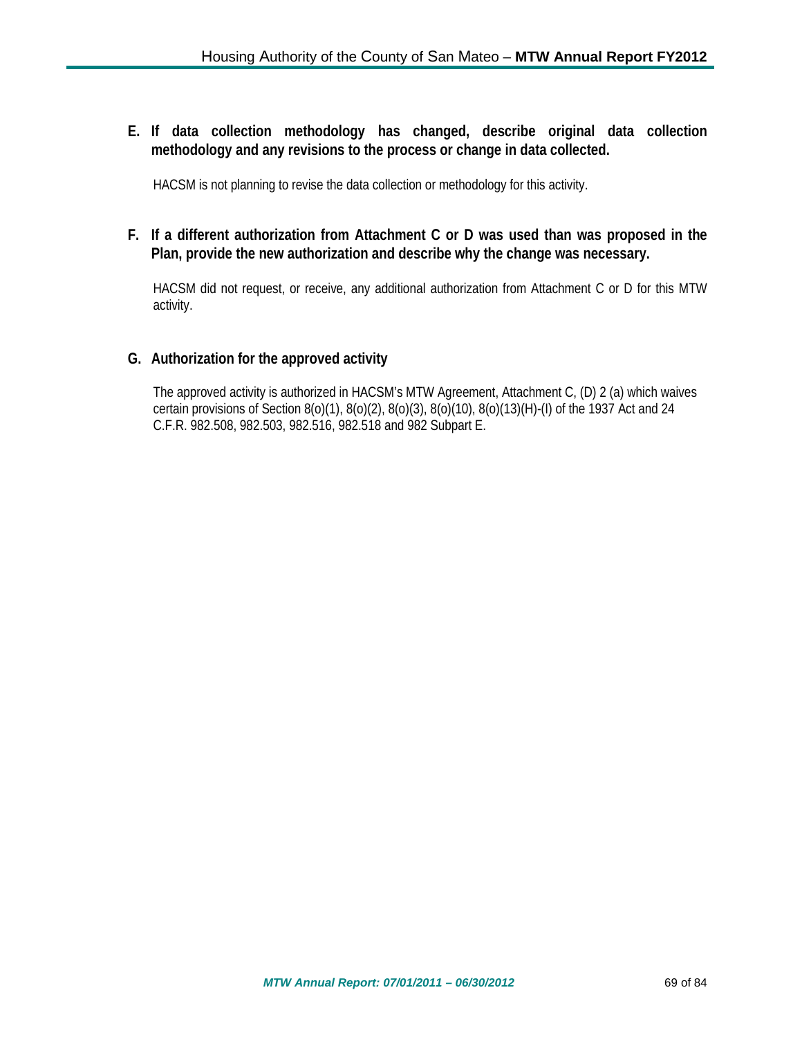**E. If data collection methodology has changed, describe original data collection methodology and any revisions to the process or change in data collected.**

HACSM is not planning to revise the data collection or methodology for this activity.

**F. If a different authorization from Attachment C or D was used than was proposed in the Plan, provide the new authorization and describe why the change was necessary.**

HACSM did not request, or receive, any additional authorization from Attachment C or D for this MTW activity.

**G. Authorization for the approved activity**

The approved activity is authorized in HACSM's MTW Agreement, Attachment C, (D) 2 (a) which waives certain provisions of Section 8(o)(1), 8(o)(2), 8(o)(3), 8(o)(10), 8(o)(13)(H)-(I) of the 1937 Act and 24 C.F.R. 982.508, 982.503, 982.516, 982.518 and 982 Subpart E.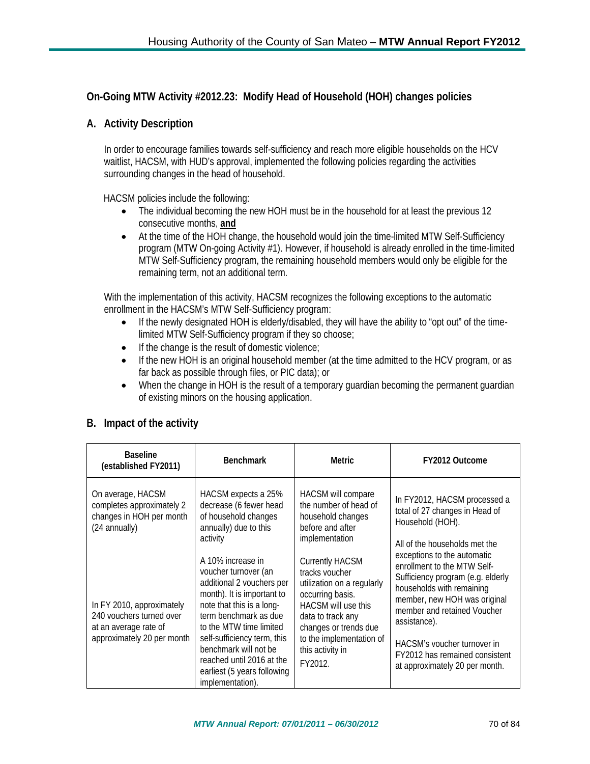## On-Going MTW Activity #2012.23: Modify Head of Household (HOH) changes policies

### A. Activity Description

In order to encourage families towards self-sufficiency and reach more eligible households on the HCV waitlist, HACSM, with HUD's approval, implemented the following policies regarding the activities surrounding changes in the head of household.

HACSM policies include the following:

- The individual becoming the new HOH must be in the household for at least the previous 12 consecutive months, **and**
- At the time of the HOH change, the household would join the time-limited MTW Self-Sufficiency program (MTW On-going Activity #1). However, if household is already enrolled in the time-limited MTW Self-Sufficiency program, the remaining household members would only be eligible for the remaining term, not an additional term.

With the implementation of this activity, HACSM recognizes the following exceptions to the automatic enrollment in the HACSM's MTW Self-Sufficiency program:

- If the newly designated HOH is elderly/disabled, they will have the ability to "opt out" of the time-limited MTW Self-Sufficiency program if they so choose;
- If the change is the result of domestic violence;
- If the new HOH is an original household member (at the time admitted to the HCV program, or as far back as possible through files, or PIC data); or
- When the change in HOH is the result of a temporary guardian becoming the permanent guardian of existing minors on the housing application.

### B. Impact of the activity

| Baseline (established FY2011) | Benchmark | Metric | FY2012 Outcome |
|---|---|---|---|
| On average, HACSM completes approximately 2 changes in HOH per month (24 annually) | HACSM expects a 25% decrease (6 fewer head of household changes annually) due to this activity | HACSM will compare the number of head of household changes before and after implementation | In FY2012, HACSM processed a total of 27 changes in Head of Household (HOH). All of the households met the exceptions to the automatic enrollment to the MTW Self-Sufficiency program (e.g. elderly households with remaining member, new HOH was original member and retained Voucher assistance). |
| In FY 2010, approximately 240 vouchers turned over at an average rate of approximately 20 per month | A 10% increase in voucher turnover (an additional 2 vouchers per month). It is important to note that this is a long-term benchmark as due to the MTW time limited self-sufficiency term, this benchmark will not be reached until 2016 at the earliest (5 years following implementation). | Currently HACSM tracks voucher utilization on a regularly occurring basis. HACSM will use this data to track any changes or trends due to the implementation of this activity in FY2012. | HACSM's voucher turnover in FY2012 has remained consistent at approximately 20 per month. |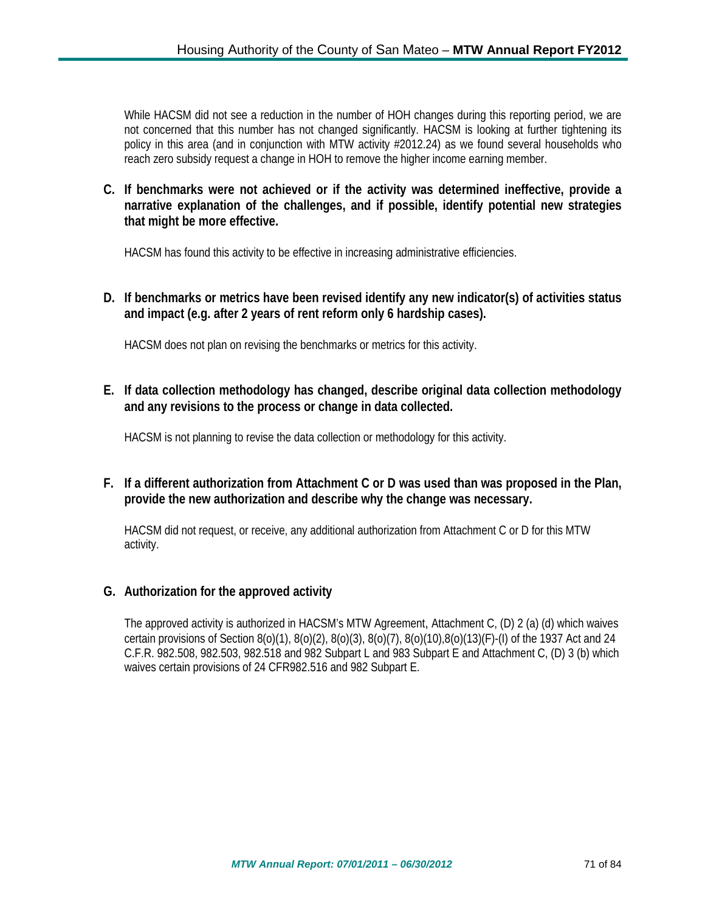While HACSM did not see a reduction in the number of HOH changes during this reporting period, we are not concerned that this number has not changed significantly. HACSM is looking at further tightening its policy in this area (and in conjunction with MTW activity #2012.24) as we found several households who reach zero subsidy request a change in HOH to remove the higher income earning member.

**C. If benchmarks were not achieved or if the activity was determined ineffective, provide a narrative explanation of the challenges, and if possible, identify potential new strategies that might be more effective.**

HACSM has found this activity to be effective in increasing administrative efficiencies.

**D. If benchmarks or metrics have been revised identify any new indicator(s) of activities status and impact (e.g. after 2 years of rent reform only 6 hardship cases).**

HACSM does not plan on revising the benchmarks or metrics for this activity.

**E. If data collection methodology has changed, describe original data collection methodology and any revisions to the process or change in data collected.**

HACSM is not planning to revise the data collection or methodology for this activity.

**F. If a different authorization from Attachment C or D was used than was proposed in the Plan, provide the new authorization and describe why the change was necessary.**

HACSM did not request, or receive, any additional authorization from Attachment C or D for this MTW activity.

**G. Authorization for the approved activity**

The approved activity is authorized in HACSM's MTW Agreement, Attachment C, (D) 2 (a) (d) which waives certain provisions of Section 8(o)(1), 8(o)(2), 8(o)(3), 8(o)(7), 8(o)(10),8(o)(13)(F)-(I) of the 1937 Act and 24 C.F.R. 982.508, 982.503, 982.518 and 982 Subpart L and 983 Subpart E and Attachment C, (D) 3 (b) which waives certain provisions of 24 CFR982.516 and 982 Subpart E.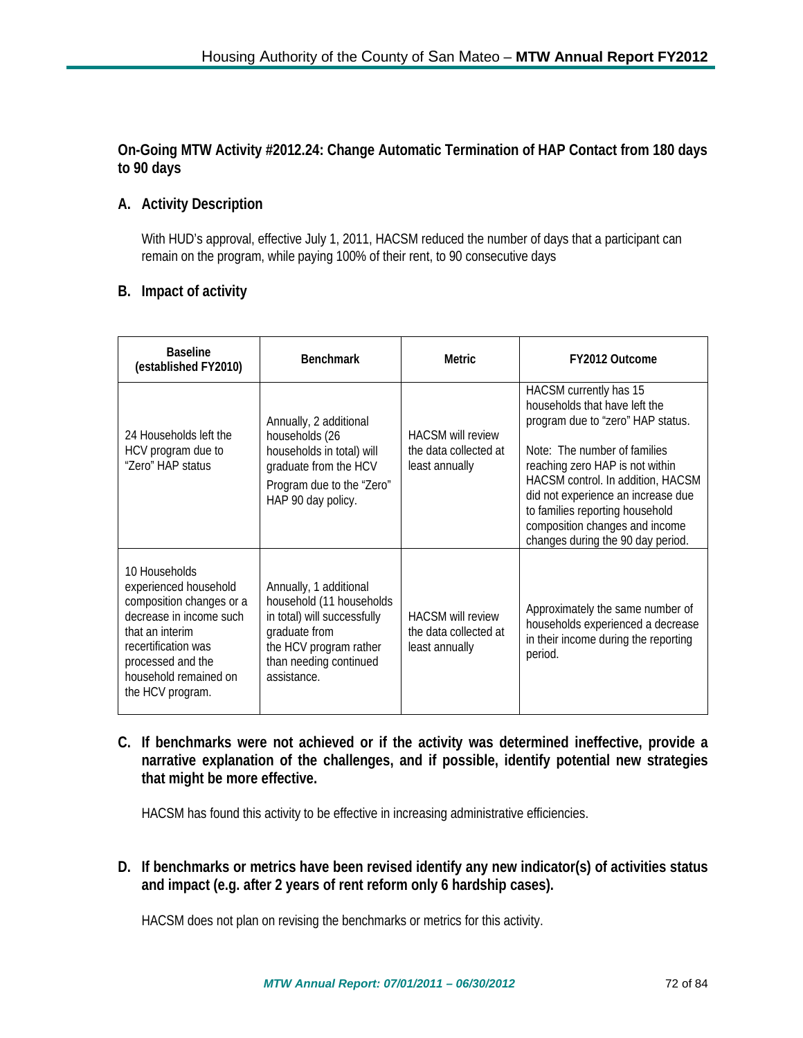## On-Going MTW Activity #2012.24: Change Automatic Termination of HAP Contact from 180 days to 90 days

### A. Activity Description

With HUD's approval, effective July 1, 2011, HACSM reduced the number of days that a participant can remain on the program, while paying 100% of their rent, to 90 consecutive days

### B. Impact of activity

| Baseline (established FY2010) | Benchmark | Metric | FY2012 Outcome |
|---|---|---|---|
| 24 Households left the HCV program due to "Zero" HAP status | Annually, 2 additional households (26 households in total) will graduate from the HCV Program due to the "Zero" HAP 90 day policy. | HACSM will review the data collected at least annually | HACSM currently has 15 households that have left the program due to "zero" HAP status.<br><br>Note: The number of families reaching zero HAP is not within HACSM control. In addition, HACSM did not experience an increase due to families reporting household composition changes and income changes during the 90 day period. |
| 10 Households experienced household composition changes or a decrease in income such that an interim recertification was processed and the household remained on the HCV program. | Annually, 1 additional household (11 households in total) will successfully graduate from the HCV program rather than needing continued assistance. | HACSM will review the data collected at least annually | Approximately the same number of households experienced a decrease in their income during the reporting period. |

### C. If benchmarks were not achieved or if the activity was determined ineffective, provide a narrative explanation of the challenges, and if possible, identify potential new strategies that might be more effective.

HACSM has found this activity to be effective in increasing administrative efficiencies.

### D. If benchmarks or metrics have been revised identify any new indicator(s) of activities status and impact (e.g. after 2 years of rent reform only 6 hardship cases).

HACSM does not plan on revising the benchmarks or metrics for this activity.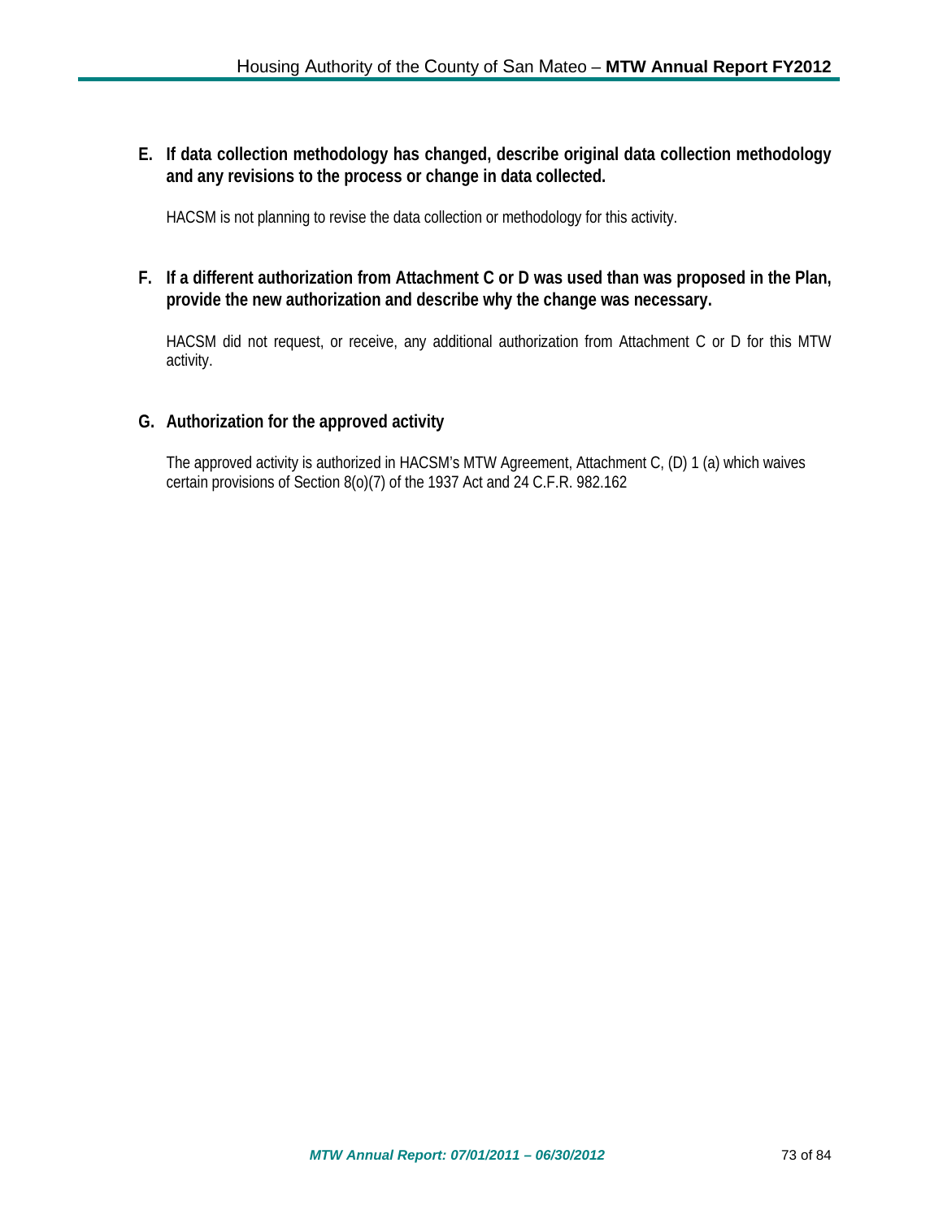**E. If data collection methodology has changed, describe original data collection methodology and any revisions to the process or change in data collected.**

HACSM is not planning to revise the data collection or methodology for this activity.

**F. If a different authorization from Attachment C or D was used than was proposed in the Plan, provide the new authorization and describe why the change was necessary.**

HACSM did not request, or receive, any additional authorization from Attachment C or D for this MTW activity.

**G. Authorization for the approved activity**

The approved activity is authorized in HACSM's MTW Agreement, Attachment C, (D) 1 (a) which waives certain provisions of Section 8(o)(7) of the 1937 Act and 24 C.F.R. 982.162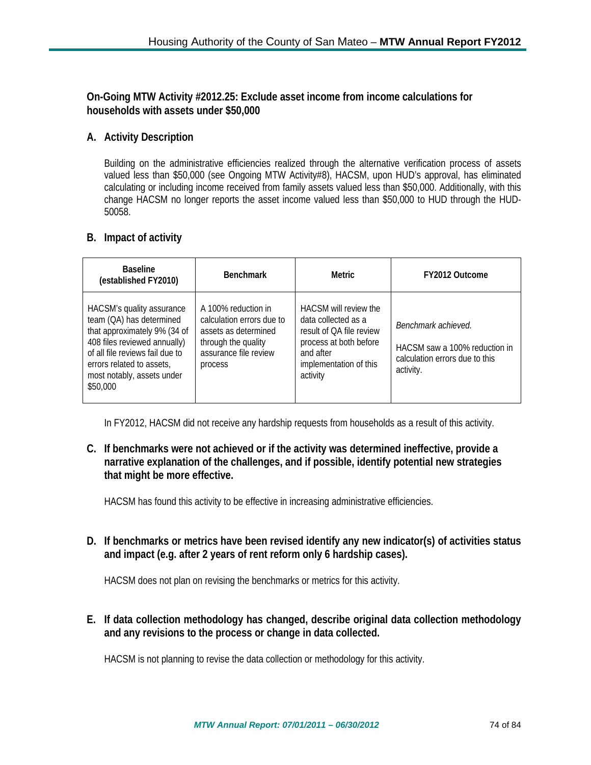## On-Going MTW Activity #2012.25: Exclude asset income from income calculations for households with assets under $50,000

### A. Activity Description

Building on the administrative efficiencies realized through the alternative verification process of assets valued less than $50,000 (see Ongoing MTW Activity#8), HACSM, upon HUD's approval, has eliminated calculating or including income received from family assets valued less than $50,000. Additionally, with this change HACSM no longer reports the asset income valued less than $50,000 to HUD through the HUD-50058.

### B. Impact of activity

| Baseline (established FY2010) | Benchmark | Metric | FY2012 Outcome |
|---|---|---|---|
| HACSM's quality assurance team (QA) has determined that approximately 9% (34 of 408 files reviewed annually) of all file reviews fail due to errors related to assets, most notably, assets under $50,000 | A 100% reduction in calculation errors due to assets as determined through the quality assurance file review process | HACSM will review the data collected as a result of QA file review process at both before and after implementation of this activity | *Benchmark achieved.*<br><br>HACSM saw a 100% reduction in calculation errors due to this activity. |

In FY2012, HACSM did not receive any hardship requests from households as a result of this activity.

### C. If benchmarks were not achieved or if the activity was determined ineffective, provide a narrative explanation of the challenges, and if possible, identify potential new strategies that might be more effective.

HACSM has found this activity to be effective in increasing administrative efficiencies.

### D. If benchmarks or metrics have been revised identify any new indicator(s) of activities status and impact (e.g. after 2 years of rent reform only 6 hardship cases).

HACSM does not plan on revising the benchmarks or metrics for this activity.

### E. If data collection methodology has changed, describe original data collection methodology and any revisions to the process or change in data collected.

HACSM is not planning to revise the data collection or methodology for this activity.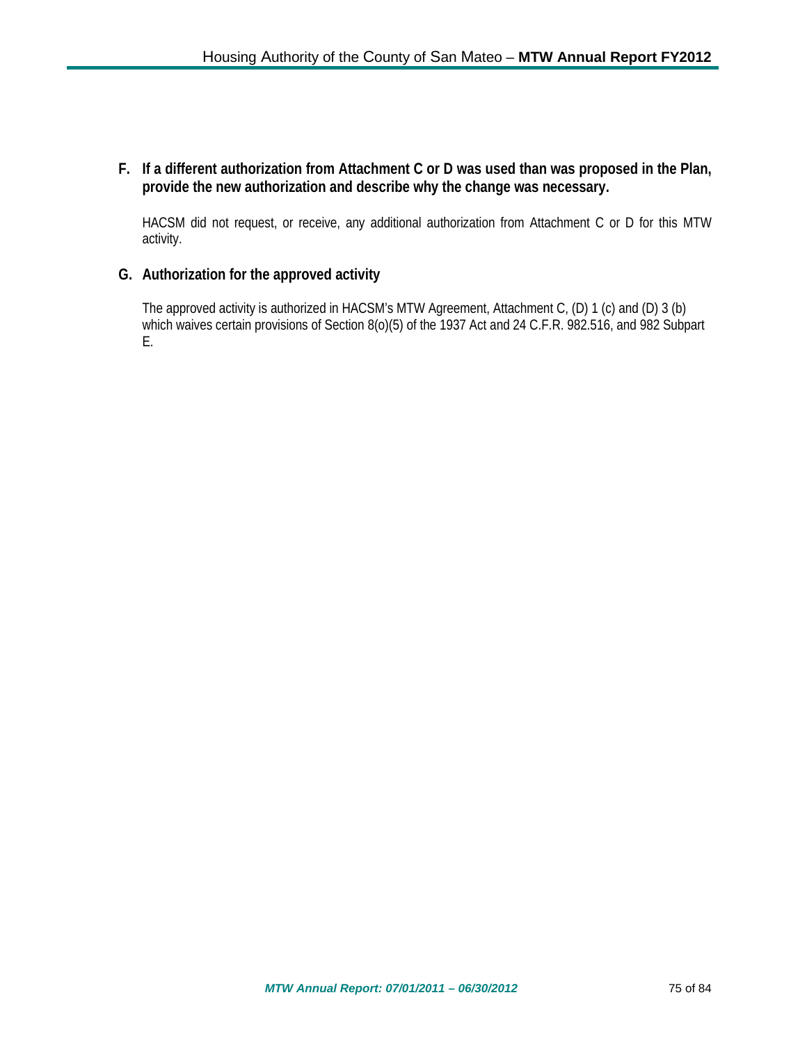**F. If a different authorization from Attachment C or D was used than was proposed in the Plan, provide the new authorization and describe why the change was necessary.**

HACSM did not request, or receive, any additional authorization from Attachment C or D for this MTW activity.

**G. Authorization for the approved activity**

The approved activity is authorized in HACSM's MTW Agreement, Attachment C, (D) 1 (c) and (D) 3 (b) which waives certain provisions of Section 8(o)(5) of the 1937 Act and 24 C.F.R. 982.516, and 982 Subpart E.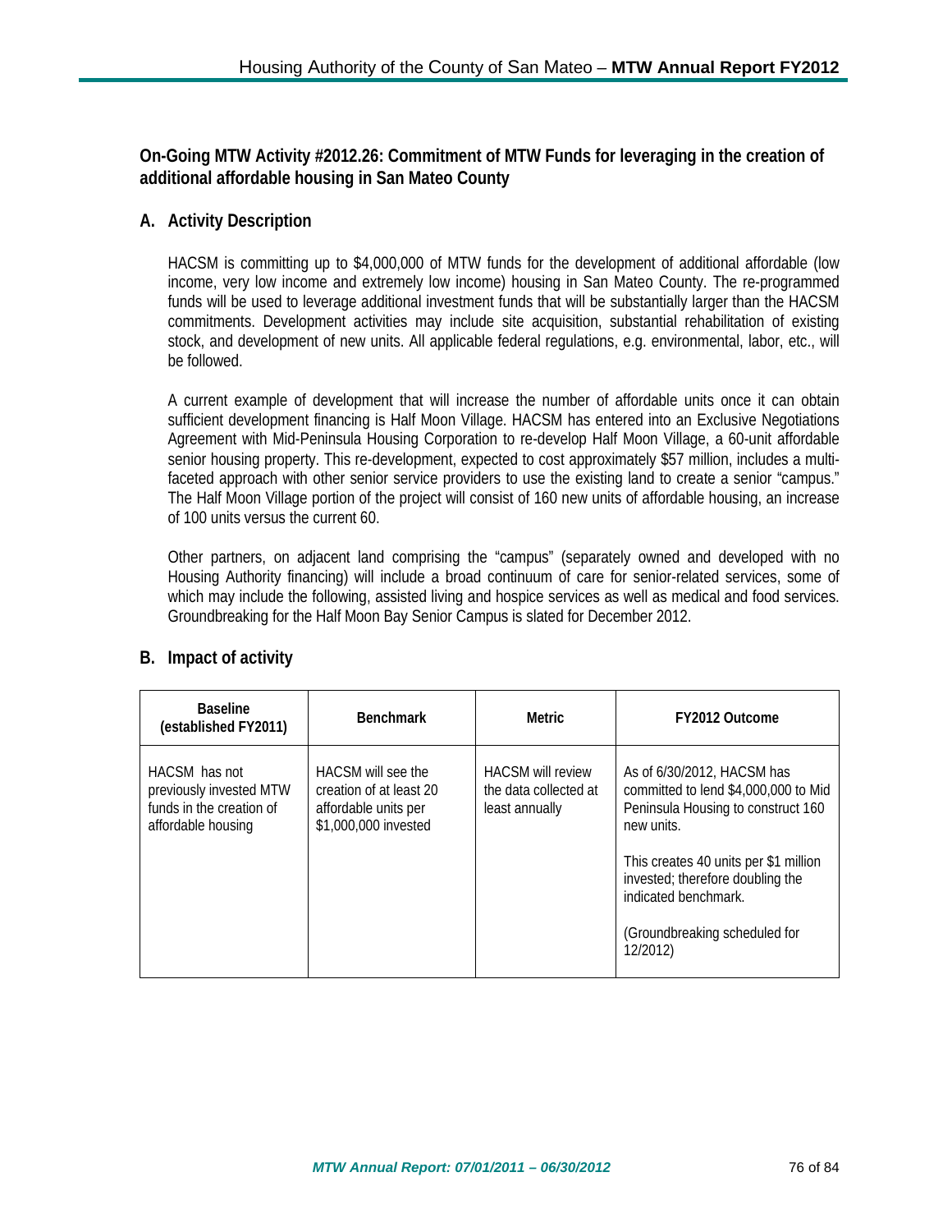## On-Going MTW Activity #2012.26: Commitment of MTW Funds for leveraging in the creation of additional affordable housing in San Mateo County

### A. Activity Description

HACSM is committing up to $4,000,000 of MTW funds for the development of additional affordable (low income, very low income and extremely low income) housing in San Mateo County. The re-programmed funds will be used to leverage additional investment funds that will be substantially larger than the HACSM commitments. Development activities may include site acquisition, substantial rehabilitation of existing stock, and development of new units. All applicable federal regulations, e.g. environmental, labor, etc., will be followed.

A current example of development that will increase the number of affordable units once it can obtain sufficient development financing is Half Moon Village. HACSM has entered into an Exclusive Negotiations Agreement with Mid-Peninsula Housing Corporation to re-develop Half Moon Village, a 60-unit affordable senior housing property. This re-development, expected to cost approximately $57 million, includes a multi-faceted approach with other senior service providers to use the existing land to create a senior "campus." The Half Moon Village portion of the project will consist of 160 new units of affordable housing, an increase of 100 units versus the current 60.

Other partners, on adjacent land comprising the "campus" (separately owned and developed with no Housing Authority financing) will include a broad continuum of care for senior-related services, some of which may include the following, assisted living and hospice services as well as medical and food services. Groundbreaking for the Half Moon Bay Senior Campus is slated for December 2012.

### B. Impact of activity

| Baseline (established FY2011) | Benchmark | Metric | FY2012 Outcome |
|---|---|---|---|
| HACSM has not previously invested MTW funds in the creation of affordable housing | HACSM will see the creation of at least 20 affordable units per $1,000,000 invested | HACSM will review the data collected at least annually | As of 6/30/2012, HACSM has committed to lend $4,000,000 to Mid Peninsula Housing to construct 160 new units.<br><br>This creates 40 units per $1 million invested; therefore doubling the indicated benchmark.<br><br>(Groundbreaking scheduled for 12/2012) |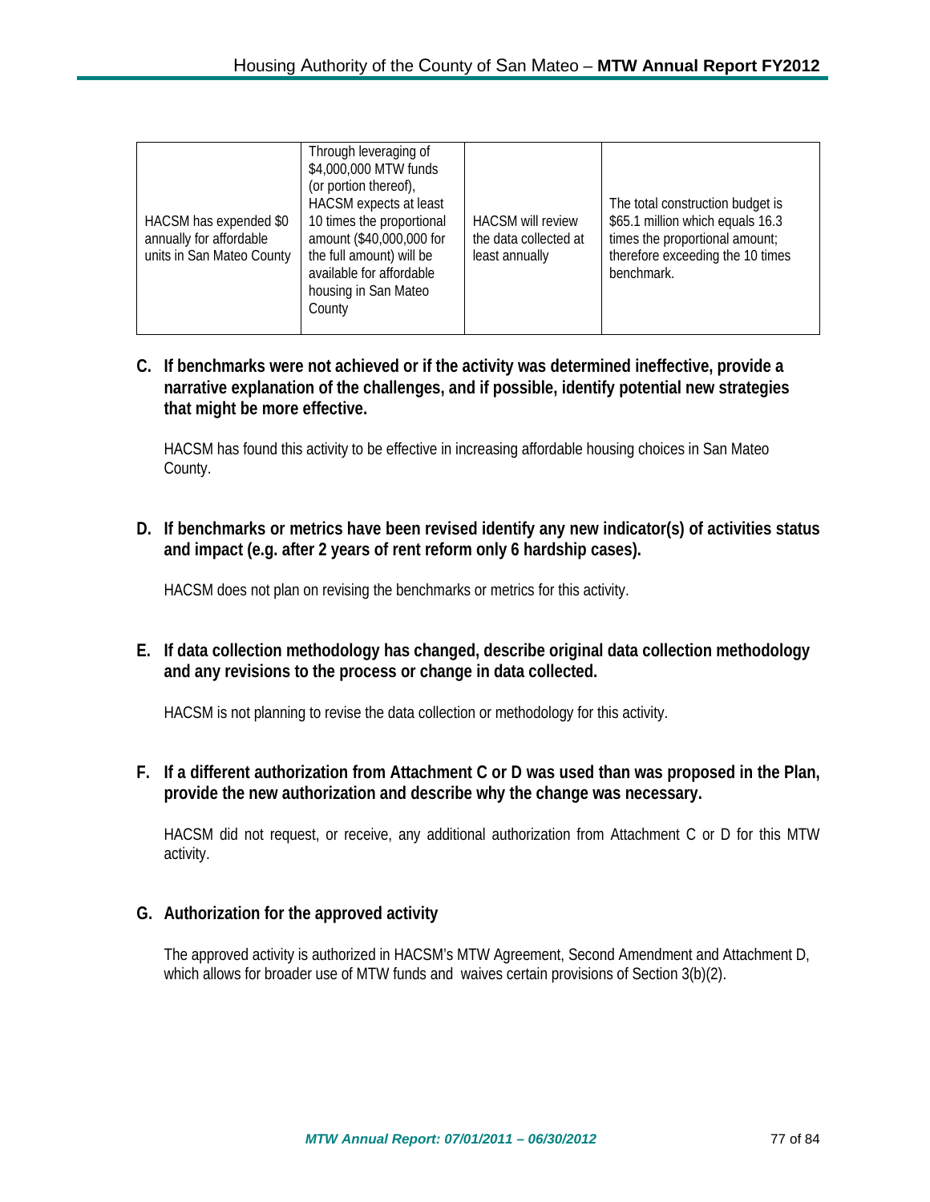| | | | |
|---|---|---|---|
| HACSM has expended $0 annually for affordable units in San Mateo County | Through leveraging of $4,000,000 MTW funds (or portion thereof), HACSM expects at least 10 times the proportional amount ($40,000,000 for the full amount) will be available for affordable housing in San Mateo County | HACSM will review the data collected at least annually | The total construction budget is $65.1 million which equals 16.3 times the proportional amount; therefore exceeding the 10 times benchmark. |

**C. If benchmarks were not achieved or if the activity was determined ineffective, provide a narrative explanation of the challenges, and if possible, identify potential new strategies that might be more effective.**

HACSM has found this activity to be effective in increasing affordable housing choices in San Mateo County.

**D. If benchmarks or metrics have been revised identify any new indicator(s) of activities status and impact (e.g. after 2 years of rent reform only 6 hardship cases).**

HACSM does not plan on revising the benchmarks or metrics for this activity.

**E. If data collection methodology has changed, describe original data collection methodology and any revisions to the process or change in data collected.**

HACSM is not planning to revise the data collection or methodology for this activity.

**F. If a different authorization from Attachment C or D was used than was proposed in the Plan, provide the new authorization and describe why the change was necessary.**

HACSM did not request, or receive, any additional authorization from Attachment C or D for this MTW activity.

**G. Authorization for the approved activity**

The approved activity is authorized in HACSM's MTW Agreement, Second Amendment and Attachment D, which allows for broader use of MTW funds and waives certain provisions of Section 3(b)(2).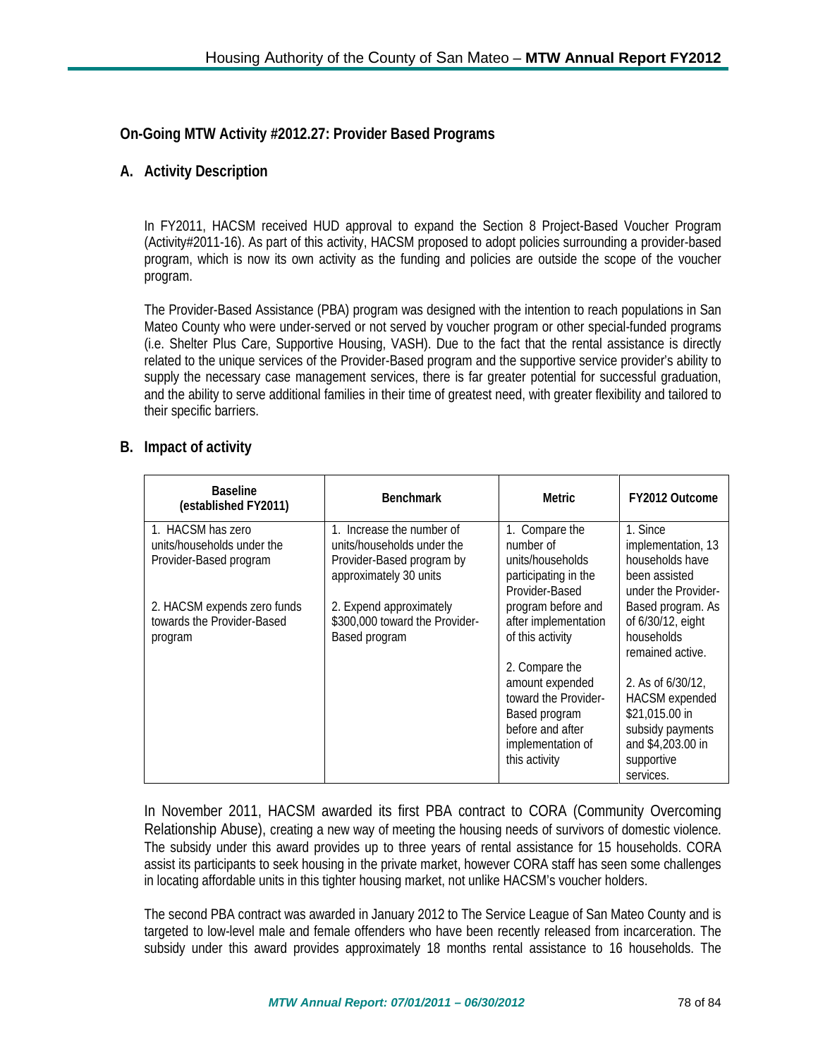## On-Going MTW Activity #2012.27: Provider Based Programs

### A. Activity Description

In FY2011, HACSM received HUD approval to expand the Section 8 Project-Based Voucher Program (Activity#2011-16). As part of this activity, HACSM proposed to adopt policies surrounding a provider-based program, which is now its own activity as the funding and policies are outside the scope of the voucher program.

The Provider-Based Assistance (PBA) program was designed with the intention to reach populations in San Mateo County who were under-served or not served by voucher program or other special-funded programs (i.e. Shelter Plus Care, Supportive Housing, VASH). Due to the fact that the rental assistance is directly related to the unique services of the Provider-Based program and the supportive service provider's ability to supply the necessary case management services, there is far greater potential for successful graduation, and the ability to serve additional families in their time of greatest need, with greater flexibility and tailored to their specific barriers.

### B. Impact of activity

| Baseline (established FY2011) | Benchmark | Metric | FY2012 Outcome |
|---|---|---|---|
| 1. HACSM has zero units/households under the Provider-Based program<br><br>2. HACSM expends zero funds towards the Provider-Based program | 1. Increase the number of units/households under the Provider-Based program by approximately 30 units<br><br>2. Expend approximately $300,000 toward the Provider-Based program | 1. Compare the number of units/households participating in the Provider-Based program before and after implementation of this activity<br><br>2. Compare the amount expended toward the Provider-Based program before and after implementation of this activity | 1. Since implementation, 13 households have been assisted under the Provider-Based program. As of 6/30/12, eight households remained active.<br><br>2. As of 6/30/12, HACSM expended $21,015.00 in subsidy payments and $4,203.00 in supportive services. |

In November 2011, HACSM awarded its first PBA contract to CORA (Community Overcoming Relationship Abuse), creating a new way of meeting the housing needs of survivors of domestic violence. The subsidy under this award provides up to three years of rental assistance for 15 households. CORA assist its participants to seek housing in the private market, however CORA staff has seen some challenges in locating affordable units in this tighter housing market, not unlike HACSM's voucher holders.

The second PBA contract was awarded in January 2012 to The Service League of San Mateo County and is targeted to low-level male and female offenders who have been recently released from incarceration. The subsidy under this award provides approximately 18 months rental assistance to 16 households. The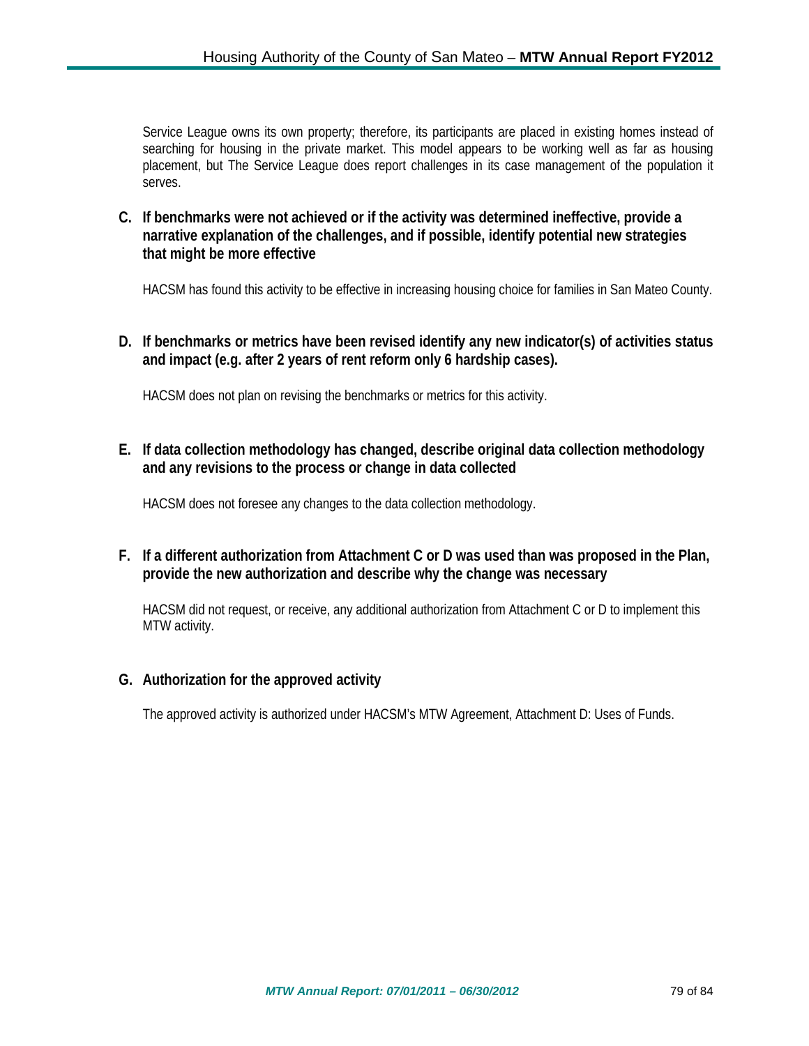Service League owns its own property; therefore, its participants are placed in existing homes instead of searching for housing in the private market. This model appears to be working well as far as housing placement, but The Service League does report challenges in its case management of the population it serves.

**C. If benchmarks were not achieved or if the activity was determined ineffective, provide a narrative explanation of the challenges, and if possible, identify potential new strategies that might be more effective**

HACSM has found this activity to be effective in increasing housing choice for families in San Mateo County.

**D. If benchmarks or metrics have been revised identify any new indicator(s) of activities status and impact (e.g. after 2 years of rent reform only 6 hardship cases).**

HACSM does not plan on revising the benchmarks or metrics for this activity.

**E. If data collection methodology has changed, describe original data collection methodology and any revisions to the process or change in data collected**

HACSM does not foresee any changes to the data collection methodology.

**F. If a different authorization from Attachment C or D was used than was proposed in the Plan, provide the new authorization and describe why the change was necessary**

HACSM did not request, or receive, any additional authorization from Attachment C or D to implement this MTW activity.

**G. Authorization for the approved activity**

The approved activity is authorized under HACSM's MTW Agreement, Attachment D: Uses of Funds.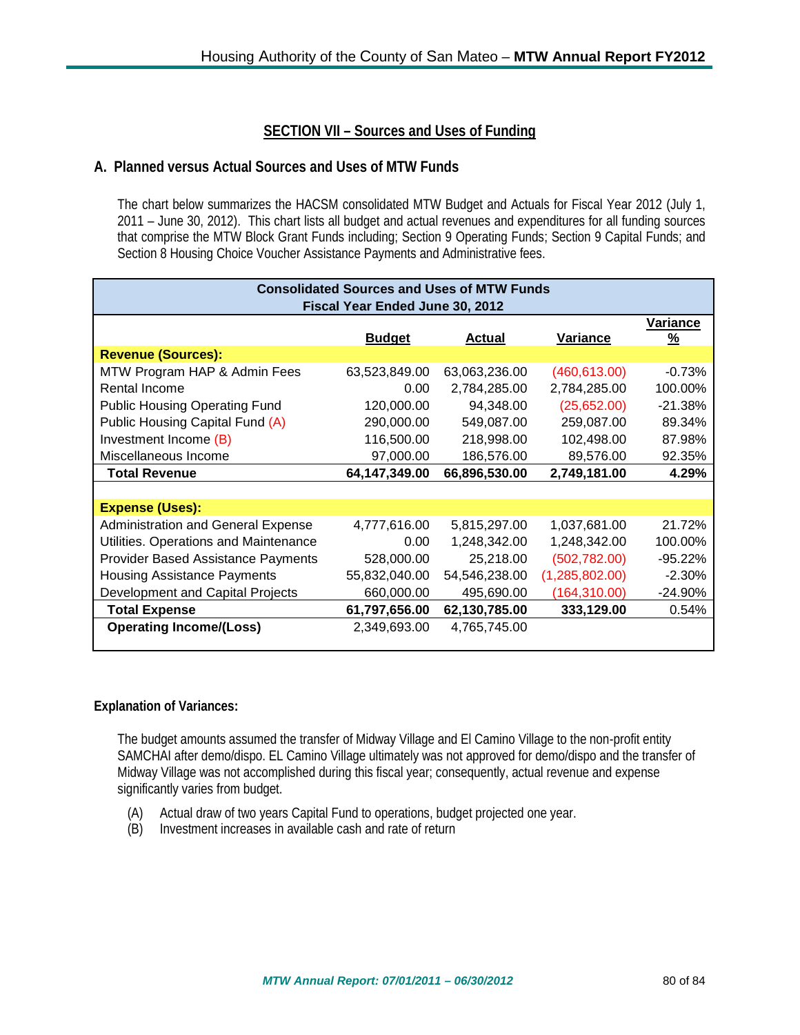## SECTION VII – Sources and Uses of Funding

### A. Planned versus Actual Sources and Uses of MTW Funds

The chart below summarizes the HACSM consolidated MTW Budget and Actuals for Fiscal Year 2012 (July 1, 2011 – June 30, 2012). This chart lists all budget and actual revenues and expenditures for all funding sources that comprise the MTW Block Grant Funds including; Section 9 Operating Funds; Section 9 Capital Funds; and Section 8 Housing Choice Voucher Assistance Payments and Administrative fees.

| Consolidated Sources and Uses of MTW Funds<br>Fiscal Year Ended June 30, 2012 | | | | |
|---|---|---|---|---|
| | **Budget** | **Actual** | **Variance** | **Variance %** |
| **Revenue (Sources):** | | | | |
| MTW Program HAP & Admin Fees | 63,523,849.00 | 63,063,236.00 | (460,613.00) | -0.73% |
| Rental Income | 0.00 | 2,784,285.00 | 2,784,285.00 | 100.00% |
| Public Housing Operating Fund | 120,000.00 | 94,348.00 | (25,652.00) | -21.38% |
| Public Housing Capital Fund (A) | 290,000.00 | 549,087.00 | 259,087.00 | 89.34% |
| Investment Income (B) | 116,500.00 | 218,998.00 | 102,498.00 | 87.98% |
| Miscellaneous Income | 97,000.00 | 186,576.00 | 89,576.00 | 92.35% |
| **Total Revenue** | **64,147,349.00** | **66,896,530.00** | **2,749,181.00** | **4.29%** |
| | | | | |
| **Expense (Uses):** | | | | |
| Administration and General Expense | 4,777,616.00 | 5,815,297.00 | 1,037,681.00 | 21.72% |
| Utilities. Operations and Maintenance | 0.00 | 1,248,342.00 | 1,248,342.00 | 100.00% |
| Provider Based Assistance Payments | 528,000.00 | 25,218.00 | (502,782.00) | -95.22% |
| Housing Assistance Payments | 55,832,040.00 | 54,546,238.00 | (1,285,802.00) | -2.30% |
| Development and Capital Projects | 660,000.00 | 495,690.00 | (164,310.00) | -24.90% |
| **Total Expense** | **61,797,656.00** | **62,130,785.00** | **333,129.00** | 0.54% |
| **Operating Income/(Loss)** | 2,349,693.00 | 4,765,745.00 | | |

**Explanation of Variances:**

The budget amounts assumed the transfer of Midway Village and El Camino Village to the non-profit entity SAMCHAI after demo/dispo. EL Camino Village ultimately was not approved for demo/dispo and the transfer of Midway Village was not accomplished during this fiscal year; consequently, actual revenue and expense significantly varies from budget.

(A) Actual draw of two years Capital Fund to operations, budget projected one year.
(B) Investment increases in available cash and rate of return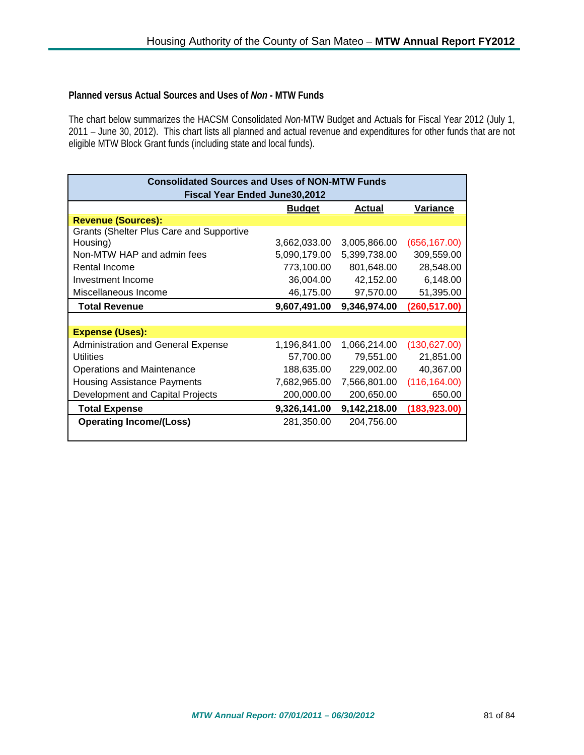**Planned versus Actual Sources and Uses of *Non* - MTW Funds**

The chart below summarizes the HACSM Consolidated *Non*-MTW Budget and Actuals for Fiscal Year 2012 (July 1, 2011 – June 30, 2012). This chart lists all planned and actual revenue and expenditures for other funds that are not eligible MTW Block Grant funds (including state and local funds).

| Consolidated Sources and Uses of NON-MTW Funds<br>Fiscal Year Ended June30,2012 | | | |
|---|---|---|---|
| | **Budget** | **Actual** | **Variance** |
| **Revenue (Sources):** | | | |
| Grants (Shelter Plus Care and Supportive Housing) | 3,662,033.00 | 3,005,866.00 | (656,167.00) |
| Non-MTW HAP and admin fees | 5,090,179.00 | 5,399,738.00 | 309,559.00 |
| Rental Income | 773,100.00 | 801,648.00 | 28,548.00 |
| Investment Income | 36,004.00 | 42,152.00 | 6,148.00 |
| Miscellaneous Income | 46,175.00 | 97,570.00 | 51,395.00 |
| **Total Revenue** | **9,607,491.00** | **9,346,974.00** | **(260,517.00)** |
| | | | |
| **Expense (Uses):** | | | |
| Administration and General Expense | 1,196,841.00 | 1,066,214.00 | (130,627.00) |
| Utilities | 57,700.00 | 79,551.00 | 21,851.00 |
| Operations and Maintenance | 188,635.00 | 229,002.00 | 40,367.00 |
| Housing Assistance Payments | 7,682,965.00 | 7,566,801.00 | (116,164.00) |
| Development and Capital Projects | 200,000.00 | 200,650.00 | 650.00 |
| **Total Expense** | **9,326,141.00** | **9,142,218.00** | **(183,923.00)** |
| **Operating Income/(Loss)** | 281,350.00 | 204,756.00 | |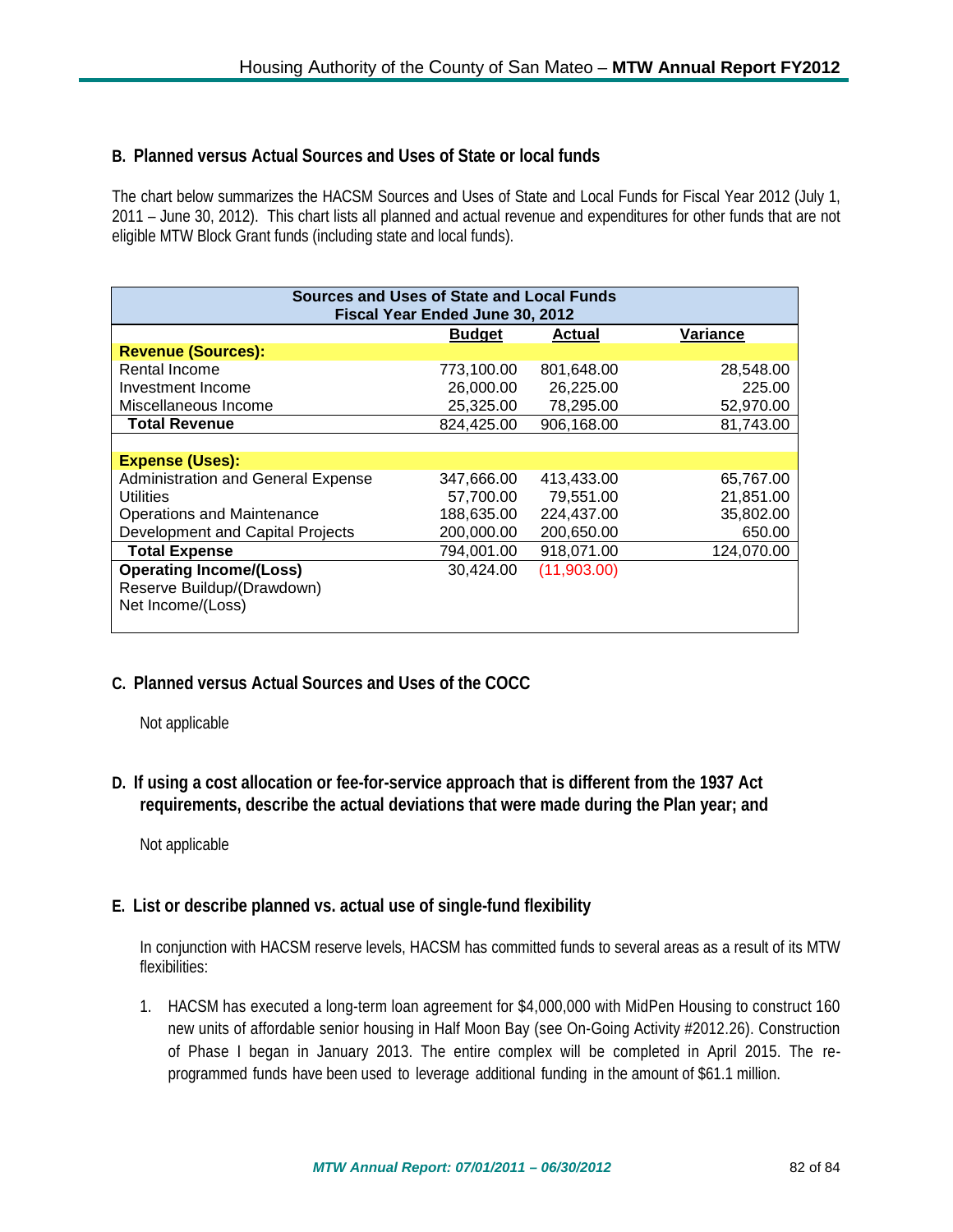## B. Planned versus Actual Sources and Uses of State or local funds

The chart below summarizes the HACSM Sources and Uses of State and Local Funds for Fiscal Year 2012 (July 1, 2011 – June 30, 2012). This chart lists all planned and actual revenue and expenditures for other funds that are not eligible MTW Block Grant funds (including state and local funds).

| Sources and Uses of State and Local Funds<br>Fiscal Year Ended June 30, 2012 | | | |
|---|---|---|---|
| | **Budget** | **Actual** | **Variance** |
| **Revenue (Sources):** | | | |
| Rental Income | 773,100.00 | 801,648.00 | 28,548.00 |
| Investment Income | 26,000.00 | 26,225.00 | 225.00 |
| Miscellaneous Income | 25,325.00 | 78,295.00 | 52,970.00 |
| **Total Revenue** | 824,425.00 | 906,168.00 | 81,743.00 |
| | | | |
| **Expense (Uses):** | | | |
| Administration and General Expense | 347,666.00 | 413,433.00 | 65,767.00 |
| Utilities | 57,700.00 | 79,551.00 | 21,851.00 |
| Operations and Maintenance | 188,635.00 | 224,437.00 | 35,802.00 |
| Development and Capital Projects | 200,000.00 | 200,650.00 | 650.00 |
| **Total Expense** | 794,001.00 | 918,071.00 | 124,070.00 |
| **Operating Income/(Loss)** | 30,424.00 | (11,903.00) | |
| Reserve Buildup/(Drawdown) | | | |
| Net Income/(Loss) | | | |

## C. Planned versus Actual Sources and Uses of the COCC

Not applicable

## D. If using a cost allocation or fee-for-service approach that is different from the 1937 Act requirements, describe the actual deviations that were made during the Plan year; and

Not applicable

## E. List or describe planned vs. actual use of single-fund flexibility

In conjunction with HACSM reserve levels, HACSM has committed funds to several areas as a result of its MTW flexibilities:

1. HACSM has executed a long-term loan agreement for $4,000,000 with MidPen Housing to construct 160 new units of affordable senior housing in Half Moon Bay (see On-Going Activity #2012.26). Construction of Phase I began in January 2013. The entire complex will be completed in April 2015. The re-programmed funds have been used to leverage additional funding in the amount of $61.1 million.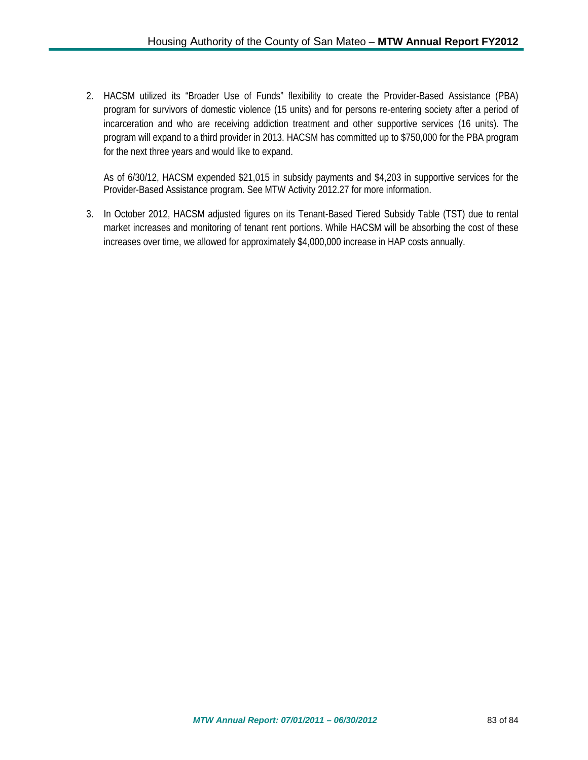2. HACSM utilized its "Broader Use of Funds" flexibility to create the Provider-Based Assistance (PBA) program for survivors of domestic violence (15 units) and for persons re-entering society after a period of incarceration and who are receiving addiction treatment and other supportive services (16 units). The program will expand to a third provider in 2013. HACSM has committed up to $750,000 for the PBA program for the next three years and would like to expand.

   As of 6/30/12, HACSM expended $21,015 in subsidy payments and $4,203 in supportive services for the Provider-Based Assistance program. See MTW Activity 2012.27 for more information.

3. In October 2012, HACSM adjusted figures on its Tenant-Based Tiered Subsidy Table (TST) due to rental market increases and monitoring of tenant rent portions. While HACSM will be absorbing the cost of these increases over time, we allowed for approximately $4,000,000 increase in HAP costs annually.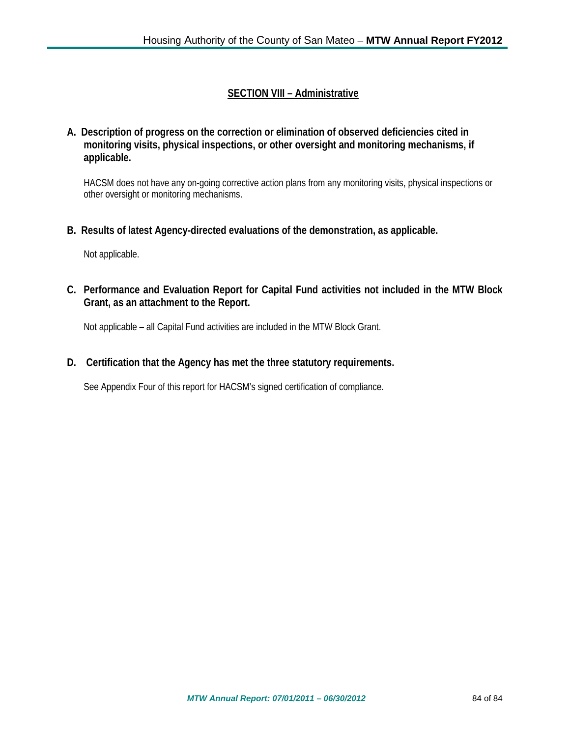## SECTION VIII – Administrative

**A. Description of progress on the correction or elimination of observed deficiencies cited in monitoring visits, physical inspections, or other oversight and monitoring mechanisms, if applicable.**

HACSM does not have any on-going corrective action plans from any monitoring visits, physical inspections or other oversight or monitoring mechanisms.

**B. Results of latest Agency-directed evaluations of the demonstration, as applicable.**

Not applicable.

**C. Performance and Evaluation Report for Capital Fund activities not included in the MTW Block Grant, as an attachment to the Report.**

Not applicable – all Capital Fund activities are included in the MTW Block Grant.

**D. Certification that the Agency has met the three statutory requirements.**

See Appendix Four of this report for HACSM's signed certification of compliance.